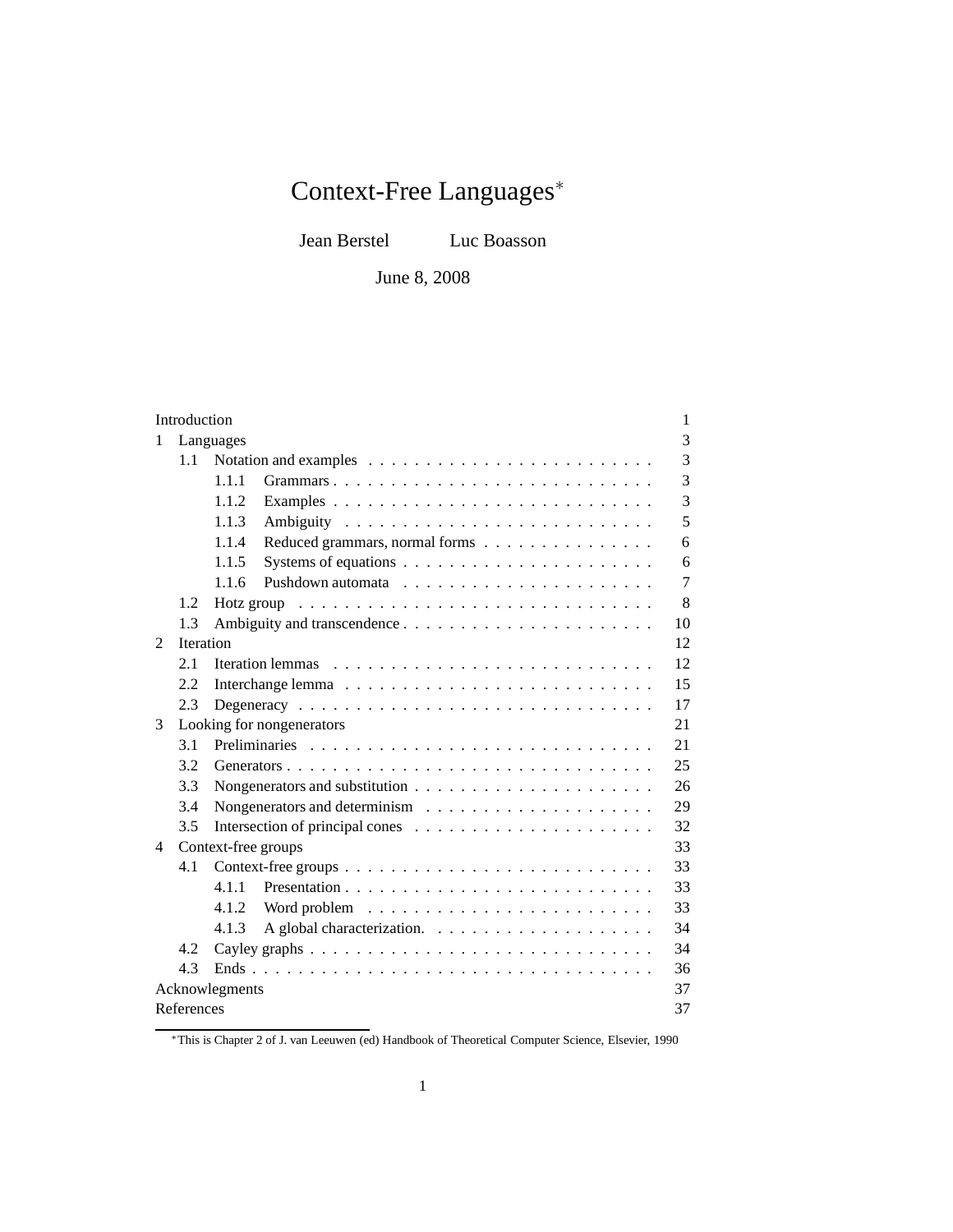# Context-Free Languages*

Jean Berstel Luc Boasson

June 8, 2008

| | | |
|---|---|---|
| Introduction | | 1 |
| 1 Languages | | 3 |
| 1.1 Notation and examples | | 3 |
| | 1.1.1 Grammars | 3 |
| | 1.1.2 Examples | 3 |
| | 1.1.3 Ambiguity | 5 |
| | 1.1.4 Reduced grammars, normal forms | 6 |
| | 1.1.5 Systems of equations | 6 |
| | 1.1.6 Pushdown automata | 7 |
| 1.2 Hotz group | | 8 |
| 1.3 Ambiguity and transcendence | | 10 |
| 2 Iteration | | 12 |
| 2.1 Iteration lemmas | | 12 |
| 2.2 Interchange lemma | | 15 |
| 2.3 Degeneracy | | 17 |
| 3 Looking for nongenerators | | 21 |
| 3.1 Preliminaries | | 21 |
| 3.2 Generators | | 25 |
| 3.3 Nongenerators and substitution | | 26 |
| 3.4 Nongenerators and determinism | | 29 |
| 3.5 Intersection of principal cones | | 32 |
| 4 Context-free groups | | 33 |
| 4.1 Context-free groups | | 33 |
| | 4.1.1 Presentation | 33 |
| | 4.1.2 Word problem | 33 |
| | 4.1.3 A global characterization. | 34 |
| 4.2 Cayley graphs | | 34 |
| 4.3 Ends | | 36 |
| Acknowlegments | | 37 |
| References | | 37 |

*This is Chapter 2 of J. van Leeuwen (ed) Handbook of Theoretical Computer Science, Elsevier, 1990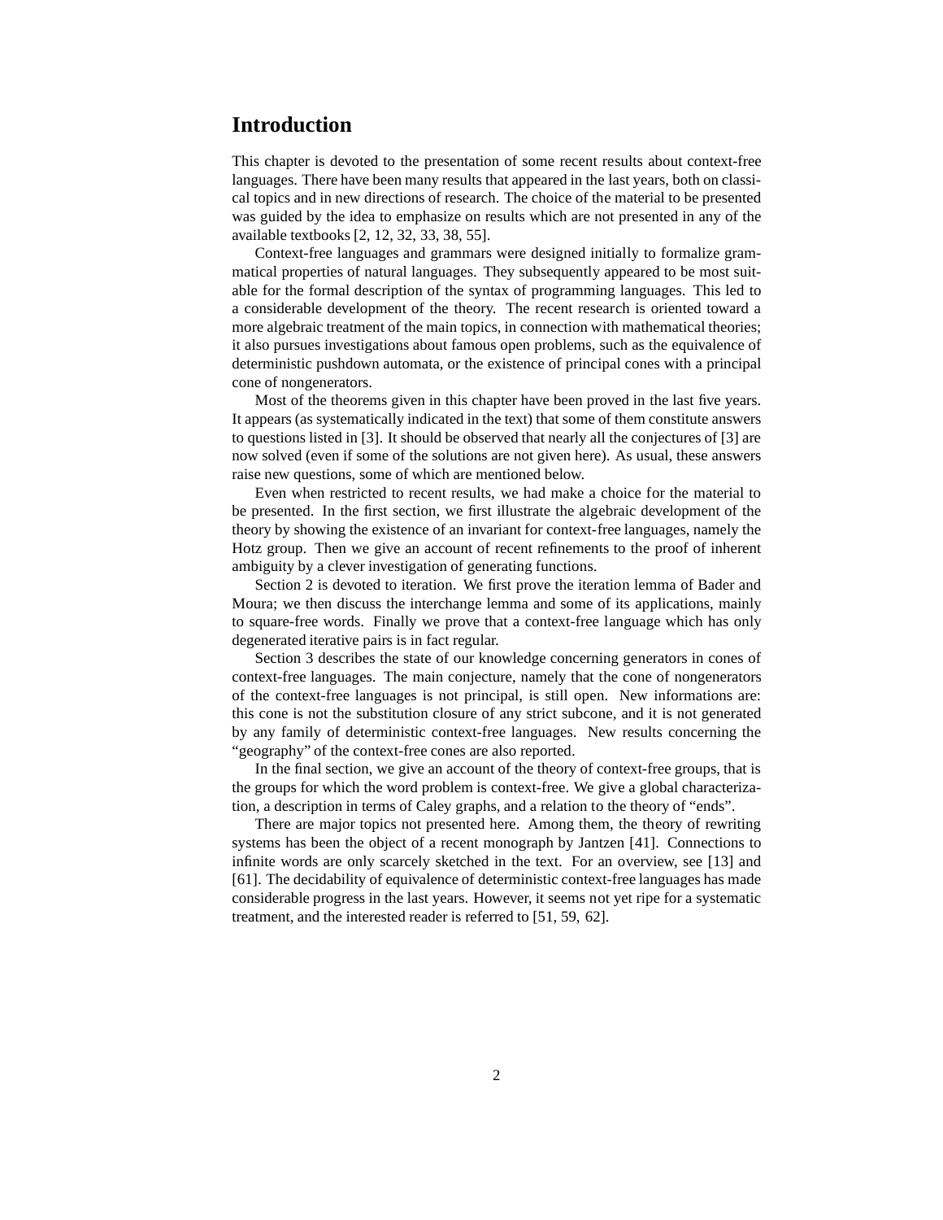# Introduction

This chapter is devoted to the presentation of some recent results about context-free languages. There have been many results that appeared in the last years, both on classical topics and in new directions of research. The choice of the material to be presented was guided by the idea to emphasize on results which are not presented in any of the available textbooks [2, 12, 32, 33, 38, 55].

Context-free languages and grammars were designed initially to formalize grammatical properties of natural languages. They subsequently appeared to be most suitable for the formal description of the syntax of programming languages. This led to a considerable development of the theory. The recent research is oriented toward a more algebraic treatment of the main topics, in connection with mathematical theories; it also pursues investigations about famous open problems, such as the equivalence of deterministic pushdown automata, or the existence of principal cones with a principal cone of nongenerators.

Most of the theorems given in this chapter have been proved in the last five years. It appears (as systematically indicated in the text) that some of them constitute answers to questions listed in [3]. It should be observed that nearly all the conjectures of [3] are now solved (even if some of the solutions are not given here). As usual, these answers raise new questions, some of which are mentioned below.

Even when restricted to recent results, we had make a choice for the material to be presented. In the first section, we first illustrate the algebraic development of the theory by showing the existence of an invariant for context-free languages, namely the Hotz group. Then we give an account of recent refinements to the proof of inherent ambiguity by a clever investigation of generating functions.

Section 2 is devoted to iteration. We first prove the iteration lemma of Bader and Moura; we then discuss the interchange lemma and some of its applications, mainly to square-free words. Finally we prove that a context-free language which has only degenerated iterative pairs is in fact regular.

Section 3 describes the state of our knowledge concerning generators in cones of context-free languages. The main conjecture, namely that the cone of nongenerators of the context-free languages is not principal, is still open. New informations are: this cone is not the substitution closure of any strict subcone, and it is not generated by any family of deterministic context-free languages. New results concerning the "geography" of the context-free cones are also reported.

In the final section, we give an account of the theory of context-free groups, that is the groups for which the word problem is context-free. We give a global characterization, a description in terms of Caley graphs, and a relation to the theory of "ends".

There are major topics not presented here. Among them, the theory of rewriting systems has been the object of a recent monograph by Jantzen [41]. Connections to infinite words are only scarcely sketched in the text. For an overview, see [13] and [61]. The decidability of equivalence of deterministic context-free languages has made considerable progress in the last years. However, it seems not yet ripe for a systematic treatment, and the interested reader is referred to [51, 59, 62].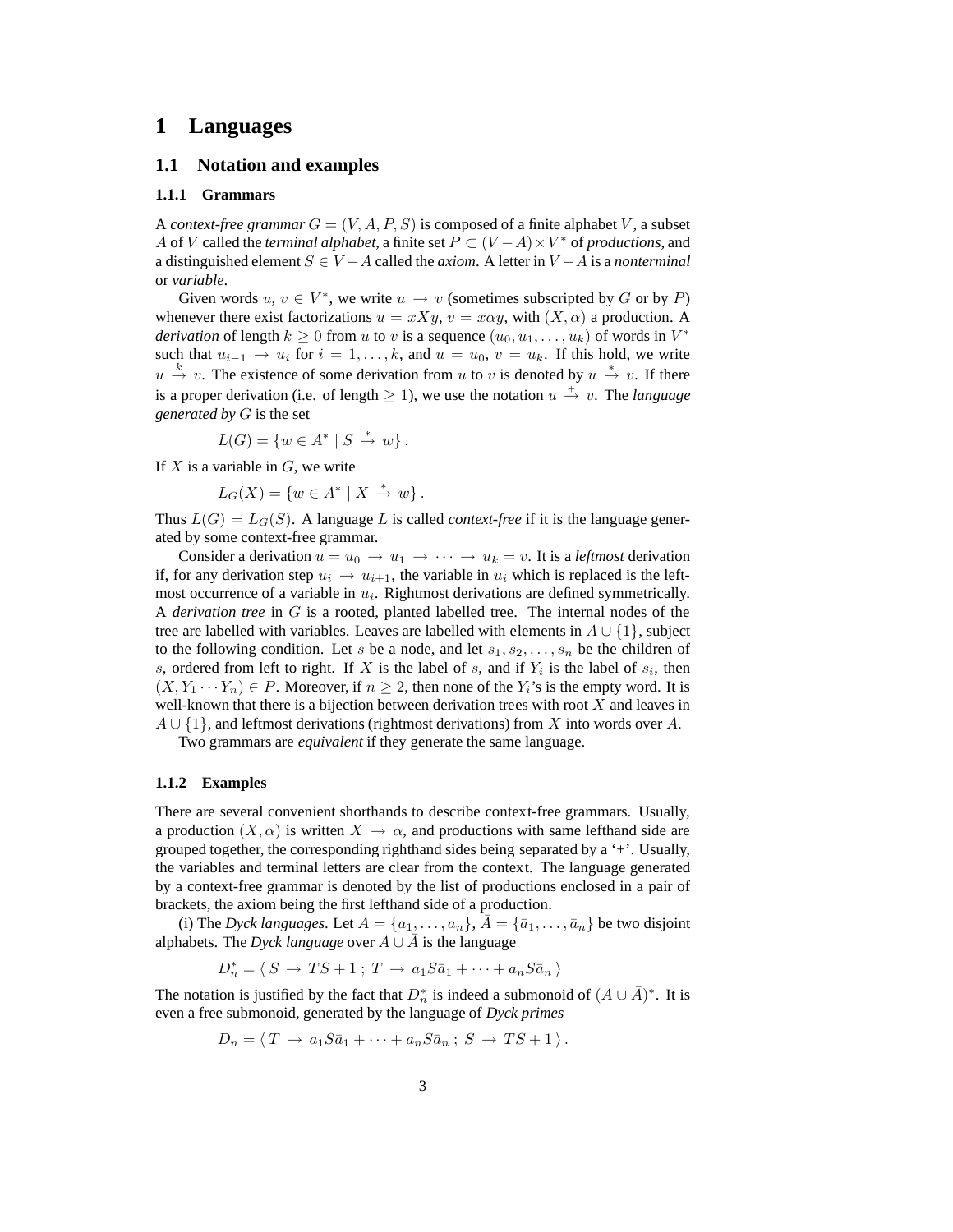# 1 Languages

## 1.1 Notation and examples

### 1.1.1 Grammars

A *context-free grammar* $G = (V, A, P, S)$ is composed of a finite alphabet $V$, a subset $A$ of $V$ called the *terminal alphabet*, a finite set $P \subset (V - A) \times V^*$ of *productions*, and a distinguished element $S \in V - A$ called the *axiom*. A letter in $V - A$ is a *nonterminal* or *variable*.

Given words $u, v \in V^*$, we write $u \to v$ (sometimes subscripted by $G$ or by $P$) whenever there exist factorizations $u = xXy$, $v = x\alpha y$, with $(X, \alpha)$ a production. A *derivation* of length $k \geq 0$ from $u$ to $v$ is a sequence $(u_0, u_1, \ldots, u_k)$ of words in $V^*$ such that $u_{i-1} \to u_i$ for $i = 1, \ldots, k$, and $u = u_0$, $v = u_k$. If this hold, we write $u \xrightarrow{k} v$. The existence of some derivation from $u$ to $v$ is denoted by $u \xrightarrow{*} v$. If there is a proper derivation (i.e. of length $\geq 1$), we use the notation $u \xrightarrow{+} v$. The *language generated by* $G$ is the set

$$L(G) = \{w \in A^* \mid S \xrightarrow{*} w\}\,.$$

If $X$ is a variable in $G$, we write

$$L_G(X) = \{w \in A^* \mid X \xrightarrow{*} w\}\,.$$

Thus $L(G) = L_G(S)$. A language $L$ is called *context-free* if it is the language generated by some context-free grammar.

Consider a derivation $u = u_0 \to u_1 \to \cdots \to u_k = v$. It is a *leftmost* derivation if, for any derivation step $u_i \to u_{i+1}$, the variable in $u_i$ which is replaced is the leftmost occurrence of a variable in $u_i$. Rightmost derivations are defined symmetrically. A *derivation tree* in $G$ is a rooted, planted labelled tree. The internal nodes of the tree are labelled with variables. Leaves are labelled with elements in $A \cup \{1\}$, subject to the following condition. Let $s$ be a node, and let $s_1, s_2, \ldots, s_n$ be the children of $s$, ordered from left to right. If $X$ is the label of $s$, and if $Y_i$ is the label of $s_i$, then $(X, Y_1 \cdots Y_n) \in P$. Moreover, if $n \geq 2$, then none of the $Y_i$'s is the empty word. It is well-known that there is a bijection between derivation trees with root $X$ and leaves in $A \cup \{1\}$, and leftmost derivations (rightmost derivations) from $X$ into words over $A$.

Two grammars are *equivalent* if they generate the same language.

### 1.1.2 Examples

There are several convenient shorthands to describe context-free grammars. Usually, a production $(X, \alpha)$ is written $X \to \alpha$, and productions with same lefthand side are grouped together, the corresponding righthand sides being separated by a '+'. Usually, the variables and terminal letters are clear from the context. The language generated by a context-free grammar is denoted by the list of productions enclosed in a pair of brackets, the axiom being the first lefthand side of a production.

(i) The *Dyck languages*. Let $A = \{a_1, \ldots, a_n\}$, $\bar{A} = \{\bar{a}_1, \ldots, \bar{a}_n\}$ be two disjoint alphabets. The *Dyck language* over $A \cup \bar{A}$ is the language

$$D_n^* = \langle\, S \to TS + 1\,;\; T \to a_1 S \bar{a}_1 + \cdots + a_n S \bar{a}_n \,\rangle$$

The notation is justified by the fact that $D_n^*$ is indeed a submonoid of $(A \cup \bar{A})^*$. It is even a free submonoid, generated by the language of *Dyck primes*

$$D_n = \langle\, T \to a_1 S \bar{a}_1 + \cdots + a_n S \bar{a}_n\,;\; S \to TS + 1 \,\rangle\,.$$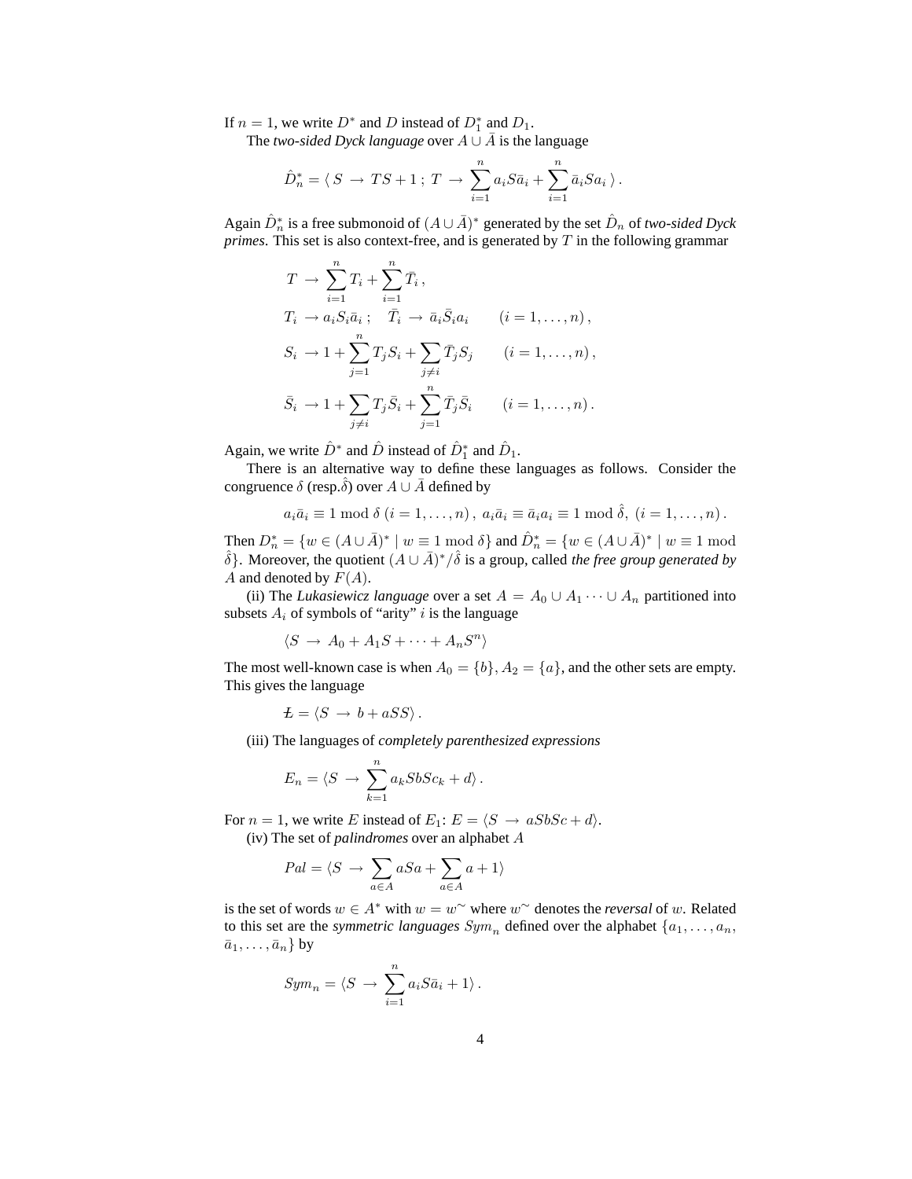If $n = 1$, we write $D^*$ and $D$ instead of $D_1^*$ and $D_1$.

The *two-sided Dyck language* over $A \cup \bar{A}$ is the language

$$\hat{D}_n^* = \langle\, S \,\to\, TS + 1 \,;\, T \,\to\, \sum_{i=1}^{n} a_i S \bar{a}_i + \sum_{i=1}^{n} \bar{a}_i S a_i \,\rangle\,.$$

Again $\hat{D}_n^*$ is a free submonoid of $(A \cup \bar{A})^*$ generated by the set $\hat{D}_n$ of *two-sided Dyck primes*. This set is also context-free, and is generated by $T$ in the following grammar

$$\begin{aligned}
T \,&\to\, \sum_{i=1}^{n} T_i + \sum_{i=1}^{n} \bar{T}_i\,,\\
T_i \,&\to a_i S_i \bar{a}_i\,; \quad \bar{T}_i \,\to\, \bar{a}_i \bar{S}_i a_i \qquad (i = 1, \ldots, n)\,,\\
S_i \,&\to 1 + \sum_{j=1}^{n} T_j S_i + \sum_{j \neq i} \bar{T}_j S_j \qquad (i = 1, \ldots, n)\,,\\
\bar{S}_i \,&\to 1 + \sum_{j \neq i} T_j \bar{S}_i + \sum_{j=1}^{n} \bar{T}_j \bar{S}_i \qquad (i = 1, \ldots, n)\,.
\end{aligned}$$

Again, we write $\hat{D}^*$ and $\hat{D}$ instead of $\hat{D}_1^*$ and $\hat{D}_1$.

There is an alternative way to define these languages as follows. Consider the congruence $\delta$ (resp.$\hat{\delta}$) over $A \cup \bar{A}$ defined by

$$a_i \bar{a}_i \equiv 1 \bmod \delta \;(i = 1, \ldots, n)\,,\; a_i \bar{a}_i \equiv \bar{a}_i a_i \equiv 1 \bmod \hat{\delta},\; (i = 1, \ldots, n)\,.$$

Then $D_n^* = \{w \in (A \cup \bar{A})^* \mid w \equiv 1 \bmod \delta\}$ and $\hat{D}_n^* = \{w \in (A \cup \bar{A})^* \mid w \equiv 1 \bmod \hat{\delta}\}$. Moreover, the quotient $(A \cup \bar{A})^*/\hat{\delta}$ is a group, called *the free group generated by* $A$ and denoted by $F(A)$.

(ii) The *Lukasiewicz language* over a set $A = A_0 \cup A_1 \cdots \cup A_n$ partitioned into subsets $A_i$ of symbols of "arity" $i$ is the language

$$\langle S \,\to\, A_0 + A_1 S + \cdots + A_n S^n \rangle$$

The most well-known case is when $A_0 = \{b\}, A_2 = \{a\}$, and the other sets are empty. This gives the language

$$Ł = \langle S \,\to\, b + aSS \rangle\,.$$

(iii) The languages of *completely parenthesized expressions*

$$E_n = \langle S \,\to\, \sum_{k=1}^{n} a_k S b S c_k + d \rangle\,.$$

For $n = 1$, we write $E$ instead of $E_1$: $E = \langle S \,\to\, aSbSc + d \rangle$.

(iv) The set of *palindromes* over an alphabet $A$

$$Pal = \langle S \,\to\, \sum_{a \in A} aSa + \sum_{a \in A} a + 1 \rangle$$

is the set of words $w \in A^*$ with $w = w^\sim$ where $w^\sim$ denotes the *reversal* of $w$. Related to this set are the *symmetric languages* $Sym_n$ defined over the alphabet $\{a_1, \ldots, a_n, \bar{a}_1, \ldots, \bar{a}_n\}$ by

$$Sym_n = \langle S \,\to\, \sum_{i=1}^{n} a_i S \bar{a}_i + 1 \rangle\,.$$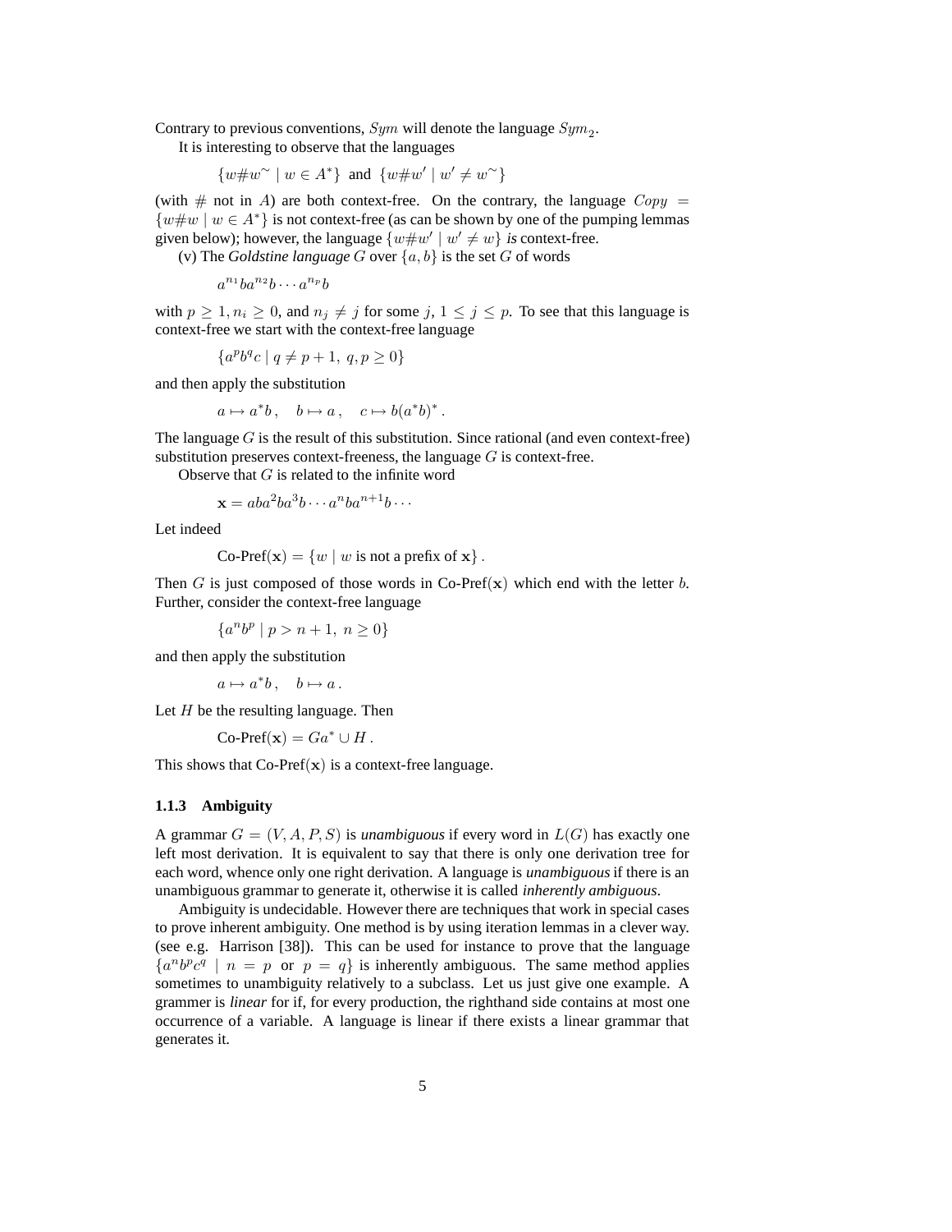Contrary to previous conventions, $Sym$ will denote the language $Sym_2$.

It is interesting to observe that the languages

$$\{w\#w^{\sim} \mid w \in A^*\} \text{ and } \{w\#w' \mid w' \neq w^{\sim}\}$$

(with $\#$ not in $A$) are both context-free. On the contrary, the language $Copy = \{w\#w \mid w \in A^*\}$ is not context-free (as can be shown by one of the pumping lemmas given below); however, the language $\{w\#w' \mid w' \neq w\}$ *is* context-free.

(v) The *Goldstine language* $G$ over $\{a, b\}$ is the set $G$ of words

$$a^{n_1}ba^{n_2}b \cdots a^{n_p}b$$

with $p \geq 1, n_i \geq 0$, and $n_j \neq j$ for some $j$, $1 \leq j \leq p$. To see that this language is context-free we start with the context-free language

$$\{a^p b^q c \mid q \neq p+1,\ q, p \geq 0\}$$

and then apply the substitution

$$a \mapsto a^*b\,, \quad b \mapsto a\,, \quad c \mapsto b(a^*b)^*\,.$$

The language $G$ is the result of this substitution. Since rational (and even context-free) substitution preserves context-freeness, the language $G$ is context-free.

Observe that $G$ is related to the infinite word

$$\mathbf{x} = aba^2ba^3b \cdots a^n ba^{n+1}b \cdots$$

Let indeed

$$\text{Co-Pref}(\mathbf{x}) = \{w \mid w \text{ is not a prefix of } \mathbf{x}\}\,.$$

Then $G$ is just composed of those words in Co-Pref($\mathbf{x}$) which end with the letter $b$. Further, consider the context-free language

$$\{a^n b^p \mid p > n+1,\ n \geq 0\}$$

and then apply the substitution

$$a \mapsto a^*b\,, \quad b \mapsto a\,.$$

Let $H$ be the resulting language. Then

$$\text{Co-Pref}(\mathbf{x}) = Ga^* \cup H\,.$$

This shows that Co-Pref($\mathbf{x}$) is a context-free language.

### 1.1.3 Ambiguity

A grammar $G = (V, A, P, S)$ is *unambiguous* if every word in $L(G)$ has exactly one left most derivation. It is equivalent to say that there is only one derivation tree for each word, whence only one right derivation. A language is *unambiguous* if there is an unambiguous grammar to generate it, otherwise it is called *inherently ambiguous*.

Ambiguity is undecidable. However there are techniques that work in special cases to prove inherent ambiguity. One method is by using iteration lemmas in a clever way. (see e.g. Harrison [38]). This can be used for instance to prove that the language $\{a^n b^p c^q \mid n = p \text{ or } p = q\}$ is inherently ambiguous. The same method applies sometimes to unambiguity relatively to a subclass. Let us just give one example. A grammer is *linear* for if, for every production, the righthand side contains at most one occurrence of a variable. A language is linear if there exists a linear grammar that generates it.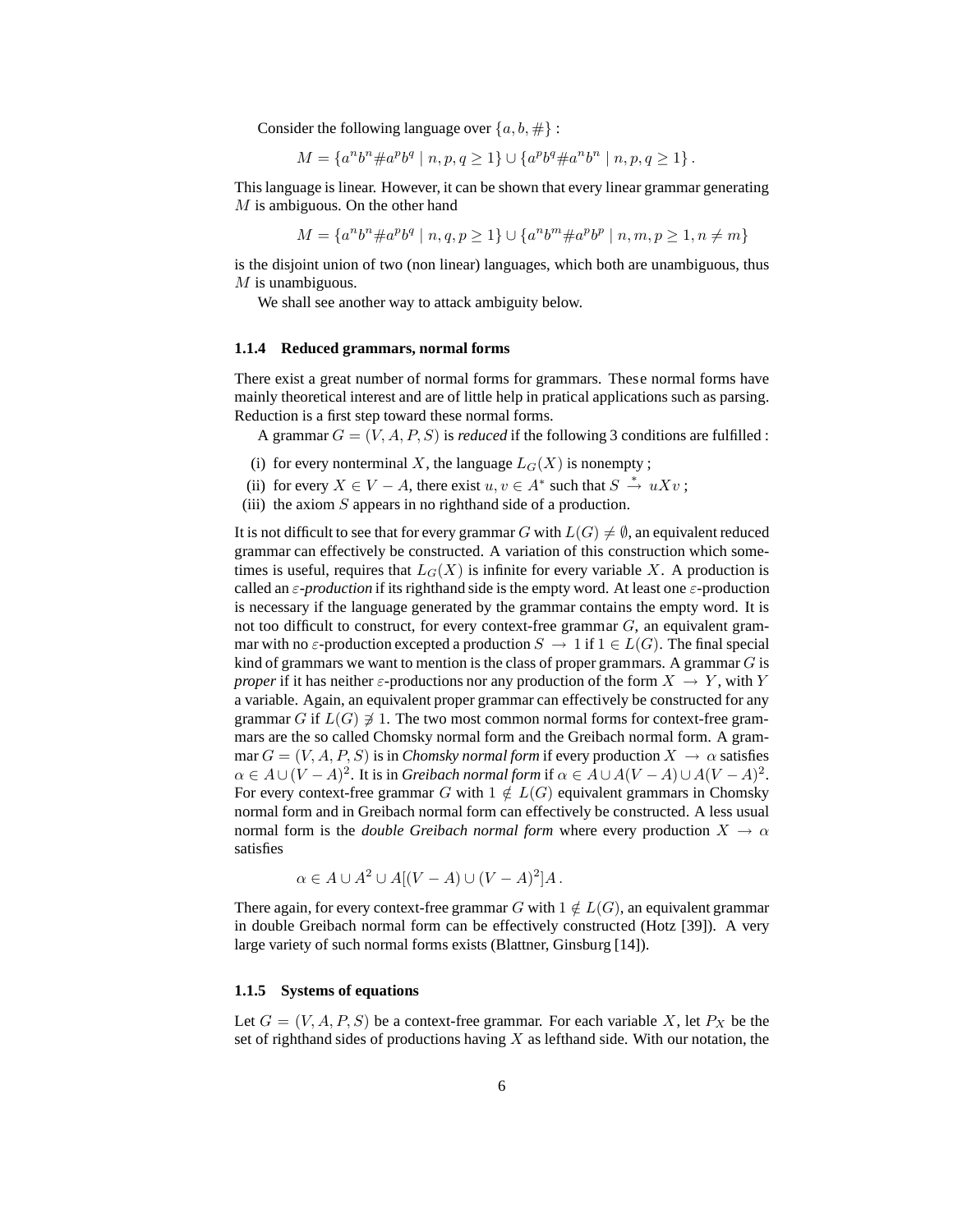Consider the following language over $\{a, b, \#\}$ :

$$M = \{a^n b^n \# a^p b^q \mid n, p, q \geq 1\} \cup \{a^p b^q \# a^n b^n \mid n, p, q \geq 1\}.$$

This language is linear. However, it can be shown that every linear grammar generating $M$ is ambiguous. On the other hand

$$M = \{a^n b^n \# a^p b^q \mid n, q, p \geq 1\} \cup \{a^n b^m \# a^p b^p \mid n, m, p \geq 1, n \neq m\}$$

is the disjoint union of two (non linear) languages, which both are unambiguous, thus $M$ is unambiguous.

We shall see another way to attack ambiguity below.

### 1.1.4 Reduced grammars, normal forms

There exist a great number of normal forms for grammars. These normal forms have mainly theoretical interest and are of little help in pratical applications such as parsing. Reduction is a first step toward these normal forms.

A grammar $G = (V, A, P, S)$ is *reduced* if the following 3 conditions are fulfilled :

(i) for every nonterminal $X$, the language $L_G(X)$ is nonempty ;

(ii) for every $X \in V - A$, there exist $u, v \in A^*$ such that $S \xrightarrow{*} uXv$ ;

(iii) the axiom $S$ appears in no righthand side of a production.

It is not difficult to see that for every grammar $G$ with $L(G) \neq \emptyset$, an equivalent reduced grammar can effectively be constructed. A variation of this construction which sometimes is useful, requires that $L_G(X)$ is infinite for every variable $X$. A production is called an *$\varepsilon$-production* if its righthand side is the empty word. At least one $\varepsilon$-production is necessary if the language generated by the grammar contains the empty word. It is not too difficult to construct, for every context-free grammar $G$, an equivalent grammar with no $\varepsilon$-production excepted a production $S \rightarrow 1$ if $1 \in L(G)$. The final special kind of grammars we want to mention is the class of proper grammars. A grammar $G$ is *proper* if it has neither $\varepsilon$-productions nor any production of the form $X \rightarrow Y$, with $Y$ a variable. Again, an equivalent proper grammar can effectively be constructed for any grammar $G$ if $L(G) \not\ni 1$. The two most common normal forms for context-free grammars are the so called Chomsky normal form and the Greibach normal form. A grammar $G = (V, A, P, S)$ is in *Chomsky normal form* if every production $X \rightarrow \alpha$ satisfies $\alpha \in A \cup (V - A)^2$. It is in *Greibach normal form* if $\alpha \in A \cup A(V - A) \cup A(V - A)^2$. For every context-free grammar $G$ with $1 \notin L(G)$ equivalent grammars in Chomsky normal form and in Greibach normal form can effectively be constructed. A less usual normal form is the *double Greibach normal form* where every production $X \rightarrow \alpha$ satisfies

$$\alpha \in A \cup A^2 \cup A[(V - A) \cup (V - A)^2]A\,.$$

There again, for every context-free grammar $G$ with $1 \notin L(G)$, an equivalent grammar in double Greibach normal form can be effectively constructed (Hotz [39]). A very large variety of such normal forms exists (Blattner, Ginsburg [14]).

### 1.1.5 Systems of equations

Let $G = (V, A, P, S)$ be a context-free grammar. For each variable $X$, let $P_X$ be the set of righthand sides of productions having $X$ as lefthand side. With our notation, the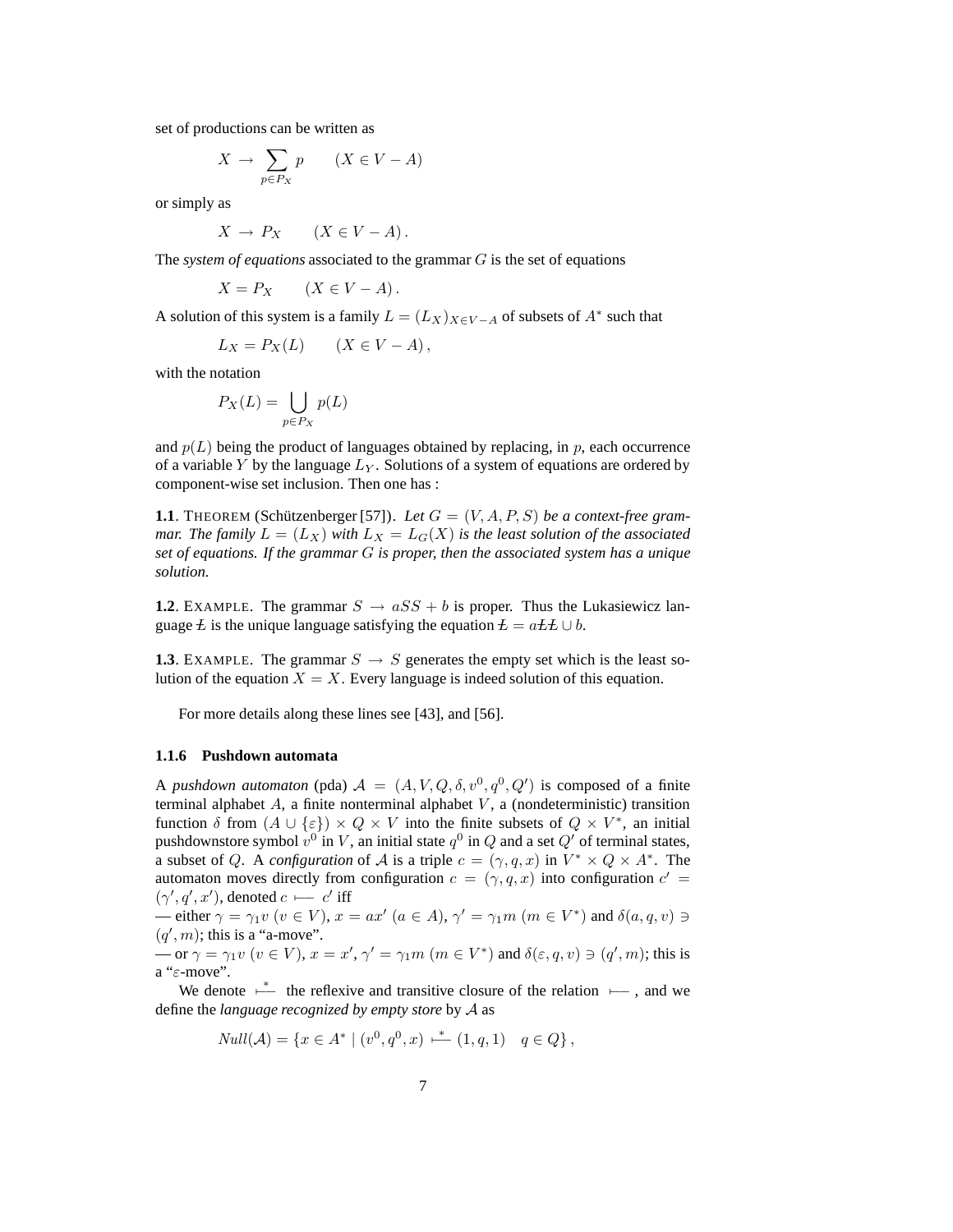set of productions can be written as

$$X \to \sum_{p \in P_X} p \qquad (X \in V - A)$$

or simply as

$$X \to P_X \qquad (X \in V - A)\,.$$

The *system of equations* associated to the grammar $G$ is the set of equations

$$X = P_X \qquad (X \in V - A)\,.$$

A solution of this system is a family $L = (L_X)_{X \in V-A}$ of subsets of $A^*$ such that

$$L_X = P_X(L) \qquad (X \in V - A)\,,$$

with the notation

$$P_X(L) = \bigcup_{p \in P_X} p(L)$$

and $p(L)$ being the product of languages obtained by replacing, in $p$, each occurrence of a variable $Y$ by the language $L_Y$. Solutions of a system of equations are ordered by component-wise set inclusion. Then one has :

**1.1**. THEOREM (Schützenberger [57]). *Let $G = (V, A, P, S)$ be a context-free grammar. The family $L = (L_X)$ with $L_X = L_G(X)$ is the least solution of the associated set of equations. If the grammar $G$ is proper, then the associated system has a unique solution.*

**1.2**. EXAMPLE. The grammar $S \to aSS + b$ is proper. Thus the Lukasiewicz language Ł is the unique language satisfying the equation Ł $= a$ŁŁ $\cup\, b$.

**1.3**. EXAMPLE. The grammar $S \to S$ generates the empty set which is the least solution of the equation $X = X$. Every language is indeed solution of this equation.

For more details along these lines see [43], and [56].

### 1.1.6 Pushdown automata

A *pushdown automaton* (pda) $\mathcal{A} = (A, V, Q, \delta, v^0, q^0, Q')$ is composed of a finite terminal alphabet $A$, a finite nonterminal alphabet $V$, a (nondeterministic) transition function $\delta$ from $(A \cup \{\varepsilon\}) \times Q \times V$ into the finite subsets of $Q \times V^*$, an initial pushdownstore symbol $v^0$ in $V$, an initial state $q^0$ in $Q$ and a set $Q'$ of terminal states, a subset of $Q$. A *configuration* of $\mathcal{A}$ is a triple $c = (\gamma, q, x)$ in $V^* \times Q \times A^*$. The automaton moves directly from configuration $c = (\gamma, q, x)$ into configuration $c' = (\gamma', q', x')$, denoted $c \longmapsto c'$ iff

— either $\gamma = \gamma_1 v$ $(v \in V)$, $x = ax'$ $(a \in A)$, $\gamma' = \gamma_1 m$ $(m \in V^*)$ and $\delta(a, q, v) \ni (q', m)$; this is a "a-move".

— or $\gamma = \gamma_1 v$ $(v \in V)$, $x = x'$, $\gamma' = \gamma_1 m$ $(m \in V^*)$ and $\delta(\varepsilon, q, v) \ni (q', m)$; this is a "$\varepsilon$-move".

We denote $\overset{*}{\longmapsto}$ the reflexive and transitive closure of the relation $\longmapsto$, and we define the *language recognized by empty store* by $\mathcal{A}$ as

$$Null(\mathcal{A}) = \{x \in A^* \mid (v^0, q^0, x) \overset{*}{\longmapsto} (1, q, 1) \quad q \in Q\}\,,$$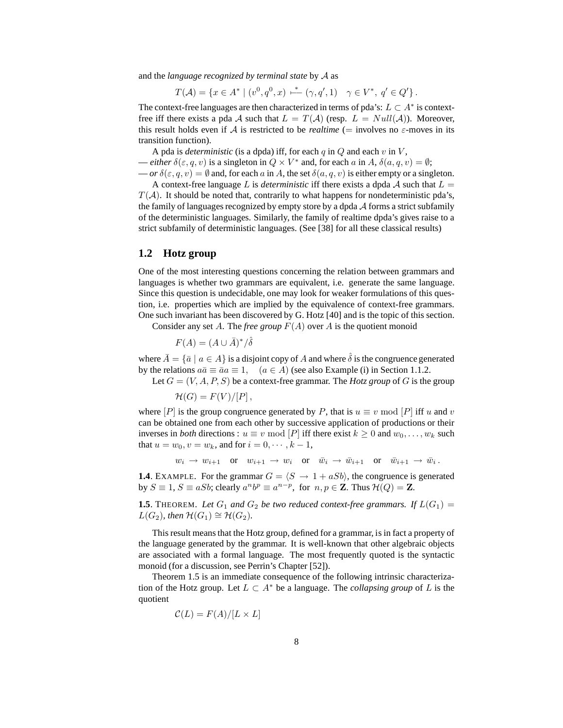and the *language recognized by terminal state* by $\mathcal{A}$ as

$$T(\mathcal{A}) = \{x \in A^* \mid (v^0, q^0, x) \overset{*}{\longmapsto} (\gamma, q', 1) \quad \gamma \in V^*,\ q' \in Q'\}\,.$$

The context-free languages are then characterized in terms of pda's: $L \subset A^*$ is context-free iff there exists a pda $\mathcal{A}$ such that $L = T(\mathcal{A})$ (resp. $L = Null(\mathcal{A})$). Moreover, this result holds even if $\mathcal{A}$ is restricted to be *realtime* (= involves no $\varepsilon$-moves in its transition function).

A pda is *deterministic* (is a dpda) iff, for each $q$ in $Q$ and each $v$ in $V$,
— *either* $\delta(\varepsilon, q, v)$ is a singleton in $Q \times V^*$ and, for each $a$ in $A$, $\delta(a, q, v) = \emptyset$;
— *or* $\delta(\varepsilon, q, v) = \emptyset$ and, for each $a$ in $A$, the set $\delta(a, q, v)$ is either empty or a singleton.

A context-free language $L$ is *deterministic* iff there exists a dpda $\mathcal{A}$ such that $L = T(\mathcal{A})$. It should be noted that, contrarily to what happens for nondeterministic pda's, the family of languages recognized by empty store by a dpda $\mathcal{A}$ forms a strict subfamily of the deterministic languages. Similarly, the family of realtime dpda's gives raise to a strict subfamily of deterministic languages. (See [38] for all these classical results)

## 1.2 Hotz group

One of the most interesting questions concerning the relation between grammars and languages is whether two grammars are equivalent, i.e. generate the same language. Since this question is undecidable, one may look for weaker formulations of this question, i.e. properties which are implied by the equivalence of context-free grammars. One such invariant has been discovered by G. Hotz [40] and is the topic of this section.

Consider any set $A$. The *free group* $F(A)$ over $A$ is the quotient monoid

$$F(A) = (A \cup \bar{A})^* / \hat{\delta}$$

where $\bar{A} = \{\bar{a} \mid a \in A\}$ is a disjoint copy of $A$ and where $\hat{\delta}$ is the congruence generated by the relations $a\bar{a} \equiv \bar{a}a \equiv 1, \quad (a \in A)$ (see also Example (i) in Section 1.1.2.

Let $G = (V, A, P, S)$ be a context-free grammar. The *Hotz group* of $G$ is the group

$$\mathcal{H}(G) = F(V)/[P]\,,$$

where $[P]$ is the group congruence generated by $P$, that is $u \equiv v \bmod [P]$ iff $u$ and $v$ can be obtained one from each other by successive application of productions or their inverses in *both* directions : $u \equiv v \bmod [P]$ iff there exist $k \geq 0$ and $w_0, \ldots, w_k$ such that $u = w_0$, $v = w_k$, and for $i = 0, \cdots, k-1$,

$$w_i \to w_{i+1} \quad \text{or} \quad w_{i+1} \to w_i \quad \text{or} \quad \bar{w}_i \to \bar{w}_{i+1} \quad \text{or} \quad \bar{w}_{i+1} \to \bar{w}_i\,.$$

**1.4**. EXAMPLE. For the grammar $G = \langle S \to 1 + aSb \rangle$, the congruence is generated by $S \equiv 1$, $S \equiv aSb$; clearly $a^n b^p \equiv a^{n-p}$, for $n, p \in \mathbf{Z}$. Thus $\mathcal{H}(Q) = \mathbf{Z}$.

**1.5**. THEOREM. *Let $G_1$ and $G_2$ be two reduced context-free grammars. If $L(G_1) = L(G_2)$, then $\mathcal{H}(G_1) \cong \mathcal{H}(G_2)$.*

This result means that the Hotz group, defined for a grammar, is in fact a property of the language generated by the grammar. It is well-known that other algebraic objects are associated with a formal language. The most frequently quoted is the syntactic monoid (for a discussion, see Perrin's Chapter [52]).

Theorem 1.5 is an immediate consequence of the following intrinsic characterization of the Hotz group. Let $L \subset A^*$ be a language. The *collapsing group* of $L$ is the quotient

$$\mathcal{C}(L) = F(A)/[L \times L]$$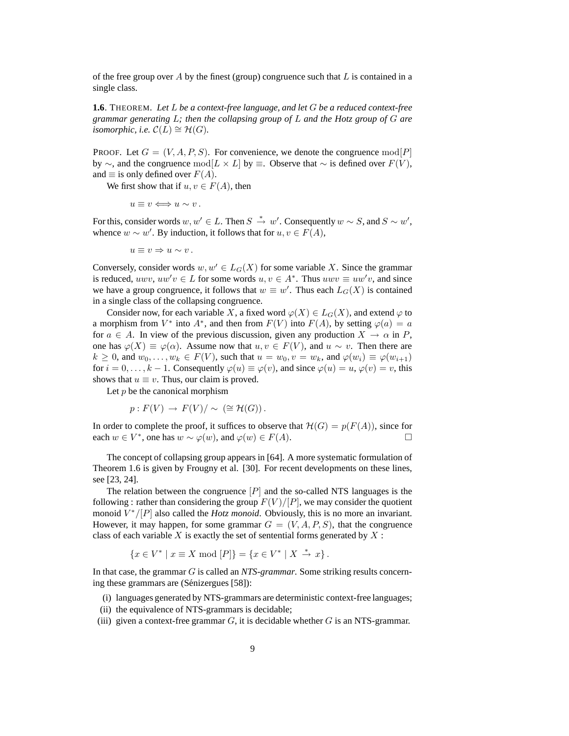of the free group over $A$ by the finest (group) congruence such that $L$ is contained in a single class.

**1.6**. THEOREM. *Let $L$ be a context-free language, and let $G$ be a reduced context-free grammar generating $L$; then the collapsing group of $L$ and the Hotz group of $G$ are isomorphic, i.e. $\mathcal{C}(L) \cong \mathcal{H}(G)$.*

PROOF. Let $G = (V, A, P, S)$. For convenience, we denote the congruence $\mathrm{mod}[P]$ by $\sim$, and the congruence $\mathrm{mod}[L \times L]$ by $\equiv$. Observe that $\sim$ is defined over $F(V)$, and $\equiv$ is only defined over $F(A)$.

We first show that if $u, v \in F(A)$, then

$$u \equiv v \Longleftrightarrow u \sim v\,.$$

For this, consider words $w, w' \in L$. Then $S \xrightarrow{*} w'$. Consequently $w \sim S$, and $S \sim w'$, whence $w \sim w'$. By induction, it follows that for $u, v \in F(A)$,

$$u \equiv v \Rightarrow u \sim v\,.$$

Conversely, consider words $w, w' \in L_G(X)$ for some variable $X$. Since the grammar is reduced, $uwv$, $uw'v \in L$ for some words $u, v \in A^*$. Thus $uwv \equiv uw'v$, and since we have a group congruence, it follows that $w \equiv w'$. Thus each $L_G(X)$ is contained in a single class of the collapsing congruence.

Consider now, for each variable $X$, a fixed word $\varphi(X) \in L_G(X)$, and extend $\varphi$ to a morphism from $V^*$ into $A^*$, and then from $F(V)$ into $F(A)$, by setting $\varphi(a) = a$ for $a \in A$. In view of the previous discussion, given any production $X \to \alpha$ in $P$, one has $\varphi(X) \equiv \varphi(\alpha)$. Assume now that $u, v \in F(V)$, and $u \sim v$. Then there are $k \geq 0$, and $w_0, \ldots, w_k \in F(V)$, such that $u = w_0, v = w_k$, and $\varphi(w_i) \equiv \varphi(w_{i+1})$ for $i = 0, \ldots, k-1$. Consequently $\varphi(u) \equiv \varphi(v)$, and since $\varphi(u) = u$, $\varphi(v) = v$, this shows that $u \equiv v$. Thus, our claim is proved.

Let $p$ be the canonical morphism

$$p : F(V) \to F(V)/\sim\ (\cong \mathcal{H}(G))\,.$$

In order to complete the proof, it suffices to observe that $\mathcal{H}(G) = p(F(A))$, since for each $w \in V^*$, one has $w \sim \varphi(w)$, and $\varphi(w) \in F(A)$. □

The concept of collapsing group appears in [64]. A more systematic formulation of Theorem 1.6 is given by Frougny et al. [30]. For recent developments on these lines, see [23, 24].

The relation between the congruence $[P]$ and the so-called NTS languages is the following : rather than considering the group $F(V)/[P]$, we may consider the quotient monoid $V^*/[P]$ also called the *Hotz monoid*. Obviously, this is no more an invariant. However, it may happen, for some grammar $G = (V, A, P, S)$, that the congruence class of each variable $X$ is exactly the set of sentential forms generated by $X$ :

$$\{x \in V^* \mid x \equiv X \bmod [P]\} = \{x \in V^* \mid X \xrightarrow{*} x\}\,.$$

In that case, the grammar $G$ is called an ***NTS-grammar***. Some striking results concerning these grammars are (Sénizergues [58]):

(i) languages generated by NTS-grammars are deterministic context-free languages;
(ii) the equivalence of NTS-grammars is decidable;
(iii) given a context-free grammar $G$, it is decidable whether $G$ is an NTS-grammar.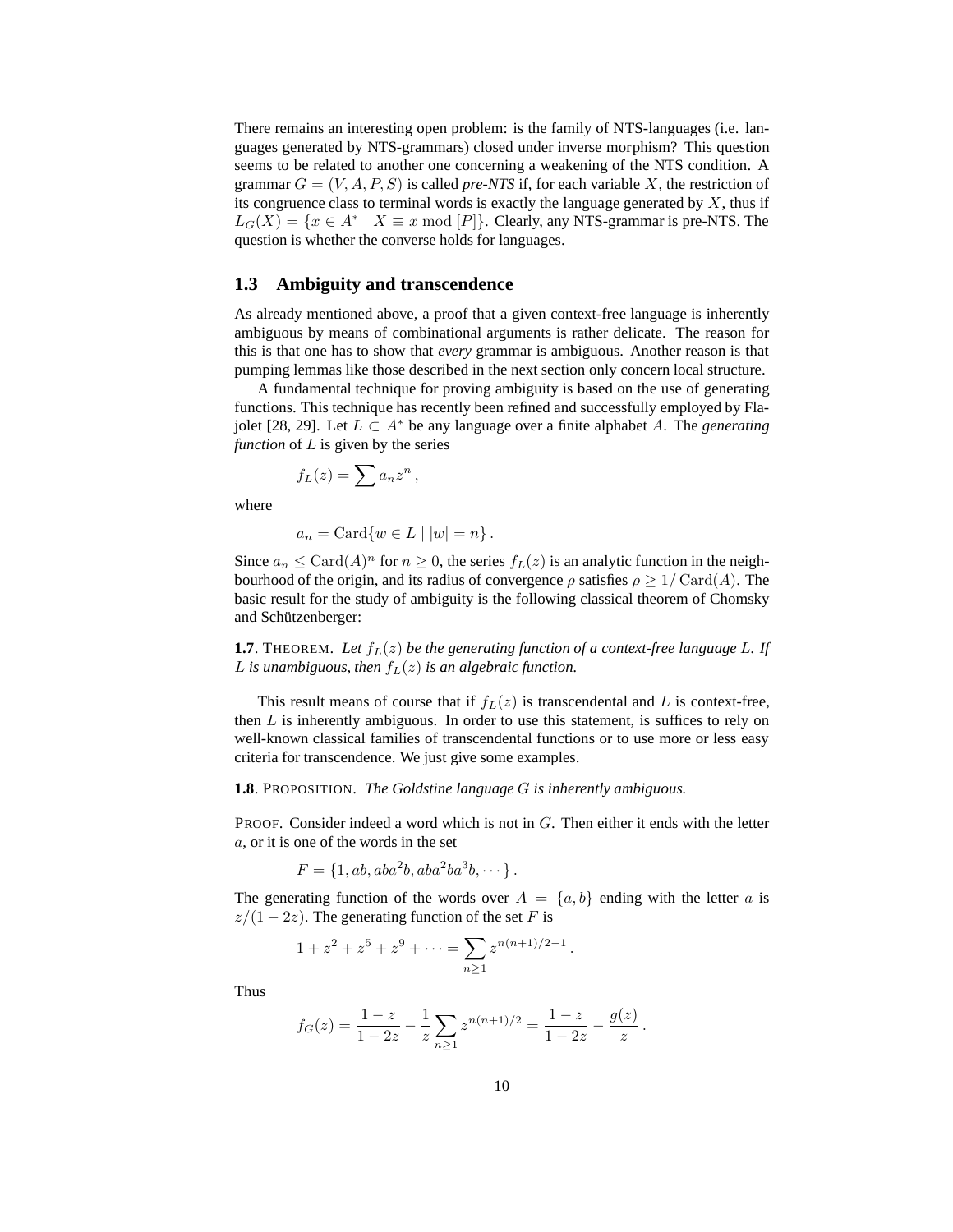There remains an interesting open problem: is the family of NTS-languages (i.e. languages generated by NTS-grammars) closed under inverse morphism? This question seems to be related to another one concerning a weakening of the NTS condition. A grammar $G = (V, A, P, S)$ is called *pre-NTS* if, for each variable $X$, the restriction of its congruence class to terminal words is exactly the language generated by $X$, thus if $L_G(X) = \{x \in A^* \mid X \equiv x \bmod [P]\}$. Clearly, any NTS-grammar is pre-NTS. The question is whether the converse holds for languages.

## 1.3 Ambiguity and transcendence

As already mentioned above, a proof that a given context-free language is inherently ambiguous by means of combinational arguments is rather delicate. The reason for this is that one has to show that *every* grammar is ambiguous. Another reason is that pumping lemmas like those described in the next section only concern local structure.

A fundamental technique for proving ambiguity is based on the use of generating functions. This technique has recently been refined and successfully employed by Flajolet [28, 29]. Let $L \subset A^*$ be any language over a finite alphabet $A$. The *generating function* of $L$ is given by the series

$$f_L(z) = \sum a_n z^n \,,$$

where

$$a_n = \operatorname{Card}\{w \in L \mid |w| = n\} \,.$$

Since $a_n \leq \operatorname{Card}(A)^n$ for $n \geq 0$, the series $f_L(z)$ is an analytic function in the neighbourhood of the origin, and its radius of convergence $\rho$ satisfies $\rho \geq 1/\operatorname{Card}(A)$. The basic result for the study of ambiguity is the following classical theorem of Chomsky and Schützenberger:

**1.7**. THEOREM. *Let $f_L(z)$ be the generating function of a context-free language $L$. If $L$ is unambiguous, then $f_L(z)$ is an algebraic function.*

This result means of course that if $f_L(z)$ is transcendental and $L$ is context-free, then $L$ is inherently ambiguous. In order to use this statement, is suffices to rely on well-known classical families of transcendental functions or to use more or less easy criteria for transcendence. We just give some examples.

**1.8**. PROPOSITION. *The Goldstine language $G$ is inherently ambiguous.*

PROOF. Consider indeed a word which is not in $G$. Then either it ends with the letter $a$, or it is one of the words in the set

$$F = \{1, ab, aba^2b, aba^2ba^3b, \cdots\} \,.$$

The generating function of the words over $A = \{a, b\}$ ending with the letter $a$ is $z/(1 - 2z)$. The generating function of the set $F$ is

$$1 + z^2 + z^5 + z^9 + \cdots = \sum_{n \geq 1} z^{n(n+1)/2-1} \,.$$

Thus

$$f_G(z) = \frac{1-z}{1-2z} - \frac{1}{z} \sum_{n \geq 1} z^{n(n+1)/2} = \frac{1-z}{1-2z} - \frac{g(z)}{z} \,.$$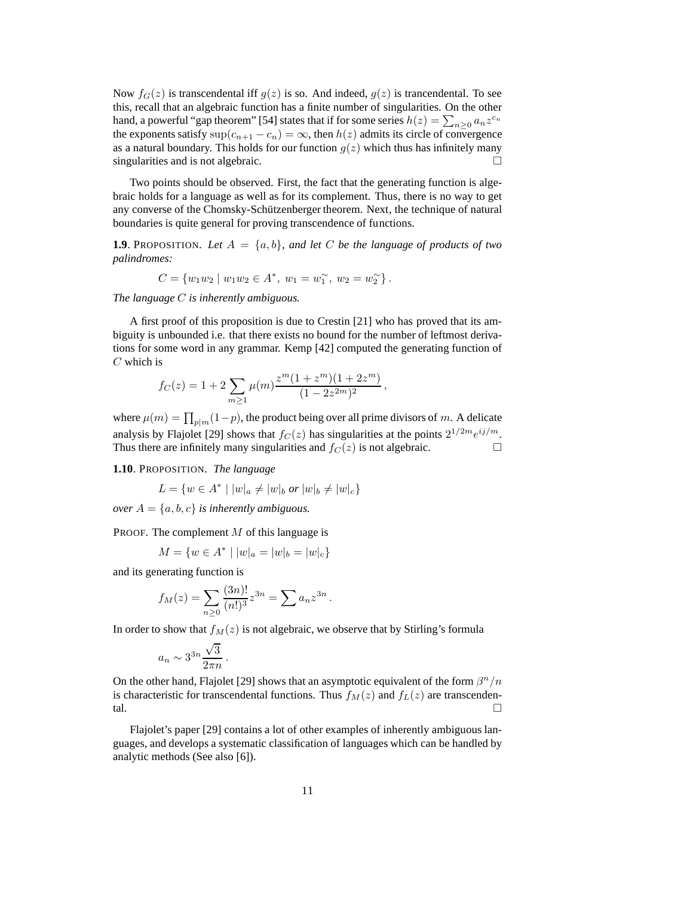Now $f_G(z)$ is transcendental iff $g(z)$ is so. And indeed, $g(z)$ is trancendental. To see this, recall that an algebraic function has a finite number of singularities. On the other hand, a powerful "gap theorem" [54] states that if for some series $h(z) = \sum_{n\geq 0} a_n z^{c_n}$ the exponents satisfy $\sup(c_{n+1} - c_n) = \infty$, then $h(z)$ admits its circle of convergence as a natural boundary. This holds for our function $g(z)$ which thus has infinitely many singularities and is not algebraic. □

Two points should be observed. First, the fact that the generating function is algebraic holds for a language as well as for its complement. Thus, there is no way to get any converse of the Chomsky-Schützenberger theorem. Next, the technique of natural boundaries is quite general for proving transcendence of functions.

**1.9**. PROPOSITION. *Let $A = \{a, b\}$, and let $C$ be the language of products of two palindromes:*

$$C = \{w_1 w_2 \mid w_1 w_2 \in A^*,\ w_1 = w_1^{\sim},\ w_2 = w_2^{\sim}\}\,.$$

*The language $C$ is inherently ambiguous.*

A first proof of this proposition is due to Crestin [21] who has proved that its ambiguity is unbounded i.e. that there exists no bound for the number of leftmost derivations for some word in any grammar. Kemp [42] computed the generating function of $C$ which is

$$f_C(z) = 1 + 2\sum_{m\geq 1} \mu(m) \frac{z^m(1+z^m)(1+2z^m)}{(1-2z^{2m})^2}\,,$$

where $\mu(m) = \prod_{p|m}(1-p)$, the product being over all prime divisors of $m$. A delicate analysis by Flajolet [29] shows that $f_C(z)$ has singularities at the points $2^{1/2m}e^{ij/m}$. Thus there are infinitely many singularities and $f_C(z)$ is not algebraic. □

**1.10**. PROPOSITION. *The language*

$$L = \{w \in A^* \mid |w|_a \neq |w|_b \text{ or } |w|_b \neq |w|_c\}$$

*over $A = \{a, b, c\}$ is inherently ambiguous.*

PROOF. The complement $M$ of this language is

$$M = \{w \in A^* \mid |w|_a = |w|_b = |w|_c\}$$

and its generating function is

$$f_M(z) = \sum_{n\geq 0} \frac{(3n)!}{(n!)^3} z^{3n} = \sum a_n z^{3n}\,.$$

In order to show that $f_M(z)$ is not algebraic, we observe that by Stirling's formula

$$a_n \sim 3^{3n}\frac{\sqrt{3}}{2\pi n}\,.$$

On the other hand, Flajolet [29] shows that an asymptotic equivalent of the form $\beta^n/n$ is characteristic for transcendental functions. Thus $f_M(z)$ and $f_L(z)$ are transcendental. □

Flajolet's paper [29] contains a lot of other examples of inherently ambiguous languages, and develops a systematic classification of languages which can be handled by analytic methods (See also [6]).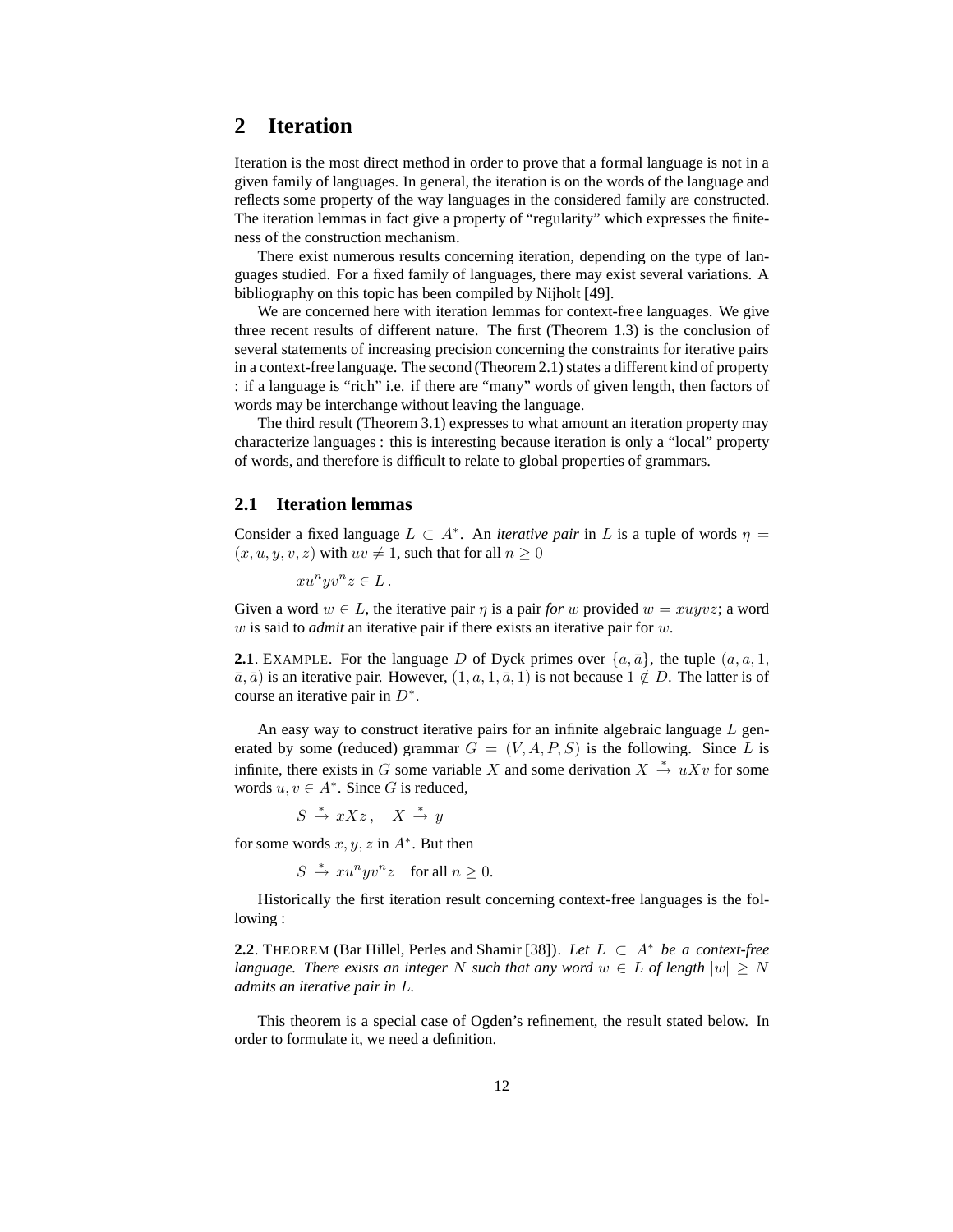## 2 Iteration

Iteration is the most direct method in order to prove that a formal language is not in a given family of languages. In general, the iteration is on the words of the language and reflects some property of the way languages in the considered family are constructed. The iteration lemmas in fact give a property of "regularity" which expresses the finiteness of the construction mechanism.

There exist numerous results concerning iteration, depending on the type of languages studied. For a fixed family of languages, there may exist several variations. A bibliography on this topic has been compiled by Nijholt [49].

We are concerned here with iteration lemmas for context-free languages. We give three recent results of different nature. The first (Theorem 1.3) is the conclusion of several statements of increasing precision concerning the constraints for iterative pairs in a context-free language. The second (Theorem 2.1) states a different kind of property : if a language is "rich" i.e. if there are "many" words of given length, then factors of words may be interchange without leaving the language.

The third result (Theorem 3.1) expresses to what amount an iteration property may characterize languages : this is interesting because iteration is only a "local" property of words, and therefore is difficult to relate to global properties of grammars.

### 2.1 Iteration lemmas

Consider a fixed language $L \subset A^*$. An *iterative pair* in $L$ is a tuple of words $\eta = (x, u, y, v, z)$ with $uv \neq 1$, such that for all $n \geq 0$

$$xu^n yv^n z \in L\,.$$

Given a word $w \in L$, the iterative pair $\eta$ is a pair *for* $w$ provided $w = xuyvz$; a word $w$ is said to ***admit*** an iterative pair if there exists an iterative pair for $w$.

**2.1**. EXAMPLE. For the language $D$ of Dyck primes over $\{a, \bar{a}\}$, the tuple $(a, a, 1, \bar{a}, \bar{a})$ is an iterative pair. However, $(1, a, 1, \bar{a}, 1)$ is not because $1 \notin D$. The latter is of course an iterative pair in $D^*$.

An easy way to construct iterative pairs for an infinite algebraic language $L$ generated by some (reduced) grammar $G = (V, A, P, S)$ is the following. Since $L$ is infinite, there exists in $G$ some variable $X$ and some derivation $X \xrightarrow{*} uXv$ for some words $u, v \in A^*$. Since $G$ is reduced,

$$S \xrightarrow{*} xXz\,, \quad X \xrightarrow{*} y$$

for some words $x, y, z$ in $A^*$. But then

$$S \xrightarrow{*} xu^n yv^n z \quad \text{for all } n \geq 0.$$

Historically the first iteration result concerning context-free languages is the following :

**2.2**. THEOREM (Bar Hillel, Perles and Shamir [38]). *Let $L \subset A^*$ be a context-free language. There exists an integer $N$ such that any word $w \in L$ of length $|w| \geq N$ admits an iterative pair in $L$.*

This theorem is a special case of Ogden's refinement, the result stated below. In order to formulate it, we need a definition.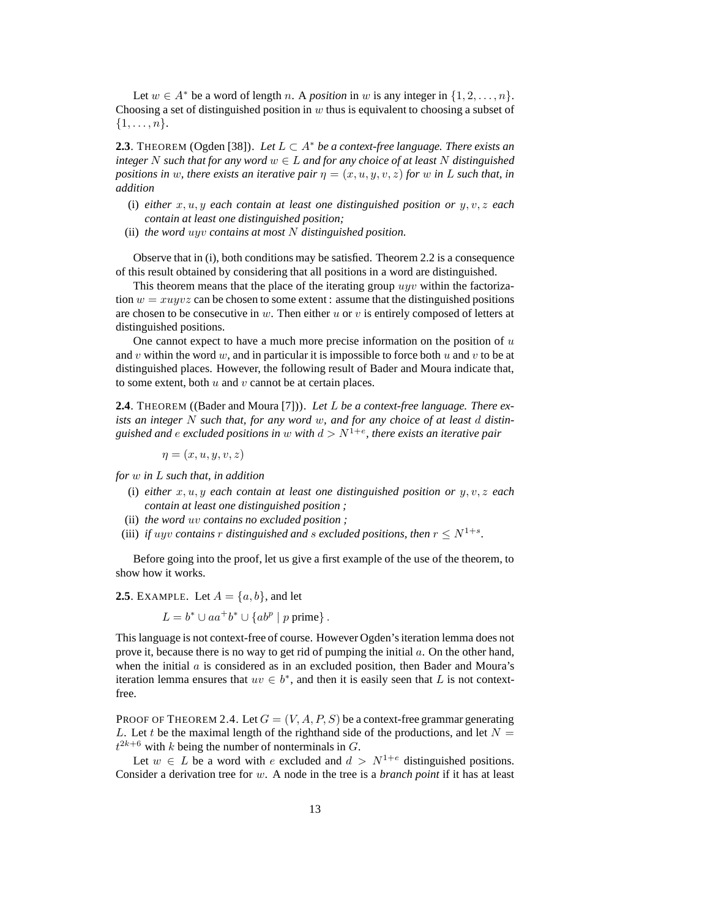Let $w \in A^*$ be a word of length $n$. A *position* in $w$ is any integer in $\{1, 2, \ldots, n\}$. Choosing a set of distinguished position in $w$ thus is equivalent to choosing a subset of $\{1, \ldots, n\}$.

**2.3**. THEOREM (Ogden [38]). *Let $L \subset A^*$ be a context-free language. There exists an integer $N$ such that for any word $w \in L$ and for any choice of at least $N$ distinguished positions in $w$, there exists an iterative pair $\eta = (x, u, y, v, z)$ for $w$ in $L$ such that, in addition*

- (i) *either $x, u, y$ each contain at least one distinguished position or $y, v, z$ each contain at least one distinguished position;*
- (ii) *the word $uyv$ contains at most $N$ distinguished position.*

Observe that in (i), both conditions may be satisfied. Theorem 2.2 is a consequence of this result obtained by considering that all positions in a word are distinguished.

This theorem means that the place of the iterating group $uyv$ within the factorization $w = xuyvz$ can be chosen to some extent : assume that the distinguished positions are chosen to be consecutive in $w$. Then either $u$ or $v$ is entirely composed of letters at distinguished positions.

One cannot expect to have a much more precise information on the position of $u$ and $v$ within the word $w$, and in particular it is impossible to force both $u$ and $v$ to be at distinguished places. However, the following result of Bader and Moura indicate that, to some extent, both $u$ and $v$ cannot be at certain places.

**2.4**. THEOREM ((Bader and Moura [7])). *Let $L$ be a context-free language. There exists an integer $N$ such that, for any word $w$, and for any choice of at least $d$ distinguished and $e$ excluded positions in $w$ with $d > N^{1+e}$, there exists an iterative pair*

$$\eta = (x, u, y, v, z)$$

*for $w$ in $L$ such that, in addition*

- (i) *either $x, u, y$ each contain at least one distinguished position or $y, v, z$ each contain at least one distinguished position ;*
- (ii) *the word $uv$ contains no excluded position ;*
- (iii) *if $uyv$ contains $r$ distinguished and $s$ excluded positions, then $r \leq N^{1+s}$.*

Before going into the proof, let us give a first example of the use of the theorem, to show how it works.

**2.5**. EXAMPLE. Let $A = \{a, b\}$, and let

$$L = b^* \cup aa^+b^* \cup \{ab^p \mid p \text{ prime}\}\,.$$

This language is not context-free of course. However Ogden's iteration lemma does not prove it, because there is no way to get rid of pumping the initial $a$. On the other hand, when the initial $a$ is considered as in an excluded position, then Bader and Moura's iteration lemma ensures that $uv \in b^*$, and then it is easily seen that $L$ is not context-free.

PROOF OF THEOREM 2.4. Let $G = (V, A, P, S)$ be a context-free grammar generating $L$. Let $t$ be the maximal length of the righthand side of the productions, and let $N = t^{2k+6}$ with $k$ being the number of nonterminals in $G$.

Let $w \in L$ be a word with $e$ excluded and $d > N^{1+e}$ distinguished positions. Consider a derivation tree for $w$. A node in the tree is a *branch point* if it has at least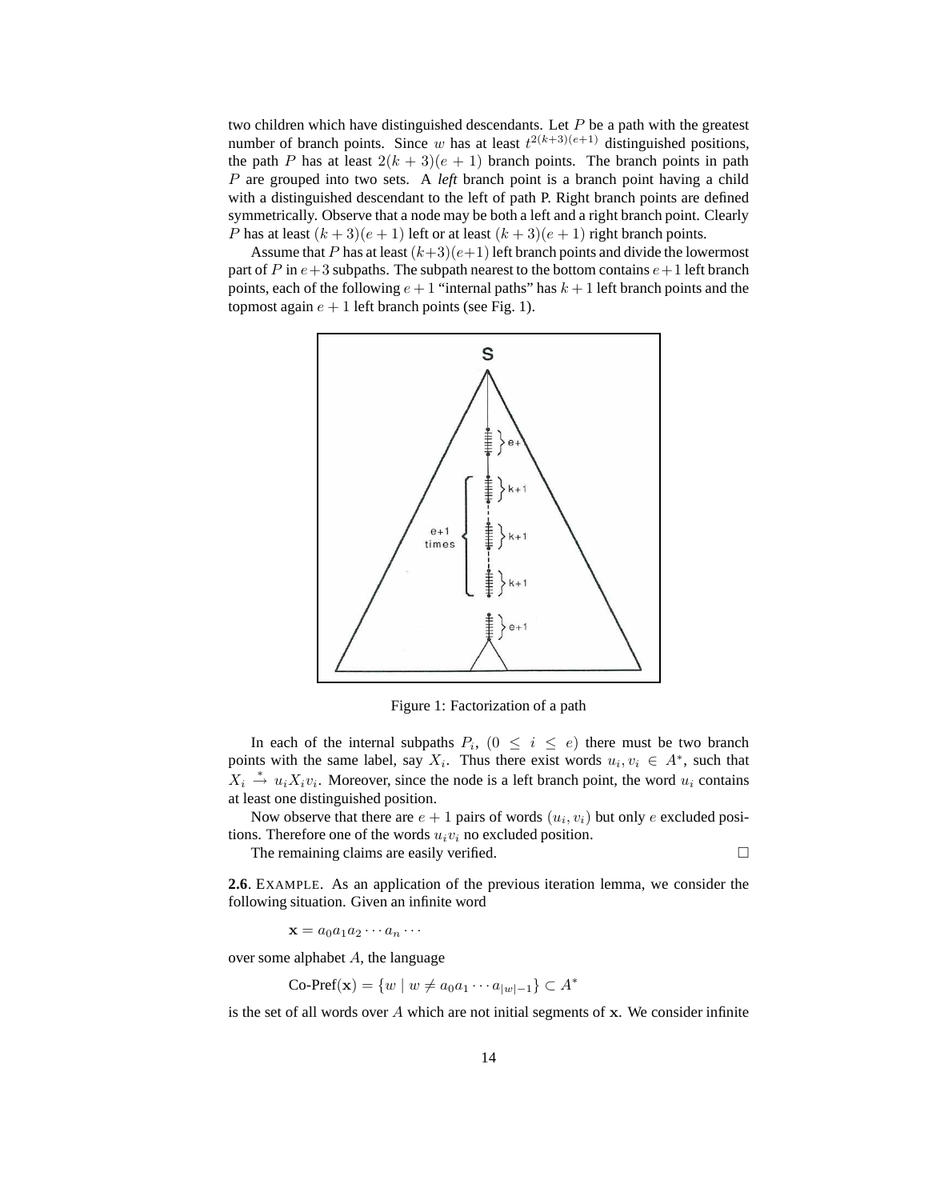two children which have distinguished descendants. Let $P$ be a path with the greatest number of branch points. Since $w$ has at least $t^{2(k+3)(e+1)}$ distinguished positions, the path $P$ has at least $2(k+3)(e+1)$ branch points. The branch points in path $P$ are grouped into two sets. A *left* branch point is a branch point having a child with a distinguished descendant to the left of path P. Right branch points are defined symmetrically. Observe that a node may be both a left and a right branch point. Clearly $P$ has at least $(k+3)(e+1)$ left or at least $(k+3)(e+1)$ right branch points.

Assume that $P$ has at least $(k+3)(e+1)$ left branch points and divide the lowermost part of $P$ in $e+3$ subpaths. The subpath nearest to the bottom contains $e+1$ left branch points, each of the following $e+1$ "internal paths" has $k+1$ left branch points and the topmost again $e+1$ left branch points (see Fig. 1).

Figure 1: Factorization of a path

In each of the internal subpaths $P_i$, $(0 \leq i \leq e)$ there must be two branch points with the same label, say $X_i$. Thus there exist words $u_i, v_i \in A^*$, such that $X_i \xrightarrow{*} u_i X_i v_i$. Moreover, since the node is a left branch point, the word $u_i$ contains at least one distinguished position.

Now observe that there are $e+1$ pairs of words $(u_i, v_i)$ but only $e$ excluded positions. Therefore one of the words $u_i v_i$ no excluded position.

The remaining claims are easily verified. □

**2.6**. EXAMPLE. As an application of the previous iteration lemma, we consider the following situation. Given an infinite word

$$\mathbf{x} = a_0 a_1 a_2 \cdots a_n \cdots$$

over some alphabet $A$, the language

$$\text{Co-Pref}(\mathbf{x}) = \{w \mid w \neq a_0 a_1 \cdots a_{|w|-1}\} \subset A^*$$

is the set of all words over $A$ which are not initial segments of $\mathbf{x}$. We consider infinite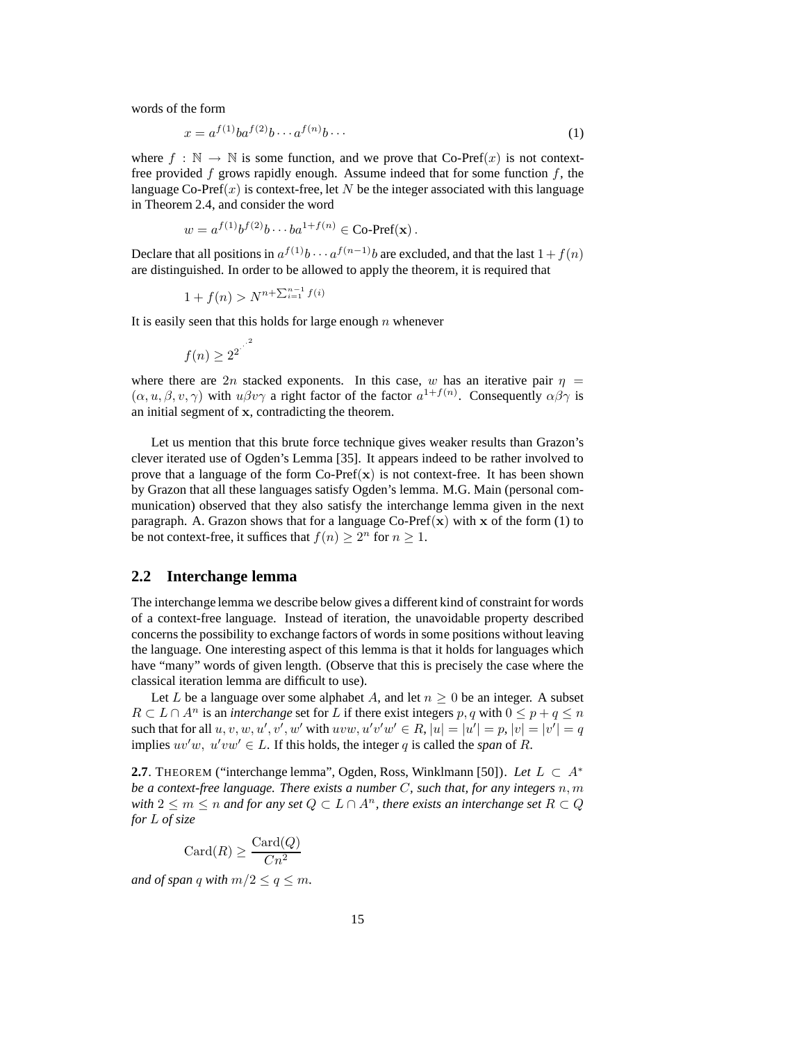words of the form

$$x = a^{f(1)}ba^{f(2)}b \cdots a^{f(n)}b \cdots \tag{1}$$

where $f : \mathbb{N} \to \mathbb{N}$ is some function, and we prove that Co-Pref$(x)$ is not context-free provided $f$ grows rapidly enough. Assume indeed that for some function $f$, the language Co-Pref$(x)$ is context-free, let $N$ be the integer associated with this language in Theorem 2.4, and consider the word

$$w = a^{f(1)}b^{f(2)}b \cdots ba^{1+f(n)} \in \text{Co-Pref}(\mathbf{x}) .$$

Declare that all positions in $a^{f(1)}b \cdots a^{f(n-1)}b$ are excluded, and that the last $1 + f(n)$ are distinguished. In order to be allowed to apply the theorem, it is required that

$$1 + f(n) > N^{n+\sum_{i=1}^{n-1} f(i)}$$

It is easily seen that this holds for large enough $n$ whenever

$$f(n) \geq 2^{2^{\cdot^{\cdot^{2}}}}$$

where there are $2n$ stacked exponents. In this case, $w$ has an iterative pair $\eta = (\alpha, u, \beta, v, \gamma)$ with $u\beta v\gamma$ a right factor of the factor $a^{1+f(n)}$. Consequently $\alpha\beta\gamma$ is an initial segment of $\mathbf{x}$, contradicting the theorem.

Let us mention that this brute force technique gives weaker results than Grazon's clever iterated use of Ogden's Lemma [35]. It appears indeed to be rather involved to prove that a language of the form Co-Pref$(\mathbf{x})$ is not context-free. It has been shown by Grazon that all these languages satisfy Ogden's lemma. M.G. Main (personal communication) observed that they also satisfy the interchange lemma given in the next paragraph. A. Grazon shows that for a language Co-Pref$(\mathbf{x})$ with $\mathbf{x}$ of the form (1) to be not context-free, it suffices that $f(n) \geq 2^n$ for $n \geq 1$.

## 2.2 Interchange lemma

The interchange lemma we describe below gives a different kind of constraint for words of a context-free language. Instead of iteration, the unavoidable property described concerns the possibility to exchange factors of words in some positions without leaving the language. One interesting aspect of this lemma is that it holds for languages which have "many" words of given length. (Observe that this is precisely the case where the classical iteration lemma are difficult to use).

Let $L$ be a language over some alphabet $A$, and let $n \geq 0$ be an integer. A subset $R \subset L \cap A^n$ is an *interchange* set for $L$ if there exist integers $p, q$ with $0 \leq p + q \leq n$ such that for all $u, v, w, u', v', w'$ with $uvw, u'v'w' \in R$, $|u| = |u'| = p$, $|v| = |v'| = q$ implies $uv'w,\ u'vw' \in L$. If this holds, the integer $q$ is called the *span* of $R$.

**2.7**. THEOREM ("interchange lemma", Ogden, Ross, Winklmann [50]). *Let $L \subset A^*$ be a context-free language. There exists a number $C$, such that, for any integers $n, m$ with $2 \leq m \leq n$ and for any set $Q \subset L \cap A^n$, there exists an interchange set $R \subset Q$ for $L$ of size*

$$\text{Card}(R) \geq \frac{\text{Card}(Q)}{Cn^2}$$

*and of span $q$ with $m/2 \leq q \leq m$.*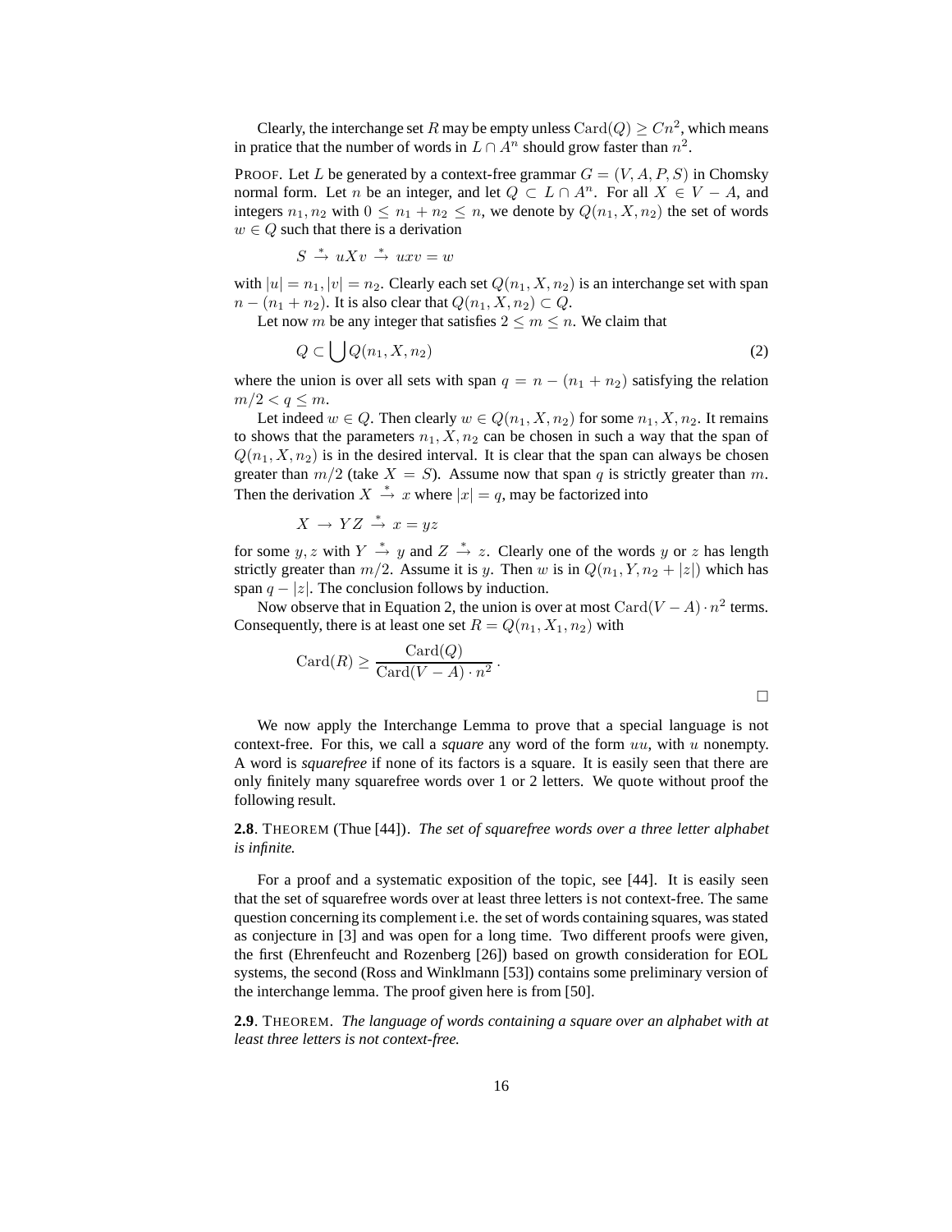Clearly, the interchange set $R$ may be empty unless $\mathrm{Card}(Q) \geq Cn^2$, which means in pratice that the number of words in $L \cap A^n$ should grow faster than $n^2$.

PROOF. Let $L$ be generated by a context-free grammar $G = (V, A, P, S)$ in Chomsky normal form. Let $n$ be an integer, and let $Q \subset L \cap A^n$. For all $X \in V - A$, and integers $n_1, n_2$ with $0 \leq n_1 + n_2 \leq n$, we denote by $Q(n_1, X, n_2)$ the set of words $w \in Q$ such that there is a derivation

$$S \xrightarrow{*} uXv \xrightarrow{*} uxv = w$$

with $|u| = n_1, |v| = n_2$. Clearly each set $Q(n_1, X, n_2)$ is an interchange set with span $n - (n_1 + n_2)$. It is also clear that $Q(n_1, X, n_2) \subset Q$.

Let now $m$ be any integer that satisfies $2 \leq m \leq n$. We claim that

$$Q \subset \bigcup Q(n_1, X, n_2) \tag{2}$$

where the union is over all sets with span $q = n - (n_1 + n_2)$ satisfying the relation $m/2 < q \leq m$.

Let indeed $w \in Q$. Then clearly $w \in Q(n_1, X, n_2)$ for some $n_1, X, n_2$. It remains to shows that the parameters $n_1, X, n_2$ can be chosen in such a way that the span of $Q(n_1, X, n_2)$ is in the desired interval. It is clear that the span can always be chosen greater than $m/2$ (take $X = S$). Assume now that span $q$ is strictly greater than $m$. Then the derivation $X \xrightarrow{*} x$ where $|x| = q$, may be factorized into

$$X \to YZ \xrightarrow{*} x = yz$$

for some $y, z$ with $Y \xrightarrow{*} y$ and $Z \xrightarrow{*} z$. Clearly one of the words $y$ or $z$ has length strictly greater than $m/2$. Assume it is $y$. Then $w$ is in $Q(n_1, Y, n_2 + |z|)$ which has span $q - |z|$. The conclusion follows by induction.

Now observe that in Equation 2, the union is over at most $\mathrm{Card}(V - A) \cdot n^2$ terms. Consequently, there is at least one set $R = Q(n_1, X_1, n_2)$ with

$$\mathrm{Card}(R) \geq \frac{\mathrm{Card}(Q)}{\mathrm{Card}(V - A) \cdot n^2}\,.$$

□

We now apply the Interchange Lemma to prove that a special language is not context-free. For this, we call a *square* any word of the form $uu$, with $u$ nonempty. A word is *squarefree* if none of its factors is a square. It is easily seen that there are only finitely many squarefree words over 1 or 2 letters. We quote without proof the following result.

**2.8**. THEOREM (Thue [44]). *The set of squarefree words over a three letter alphabet is infinite.*

For a proof and a systematic exposition of the topic, see [44]. It is easily seen that the set of squarefree words over at least three letters is not context-free. The same question concerning its complement i.e. the set of words containing squares, was stated as conjecture in [3] and was open for a long time. Two different proofs were given, the first (Ehrenfeucht and Rozenberg [26]) based on growth consideration for EOL systems, the second (Ross and Winklmann [53]) contains some preliminary version of the interchange lemma. The proof given here is from [50].

**2.9**. THEOREM. *The language of words containing a square over an alphabet with at least three letters is not context-free.*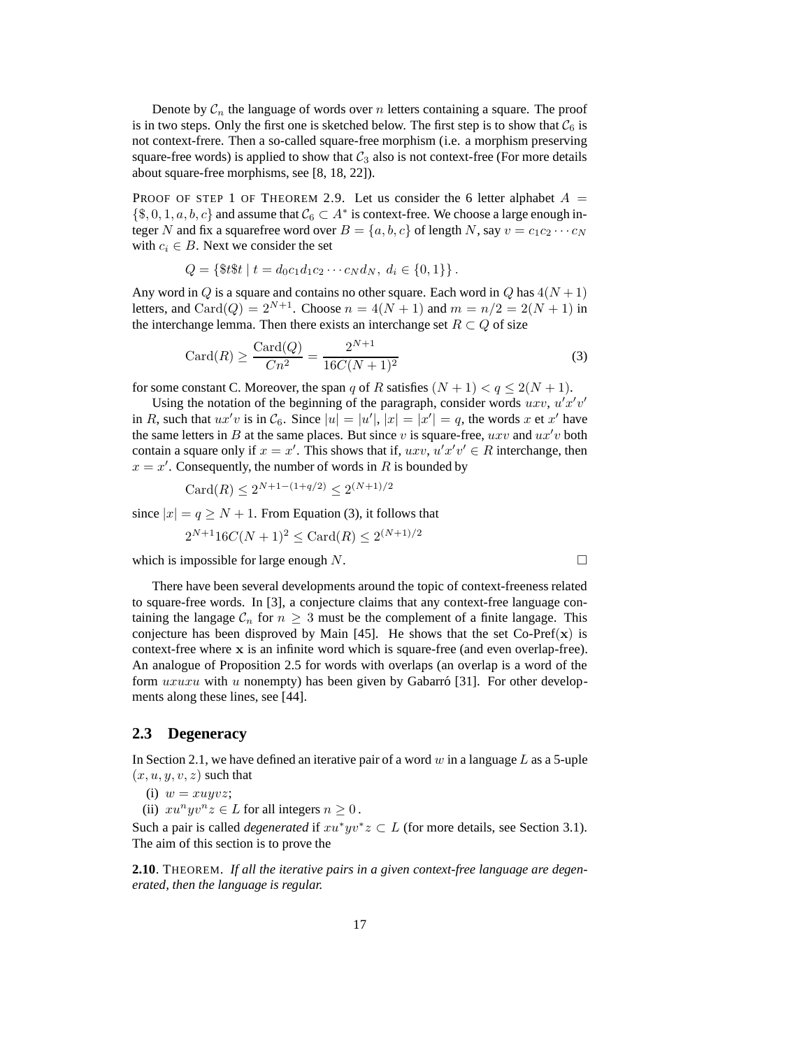Denote by $\mathcal{C}_n$ the language of words over $n$ letters containing a square. The proof is in two steps. Only the first one is sketched below. The first step is to show that $\mathcal{C}_6$ is not context-frere. Then a so-called square-free morphism (i.e. a morphism preserving square-free words) is applied to show that $\mathcal{C}_3$ also is not context-free (For more details about square-free morphisms, see [8, 18, 22]).

PROOF OF STEP 1 OF THEOREM 2.9. Let us consider the 6 letter alphabet $A = \{\$, 0, 1, a, b, c\}$ and assume that $\mathcal{C}_6 \subset A^*$ is context-free. We choose a large enough integer $N$ and fix a squarefree word over $B = \{a, b, c\}$ of length $N$, say $v = c_1 c_2 \cdots c_N$ with $c_i \in B$. Next we consider the set

$$Q = \{\$t\$t \mid t = d_0 c_1 d_1 c_2 \cdots c_N d_N,\ d_i \in \{0, 1\}\}.$$

Any word in $Q$ is a square and contains no other square. Each word in $Q$ has $4(N+1)$ letters, and $\mathrm{Card}(Q) = 2^{N+1}$. Choose $n = 4(N+1)$ and $m = n/2 = 2(N+1)$ in the interchange lemma. Then there exists an interchange set $R \subset Q$ of size

$$\mathrm{Card}(R) \geq \frac{\mathrm{Card}(Q)}{Cn^2} = \frac{2^{N+1}}{16C(N+1)^2} \tag{3}$$

for some constant C. Moreover, the span $q$ of $R$ satisfies $(N+1) < q \leq 2(N+1)$.

Using the notation of the beginning of the paragraph, consider words $uxv$, $u'x'v'$ in $R$, such that $ux'v$ is in $\mathcal{C}_6$. Since $|u| = |u'|$, $|x| = |x'| = q$, the words $x$ et $x'$ have the same letters in $B$ at the same places. But since $v$ is square-free, $uxv$ and $ux'v$ both contain a square only if $x = x'$. This shows that if, $uxv, u'x'v' \in R$ interchange, then $x = x'$. Consequently, the number of words in $R$ is bounded by

$$\mathrm{Card}(R) \leq 2^{N+1-(1+q/2)} \leq 2^{(N+1)/2}$$

since $|x| = q \geq N+1$. From Equation (3), it follows that

$$2^{N+1} 16C(N+1)^2 \leq \mathrm{Card}(R) \leq 2^{(N+1)/2}$$

which is impossible for large enough $N$. □

There have been several developments around the topic of context-freeness related to square-free words. In [3], a conjecture claims that any context-free language containing the langage $\mathcal{C}_n$ for $n \geq 3$ must be the complement of a finite langage. This conjecture has been disproved by Main [45]. He shows that the set Co-Pref($\mathbf{x}$) is context-free where $\mathbf{x}$ is an infinite word which is square-free (and even overlap-free). An analogue of Proposition 2.5 for words with overlaps (an overlap is a word of the form $uxuxu$ with $u$ nonempty) has been given by Gabarró [31]. For other developments along these lines, see [44].

## 2.3 Degeneracy

In Section 2.1, we have defined an iterative pair of a word $w$ in a language $L$ as a 5-uple $(x, u, y, v, z)$ such that

(i) $w = xuyvz$;
(ii) $xu^n yv^n z \in L$ for all integers $n \geq 0$.

Such a pair is called *degenerated* if $xu^*yv^*z \subset L$ (for more details, see Section 3.1). The aim of this section is to prove the

**2.10**. THEOREM. *If all the iterative pairs in a given context-free language are degenerated, then the language is regular.*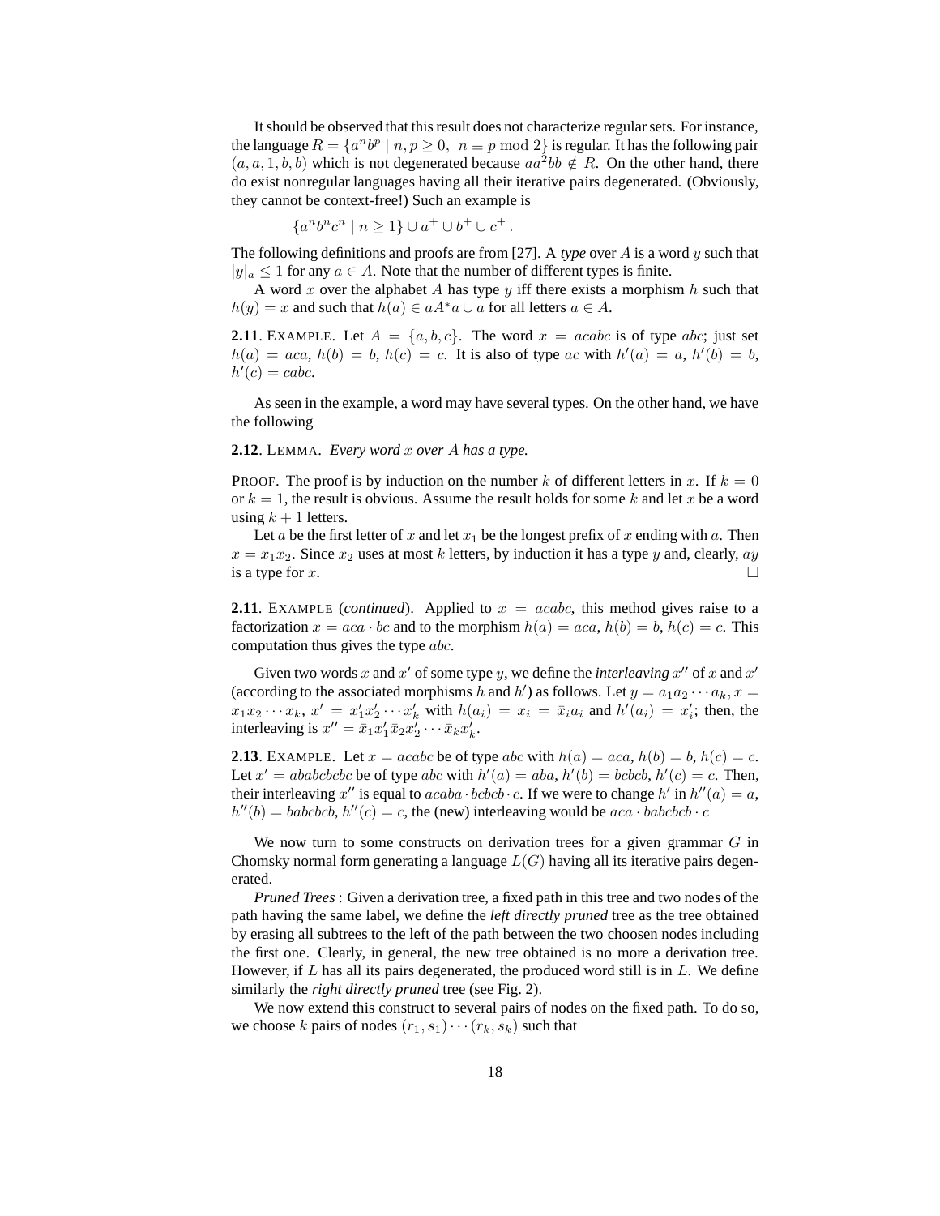It should be observed that this result does not characterize regular sets. For instance, the language $R = \{a^n b^p \mid n, p \geq 0,\ n \equiv p \bmod 2\}$ is regular. It has the following pair $(a, a, 1, b, b)$ which is not degenerated because $aa^2bb \notin R$. On the other hand, there do exist nonregular languages having all their iterative pairs degenerated. (Obviously, they cannot be context-free!) Such an example is

$$\{a^n b^n c^n \mid n \geq 1\} \cup a^+ \cup b^+ \cup c^+ .$$

The following definitions and proofs are from [27]. A *type* over $A$ is a word $y$ such that $|y|_a \leq 1$ for any $a \in A$. Note that the number of different types is finite.

A word $x$ over the alphabet $A$ has type $y$ iff there exists a morphism $h$ such that $h(y) = x$ and such that $h(a) \in aA^*a \cup a$ for all letters $a \in A$.

**2.11**. EXAMPLE. Let $A = \{a, b, c\}$. The word $x = acabc$ is of type $abc$; just set $h(a) = aca$, $h(b) = b$, $h(c) = c$. It is also of type $ac$ with $h'(a) = a$, $h'(b) = b$, $h'(c) = cabc$.

As seen in the example, a word may have several types. On the other hand, we have the following

**2.12**. LEMMA. *Every word $x$ over $A$ has a type.*

PROOF. The proof is by induction on the number $k$ of different letters in $x$. If $k = 0$ or $k = 1$, the result is obvious. Assume the result holds for some $k$ and let $x$ be a word using $k + 1$ letters.

Let $a$ be the first letter of $x$ and let $x_1$ be the longest prefix of $x$ ending with $a$. Then $x = x_1x_2$. Since $x_2$ uses at most $k$ letters, by induction it has a type $y$ and, clearly, $ay$ is a type for $x$. □

**2.11**. EXAMPLE (*continued*). Applied to $x = acabc$, this method gives raise to a factorization $x = aca \cdot bc$ and to the morphism $h(a) = aca$, $h(b) = b$, $h(c) = c$. This computation thus gives the type $abc$.

Given two words $x$ and $x'$ of some type $y$, we define the *interleaving* $x''$ of $x$ and $x'$ (according to the associated morphisms $h$ and $h'$) as follows. Let $y = a_1a_2 \cdots a_k$, $x = x_1x_2 \cdots x_k$, $x' = x'_1x'_2 \cdots x'_k$ with $h(a_i) = x_i = \bar{x}_i a_i$ and $h'(a_i) = x'_i$; then, the interleaving is $x'' = \bar{x}_1x'_1\bar{x}_2x'_2 \cdots \bar{x}_kx'_k$.

**2.13**. EXAMPLE. Let $x = acabc$ be of type $abc$ with $h(a) = aca$, $h(b) = b$, $h(c) = c$. Let $x' = ababcbcbc$ be of type $abc$ with $h'(a) = aba$, $h'(b) = bcbcb$, $h'(c) = c$. Then, their interleaving $x''$ is equal to $acaba \cdot bcbcb \cdot c$. If we were to change $h'$ in $h''(a) = a$, $h''(b) = babcbcb$, $h''(c) = c$, the (new) interleaving would be $aca \cdot babcbcb \cdot c$

We now turn to some constructs on derivation trees for a given grammar $G$ in Chomsky normal form generating a language $L(G)$ having all its iterative pairs degenerated.

*Pruned Trees* : Given a derivation tree, a fixed path in this tree and two nodes of the path having the same label, we define the *left directly pruned* tree as the tree obtained by erasing all subtrees to the left of the path between the two choosen nodes including the first one. Clearly, in general, the new tree obtained is no more a derivation tree. However, if $L$ has all its pairs degenerated, the produced word still is in $L$. We define similarly the *right directly pruned* tree (see Fig. 2).

We now extend this construct to several pairs of nodes on the fixed path. To do so, we choose $k$ pairs of nodes $(r_1, s_1) \cdots (r_k, s_k)$ such that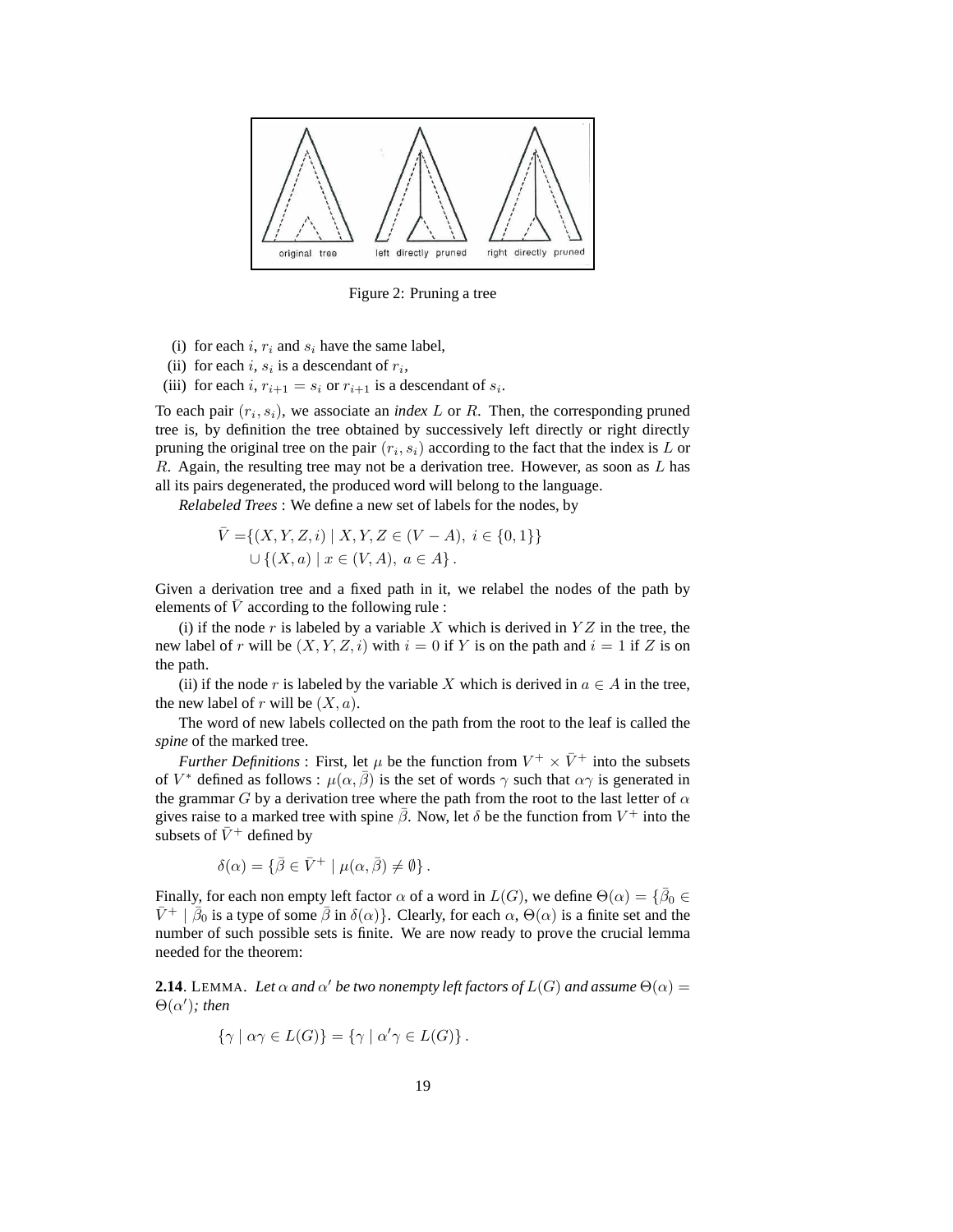Figure 2: Pruning a tree

(i) for each $i$, $r_i$ and $s_i$ have the same label,

(ii) for each $i$, $s_i$ is a descendant of $r_i$,

(iii) for each $i$, $r_{i+1} = s_i$ or $r_{i+1}$ is a descendant of $s_i$.

To each pair $(r_i, s_i)$, we associate an *index* $L$ or $R$. Then, the corresponding pruned tree is, by definition the tree obtained by successively left directly or right directly pruning the original tree on the pair $(r_i, s_i)$ according to the fact that the index is $L$ or $R$. Again, the resulting tree may not be a derivation tree. However, as soon as $L$ has all its pairs degenerated, the produced word will belong to the language.

*Relabeled Trees* : We define a new set of labels for the nodes, by

$$\begin{aligned}\bar{V} =& \{(X, Y, Z, i) \mid X, Y, Z \in (V - A),\ i \in \{0, 1\}\} \\ & \cup \{(X, a) \mid x \in (V, A),\ a \in A\}.\end{aligned}$$

Given a derivation tree and a fixed path in it, we relabel the nodes of the path by elements of $\bar{V}$ according to the following rule :

(i) if the node $r$ is labeled by a variable $X$ which is derived in $YZ$ in the tree, the new label of $r$ will be $(X, Y, Z, i)$ with $i = 0$ if $Y$ is on the path and $i = 1$ if $Z$ is on the path.

(ii) if the node $r$ is labeled by the variable $X$ which is derived in $a \in A$ in the tree, the new label of $r$ will be $(X, a)$.

The word of new labels collected on the path from the root to the leaf is called the *spine* of the marked tree.

*Further Definitions* : First, let $\mu$ be the function from $V^+ \times \bar{V}^+$ into the subsets of $V^*$ defined as follows : $\mu(\alpha, \bar{\beta})$ is the set of words $\gamma$ such that $\alpha\gamma$ is generated in the grammar $G$ by a derivation tree where the path from the root to the last letter of $\alpha$ gives raise to a marked tree with spine $\bar{\beta}$. Now, let $\delta$ be the function from $V^+$ into the subsets of $\bar{V}^+$ defined by

$$\delta(\alpha) = \{\bar{\beta} \in \bar{V}^+ \mid \mu(\alpha, \bar{\beta}) \neq \emptyset\}.$$

Finally, for each non empty left factor $\alpha$ of a word in $L(G)$, we define $\Theta(\alpha) = \{\bar{\beta}_0 \in \bar{V}^+ \mid \bar{\beta}_0$ is a type of some $\bar{\beta}$ in $\delta(\alpha)\}$. Clearly, for each $\alpha$, $\Theta(\alpha)$ is a finite set and the number of such possible sets is finite. We are now ready to prove the crucial lemma needed for the theorem:

**2.14**. LEMMA. *Let $\alpha$ and $\alpha'$ be two nonempty left factors of $L(G)$ and assume $\Theta(\alpha) = \Theta(\alpha')$; then*

$$\{\gamma \mid \alpha\gamma \in L(G)\} = \{\gamma \mid \alpha'\gamma \in L(G)\}.$$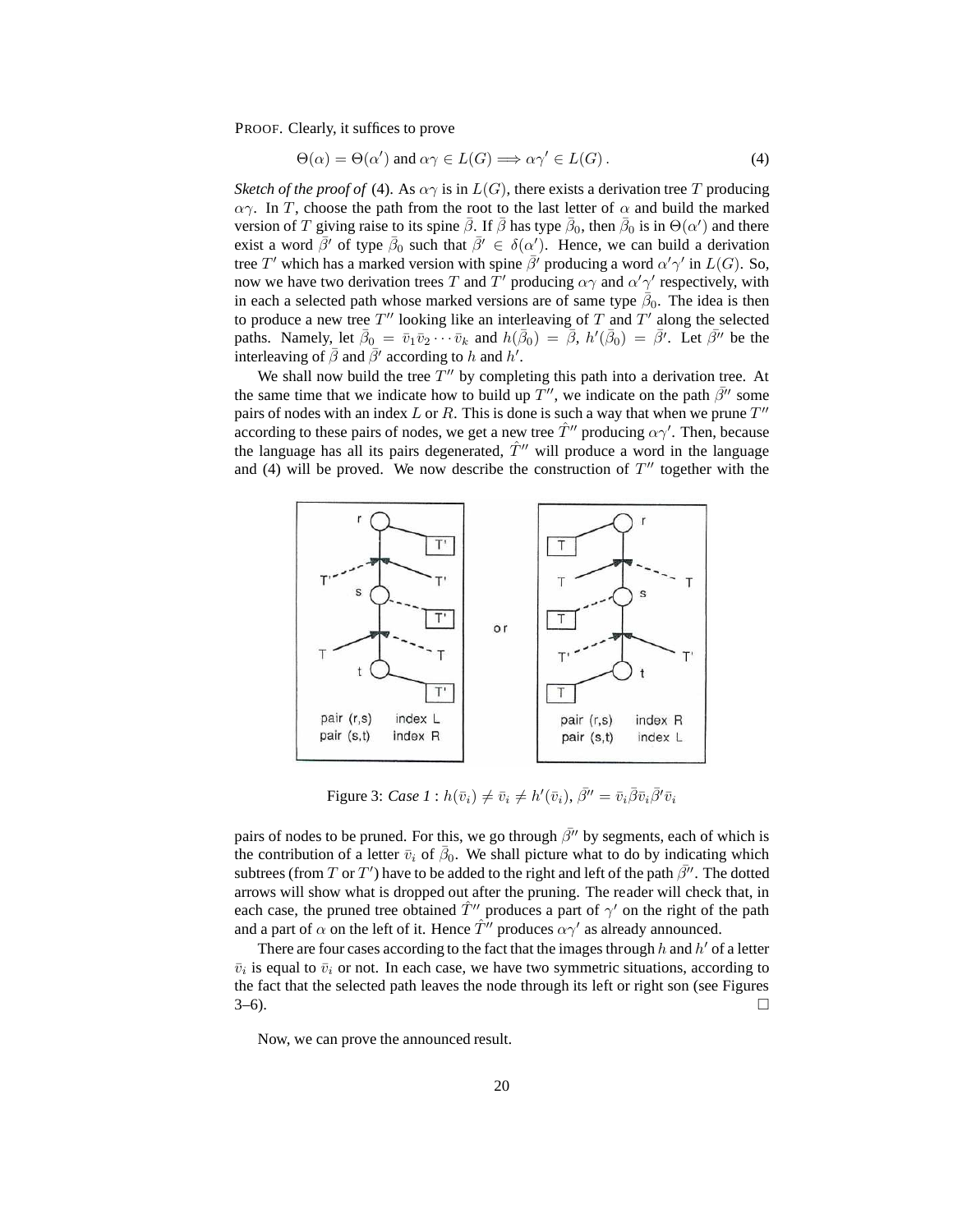PROOF. Clearly, it suffices to prove

$$\Theta(\alpha) = \Theta(\alpha') \text{ and } \alpha\gamma \in L(G) \Longrightarrow \alpha'\gamma' \in L(G)\,. \tag{4}$$

*Sketch of the proof of* (4). As $\alpha\gamma$ is in $L(G)$, there exists a derivation tree $T$ producing $\alpha\gamma$. In $T$, choose the path from the root to the last letter of $\alpha$ and build the marked version of $T$ giving raise to its spine $\bar{\beta}$. If $\bar{\beta}$ has type $\bar{\beta}_0$, then $\bar{\beta}_0$ is in $\Theta(\alpha')$ and there exist a word $\bar{\beta}'$ of type $\bar{\beta}_0$ such that $\bar{\beta}' \in \delta(\alpha')$. Hence, we can build a derivation tree $T'$ which has a marked version with spine $\bar{\beta}'$ producing a word $\alpha'\gamma'$ in $L(G)$. So, now we have two derivation trees $T$ and $T'$ producing $\alpha\gamma$ and $\alpha'\gamma'$ respectively, with in each a selected path whose marked versions are of same type $\bar{\beta}_0$. The idea is then to produce a new tree $T''$ looking like an interleaving of $T$ and $T'$ along the selected paths. Namely, let $\bar{\beta}_0 = \bar{v}_1\bar{v}_2\cdots\bar{v}_k$ and $h(\bar{\beta}_0) = \bar{\beta}$, $h'(\bar{\beta}_0) = \bar{\beta}'$. Let $\bar{\beta}''$ be the interleaving of $\bar{\beta}$ and $\bar{\beta}'$ according to $h$ and $h'$.

We shall now build the tree $T''$ by completing this path into a derivation tree. At the same time that we indicate how to build up $T''$, we indicate on the path $\bar{\beta}''$ some pairs of nodes with an index $L$ or $R$. This is done is such a way that when we prune $T''$ according to these pairs of nodes, we get a new tree $\hat{T}''$ producing $\alpha\gamma'$. Then, because the language has all its pairs degenerated, $\hat{T}''$ will produce a word in the language and (4) will be proved. We now describe the construction of $T''$ together with the pairs of nodes to be pruned. For this, we go through $\bar{\beta}''$ by segments, each of which is the contribution of a letter $\bar{v}_i$ of $\bar{\beta}_0$. We shall picture what to do by indicating which subtrees (from $T$ or $T'$) have to be added to the right and left of the path $\bar{\beta}''$. The dotted arrows will show what is dropped out after the pruning. The reader will check that, in each case, the pruned tree obtained $\hat{T}''$ produces a part of $\gamma'$ on the right of the path and a part of $\alpha$ on the left of it. Hence $\hat{T}''$ produces $\alpha\gamma'$ as already announced.

Figure 3: *Case 1* : $h(\bar{v}_i) \neq \bar{v}_i \neq h'(\bar{v}_i)$, $\bar{\beta}'' = \bar{v}_i\bar{\beta}\bar{v}_i\bar{\beta}'\bar{v}_i$

There are four cases according to the fact that the images through $h$ and $h'$ of a letter $\bar{v}_i$ is equal to $\bar{v}_i$ or not. In each case, we have two symmetric situations, according to the fact that the selected path leaves the node through its left or right son (see Figures 3–6). □

Now, we can prove the announced result.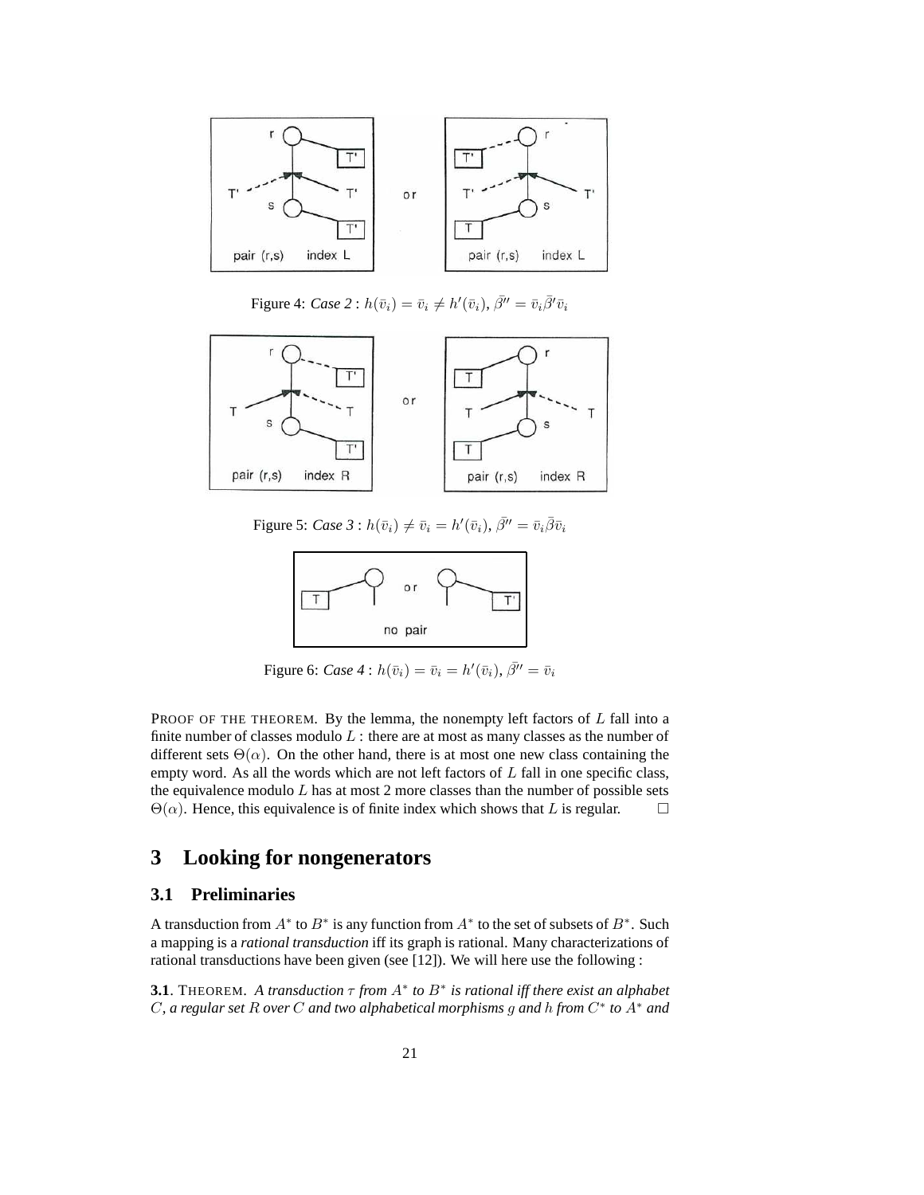Figure 4: *Case 2* : $h(\bar{v}_i) = \bar{v}_i \neq h'(\bar{v}_i)$, $\bar{\beta''} = \bar{v}_i \bar{\beta}' \bar{v}_i$

Figure 5: *Case 3* : $h(\bar{v}_i) \neq \bar{v}_i = h'(\bar{v}_i)$, $\bar{\beta''} = \bar{v}_i \bar{\beta} \bar{v}_i$

Figure 6: *Case 4* : $h(\bar{v}_i) = \bar{v}_i = h'(\bar{v}_i)$, $\bar{\beta''} = \bar{v}_i$

PROOF OF THE THEOREM. By the lemma, the nonempty left factors of $L$ fall into a finite number of classes modulo $L$ : there are at most as many classes as the number of different sets $\Theta(\alpha)$. On the other hand, there is at most one new class containing the empty word. As all the words which are not left factors of $L$ fall in one specific class, the equivalence modulo $L$ has at most 2 more classes than the number of possible sets $\Theta(\alpha)$. Hence, this equivalence is of finite index which shows that $L$ is regular. □

## 3 Looking for nongenerators

### 3.1 Preliminaries

A transduction from $A^*$ to $B^*$ is any function from $A^*$ to the set of subsets of $B^*$. Such a mapping is a *rational transduction* iff its graph is rational. Many characterizations of rational transductions have been given (see [12]). We will here use the following :

**3.1**. THEOREM. *A transduction $\tau$ from $A^*$ to $B^*$ is rational iff there exist an alphabet $C$, a regular set $R$ over $C$ and two alphabetical morphisms $g$ and $h$ from $C^*$ to $A^*$ and*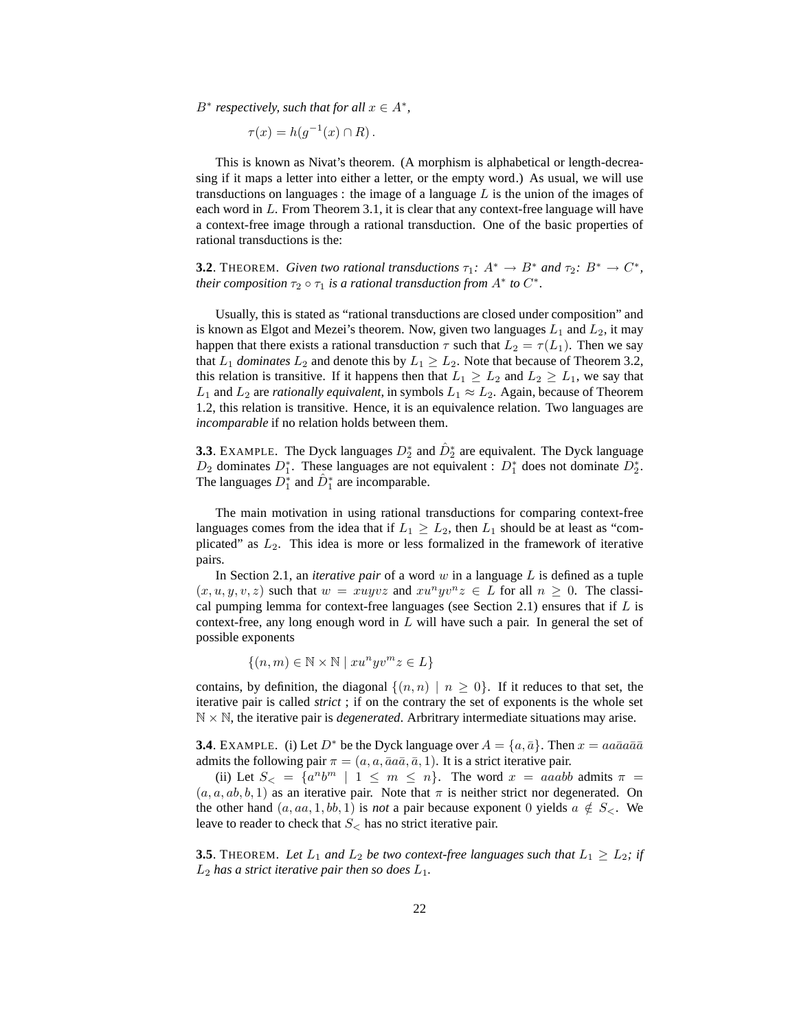$B^*$ *respectively, such that for all* $x \in A^*$*,*

$$\tau(x) = h(g^{-1}(x) \cap R)\,.$$

This is known as Nivat's theorem. (A morphism is alphabetical or length-decreasing if it maps a letter into either a letter, or the empty word.) As usual, we will use transductions on languages : the image of a language $L$ is the union of the images of each word in $L$. From Theorem 3.1, it is clear that any context-free language will have a context-free image through a rational transduction. One of the basic properties of rational transductions is the:

**3.2**. THEOREM. *Given two rational transductions* $\tau_1\colon A^* \to B^*$ *and* $\tau_2\colon B^* \to C^*$*, their composition* $\tau_2 \circ \tau_1$ *is a rational transduction from* $A^*$ *to* $C^*$*.*

Usually, this is stated as "rational transductions are closed under composition" and is known as Elgot and Mezei's theorem. Now, given two languages $L_1$ and $L_2$, it may happen that there exists a rational transduction $\tau$ such that $L_2 = \tau(L_1)$. Then we say that $L_1$ *dominates* $L_2$ and denote this by $L_1 \geq L_2$. Note that because of Theorem 3.2, this relation is transitive. If it happens then that $L_1 \geq L_2$ and $L_2 \geq L_1$, we say that $L_1$ and $L_2$ are *rationally equivalent*, in symbols $L_1 \approx L_2$. Again, because of Theorem 1.2, this relation is transitive. Hence, it is an equivalence relation. Two languages are *incomparable* if no relation holds between them.

**3.3**. EXAMPLE. The Dyck languages $D_2^*$ and $\hat{D}_2^*$ are equivalent. The Dyck language $D_2$ dominates $D_1^*$. These languages are not equivalent : $D_1^*$ does not dominate $D_2^*$. The languages $D_1^*$ and $\hat{D}_1^*$ are incomparable.

The main motivation in using rational transductions for comparing context-free languages comes from the idea that if $L_1 \geq L_2$, then $L_1$ should be at least as "complicated" as $L_2$. This idea is more or less formalized in the framework of iterative pairs.

In Section 2.1, an *iterative pair* of a word $w$ in a language $L$ is defined as a tuple $(x, u, y, v, z)$ such that $w = xuyvz$ and $xu^nyv^nz \in L$ for all $n \geq 0$. The classical pumping lemma for context-free languages (see Section 2.1) ensures that if $L$ is context-free, any long enough word in $L$ will have such a pair. In general the set of possible exponents

$$\{(n, m) \in \mathbb{N} \times \mathbb{N} \mid xu^nyv^mz \in L\}$$

contains, by definition, the diagonal $\{(n, n) \mid n \geq 0\}$. If it reduces to that set, the iterative pair is called *strict* ; if on the contrary the set of exponents is the whole set $\mathbb{N} \times \mathbb{N}$, the iterative pair is *degenerated*. Arbritrary intermediate situations may arise.

**3.4**. EXAMPLE. (i) Let $D^*$ be the Dyck language over $A = \{a, \bar{a}\}$. Then $x = aa\bar{a}a\bar{a}\bar{a}$ admits the following pair $\pi = (a, a, \bar{a}a\bar{a}, \bar{a}, 1)$. It is a strict iterative pair.

(ii) Let $S_< = \{a^nb^m \mid 1 \leq m \leq n\}$. The word $x = aaabb$ admits $\pi = (a, a, ab, b, 1)$ as an iterative pair. Note that $\pi$ is neither strict nor degenerated. On the other hand $(a, aa, 1, bb, 1)$ is *not* a pair because exponent $0$ yields $a \notin S_<$. We leave to reader to check that $S_<$ has no strict iterative pair.

**3.5**. THEOREM. *Let* $L_1$ *and* $L_2$ *be two context-free languages such that* $L_1 \geq L_2$*; if* $L_2$ *has a strict iterative pair then so does* $L_1$*.*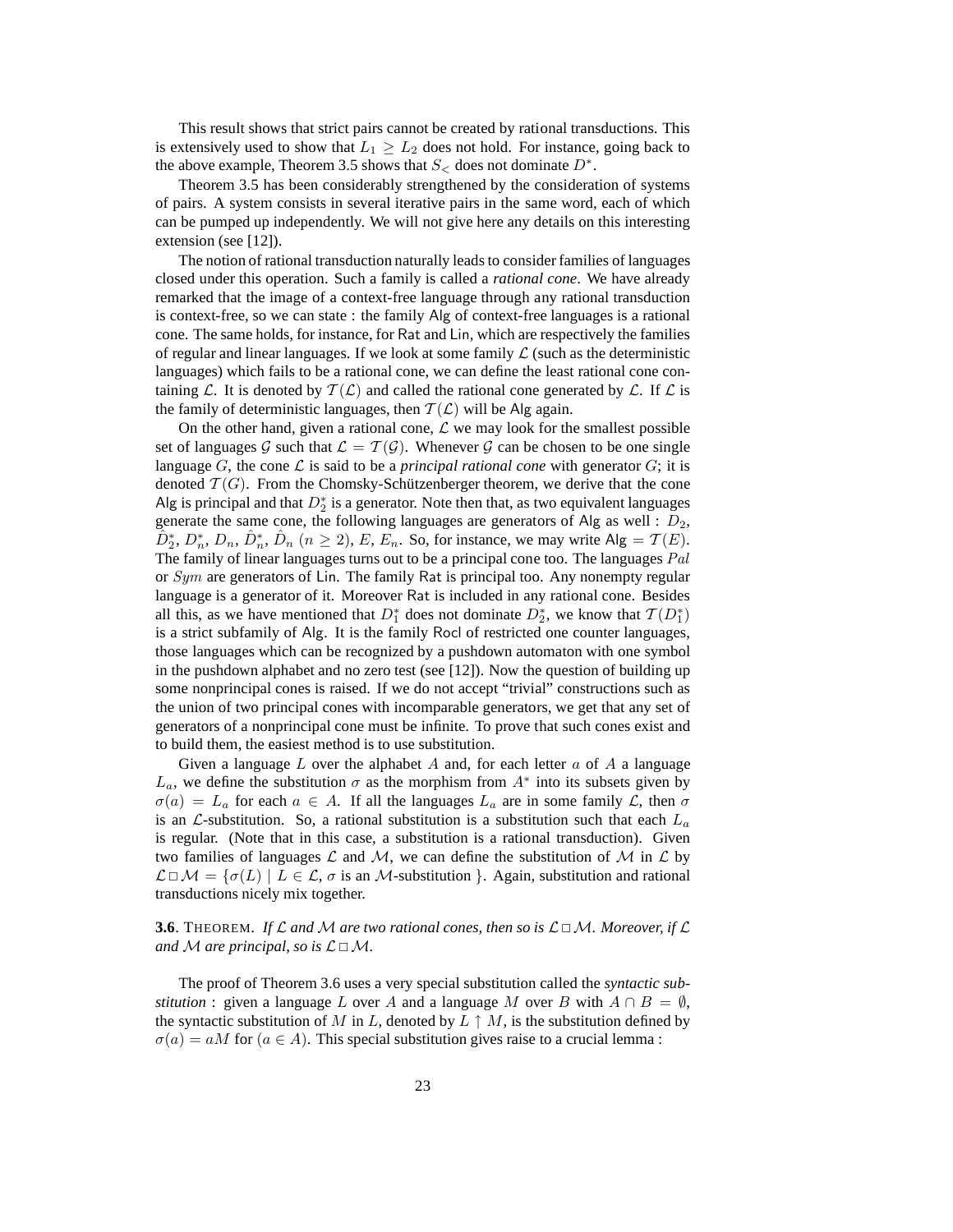This result shows that strict pairs cannot be created by rational transductions. This is extensively used to show that $L_1 \geq L_2$ does not hold. For instance, going back to the above example, Theorem 3.5 shows that $S_<$ does not dominate $D^*$.

Theorem 3.5 has been considerably strengthened by the consideration of systems of pairs. A system consists in several iterative pairs in the same word, each of which can be pumped up independently. We will not give here any details on this interesting extension (see [12]).

The notion of rational transduction naturally leads to consider families of languages closed under this operation. Such a family is called a *rational cone*. We have already remarked that the image of a context-free language through any rational transduction is context-free, so we can state : the family $\mathsf{Alg}$ of context-free languages is a rational cone. The same holds, for instance, for $\mathsf{Rat}$ and $\mathsf{Lin}$, which are respectively the families of regular and linear languages. If we look at some family $\mathcal{L}$ (such as the deterministic languages) which fails to be a rational cone, we can define the least rational cone containing $\mathcal{L}$. It is denoted by $\mathcal{T}(\mathcal{L})$ and called the rational cone generated by $\mathcal{L}$. If $\mathcal{L}$ is the family of deterministic languages, then $\mathcal{T}(\mathcal{L})$ will be $\mathsf{Alg}$ again.

On the other hand, given a rational cone, $\mathcal{L}$ we may look for the smallest possible set of languages $\mathcal{G}$ such that $\mathcal{L} = \mathcal{T}(\mathcal{G})$. Whenever $\mathcal{G}$ can be chosen to be one single language $G$, the cone $\mathcal{L}$ is said to be a *principal rational cone* with generator $G$; it is denoted $\mathcal{T}(G)$. From the Chomsky-Schützenberger theorem, we derive that the cone $\mathsf{Alg}$ is principal and that $D_2^*$ is a generator. Note then that, as two equivalent languages generate the same cone, the following languages are generators of $\mathsf{Alg}$ as well : $D_2$, $\hat{D}_2^*$, $D_n^*$, $D_n$, $\hat{D}_n^*$, $\hat{D}_n$ $(n \geq 2)$, $E$, $E_n$. So, for instance, we may write $\mathsf{Alg} = \mathcal{T}(E)$. The family of linear languages turns out to be a principal cone too. The languages $Pal$ or $Sym$ are generators of $\mathsf{Lin}$. The family $\mathsf{Rat}$ is principal too. Any nonempty regular language is a generator of it. Moreover $\mathsf{Rat}$ is included in any rational cone. Besides all this, as we have mentioned that $D_1^*$ does not dominate $D_2^*$, we know that $\mathcal{T}(D_1^*)$ is a strict subfamily of $\mathsf{Alg}$. It is the family $\mathsf{Rocl}$ of restricted one counter languages, those languages which can be recognized by a pushdown automaton with one symbol in the pushdown alphabet and no zero test (see [12]). Now the question of building up some nonprincipal cones is raised. If we do not accept "trivial" constructions such as the union of two principal cones with incomparable generators, we get that any set of generators of a nonprincipal cone must be infinite. To prove that such cones exist and to build them, the easiest method is to use substitution.

Given a language $L$ over the alphabet $A$ and, for each letter $a$ of $A$ a language $L_a$, we define the substitution $\sigma$ as the morphism from $A^*$ into its subsets given by $\sigma(a) = L_a$ for each $a \in A$. If all the languages $L_a$ are in some family $\mathcal{L}$, then $\sigma$ is an $\mathcal{L}$-substitution. So, a rational substitution is a substitution such that each $L_a$ is regular. (Note that in this case, a substitution is a rational transduction). Given two families of languages $\mathcal{L}$ and $\mathcal{M}$, we can define the substitution of $\mathcal{M}$ in $\mathcal{L}$ by $\mathcal{L} \,\square\, \mathcal{M} = \{\sigma(L) \mid L \in \mathcal{L}, \sigma \text{ is an } \mathcal{M}\text{-substitution}\}$. Again, substitution and rational transductions nicely mix together.

**3.6**. THEOREM. *If $\mathcal{L}$ and $\mathcal{M}$ are two rational cones, then so is $\mathcal{L} \,\square\, \mathcal{M}$. Moreover, if $\mathcal{L}$ and $\mathcal{M}$ are principal, so is $\mathcal{L} \,\square\, \mathcal{M}$.*

The proof of Theorem 3.6 uses a very special substitution called the *syntactic substitution* : given a language $L$ over $A$ and a language $M$ over $B$ with $A \cap B = \emptyset$, the syntactic substitution of $M$ in $L$, denoted by $L \uparrow M$, is the substitution defined by $\sigma(a) = aM$ for $(a \in A)$. This special substitution gives raise to a crucial lemma :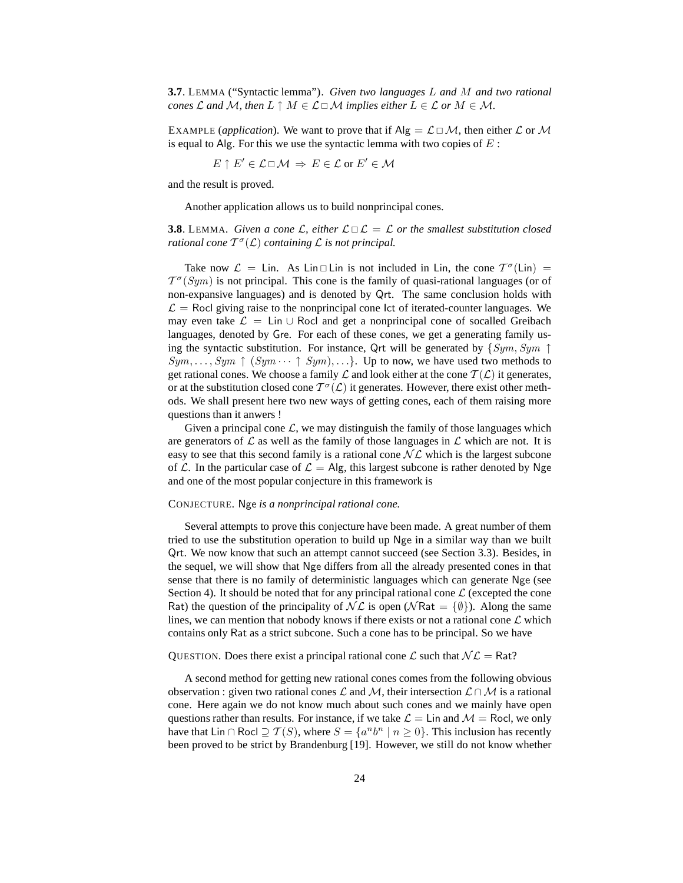**3.7**. LEMMA ("Syntactic lemma"). *Given two languages $L$ and $M$ and two rational cones $\mathcal{L}$ and $\mathcal{M}$, then $L \uparrow M \in \mathcal{L} \,\square\, \mathcal{M}$ implies either $L \in \mathcal{L}$ or $M \in \mathcal{M}$.*

EXAMPLE (*application*). We want to prove that if $\mathsf{Alg} = \mathcal{L} \,\square\, \mathcal{M}$, then either $\mathcal{L}$ or $\mathcal{M}$ is equal to $\mathsf{Alg}$. For this we use the syntactic lemma with two copies of $E$ :

$$E \uparrow E' \in \mathcal{L} \,\square\, \mathcal{M} \;\Rightarrow\; E \in \mathcal{L} \text{ or } E' \in \mathcal{M}$$

and the result is proved.

Another application allows us to build nonprincipal cones.

**3.8**. LEMMA. *Given a cone $\mathcal{L}$, either $\mathcal{L} \,\square\, \mathcal{L} = \mathcal{L}$ or the smallest substitution closed rational cone $\mathcal{T}^\sigma(\mathcal{L})$ containing $\mathcal{L}$ is not principal.*

Take now $\mathcal{L} = \mathsf{Lin}$. As $\mathsf{Lin} \,\square\, \mathsf{Lin}$ is not included in $\mathsf{Lin}$, the cone $\mathcal{T}^\sigma(\mathsf{Lin}) = \mathcal{T}^\sigma(Sym)$ is not principal. This cone is the family of quasi-rational languages (or of non-expansive languages) and is denoted by $\mathsf{Qrt}$. The same conclusion holds with $\mathcal{L} = \mathsf{Rocl}$ giving raise to the nonprincipal cone $\mathsf{Ict}$ of iterated-counter languages. We may even take $\mathcal{L} = \mathsf{Lin} \cup \mathsf{Rocl}$ and get a nonprincipal cone of socalled Greibach languages, denoted by $\mathsf{Gre}$. For each of these cones, we get a generating family using the syntactic substitution. For instance, $\mathsf{Qrt}$ will be generated by $\{Sym, Sym \uparrow Sym, \ldots, Sym \uparrow (Sym \cdots \uparrow Sym), \ldots\}$. Up to now, we have used two methods to get rational cones. We choose a family $\mathcal{L}$ and look either at the cone $\mathcal{T}(\mathcal{L})$ it generates, or at the substitution closed cone $\mathcal{T}^\sigma(\mathcal{L})$ it generates. However, there exist other methods. We shall present here two new ways of getting cones, each of them raising more questions than it anwers !

Given a principal cone $\mathcal{L}$, we may distinguish the family of those languages which are generators of $\mathcal{L}$ as well as the family of those languages in $\mathcal{L}$ which are not. It is easy to see that this second family is a rational cone $\mathcal{N}\mathcal{L}$ which is the largest subcone of $\mathcal{L}$. In the particular case of $\mathcal{L} = \mathsf{Alg}$, this largest subcone is rather denoted by $\mathsf{Nge}$ and one of the most popular conjecture in this framework is

CONJECTURE. $\mathsf{Nge}$ *is a nonprincipal rational cone.*

Several attempts to prove this conjecture have been made. A great number of them tried to use the substitution operation to build up $\mathsf{Nge}$ in a similar way than we built $\mathsf{Qrt}$. We now know that such an attempt cannot succeed (see Section 3.3). Besides, in the sequel, we will show that $\mathsf{Nge}$ differs from all the already presented cones in that sense that there is no family of deterministic languages which can generate $\mathsf{Nge}$ (see Section 4). It should be noted that for any principal rational cone $\mathcal{L}$ (excepted the cone $\mathsf{Rat}$) the question of the principality of $\mathcal{N}\mathcal{L}$ is open ($\mathcal{N}\mathsf{Rat} = \{\emptyset\}$). Along the same lines, we can mention that nobody knows if there exists or not a rational cone $\mathcal{L}$ which contains only $\mathsf{Rat}$ as a strict subcone. Such a cone has to be principal. So we have

QUESTION. Does there exist a principal rational cone $\mathcal{L}$ such that $\mathcal{N}\mathcal{L} = \mathsf{Rat}$?

A second method for getting new rational cones comes from the following obvious observation : given two rational cones $\mathcal{L}$ and $\mathcal{M}$, their intersection $\mathcal{L} \cap \mathcal{M}$ is a rational cone. Here again we do not know much about such cones and we mainly have open questions rather than results. For instance, if we take $\mathcal{L} = \mathsf{Lin}$ and $\mathcal{M} = \mathsf{Rocl}$, we only have that $\mathsf{Lin} \cap \mathsf{Rocl} \supseteq \mathcal{T}(S)$, where $S = \{a^n b^n \mid n \geq 0\}$. This inclusion has recently been proved to be strict by Brandenburg [19]. However, we still do not know whether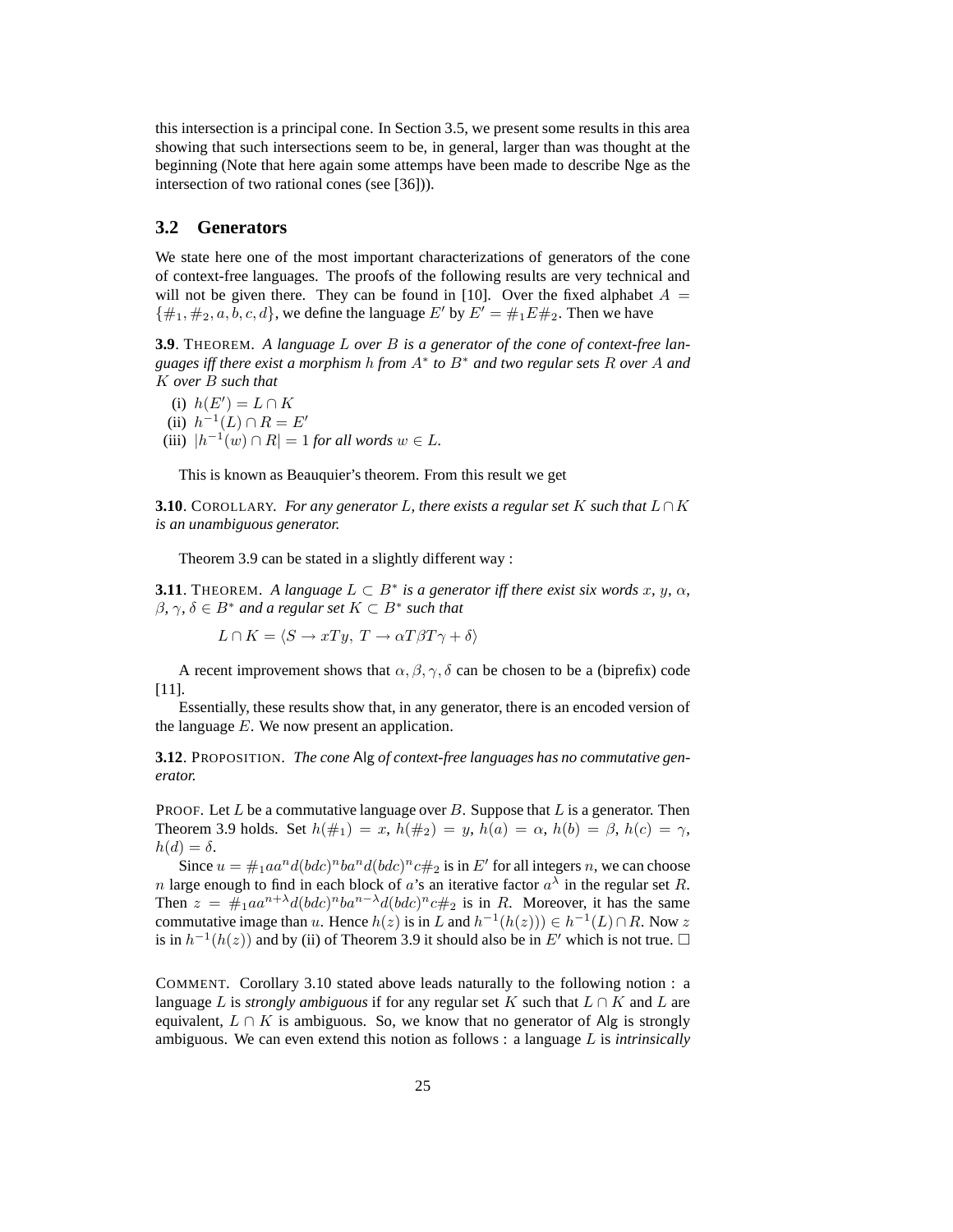this intersection is a principal cone. In Section 3.5, we present some results in this area showing that such intersections seem to be, in general, larger than was thought at the beginning (Note that here again some attemps have been made to describe Nge as the intersection of two rational cones (see [36])).

## 3.2 Generators

We state here one of the most important characterizations of generators of the cone of context-free languages. The proofs of the following results are very technical and will not be given there. They can be found in [10]. Over the fixed alphabet $A = \{\#_1, \#_2, a, b, c, d\}$, we define the language $E'$ by $E' = \#_1 E \#_2$. Then we have

**3.9**. THEOREM. *A language $L$ over $B$ is a generator of the cone of context-free languages iff there exist a morphism $h$ from $A^*$ to $B^*$ and two regular sets $R$ over $A$ and $K$ over $B$ such that*

(i) $h(E') = L \cap K$
(ii) $h^{-1}(L) \cap R = E'$
(iii) $|h^{-1}(w) \cap R| = 1$ *for all words* $w \in L$.

This is known as Beauquier's theorem. From this result we get

**3.10**. COROLLARY. *For any generator $L$, there exists a regular set $K$ such that $L \cap K$ is an unambiguous generator.*

Theorem 3.9 can be stated in a slightly different way :

**3.11**. THEOREM. *A language $L \subset B^*$ is a generator iff there exist six words $x$, $y$, $\alpha$, $\beta$, $\gamma$, $\delta \in B^*$ and a regular set $K \subset B^*$ such that*

$$L \cap K = \langle S \to xTy,\ T \to \alpha T \beta T \gamma + \delta \rangle$$

A recent improvement shows that $\alpha, \beta, \gamma, \delta$ can be chosen to be a (biprefix) code [11].

Essentially, these results show that, in any generator, there is an encoded version of the language $E$. We now present an application.

**3.12**. PROPOSITION. *The cone* Alg *of context-free languages has no commutative generator.*

PROOF. Let $L$ be a commutative language over $B$. Suppose that $L$ is a generator. Then Theorem 3.9 holds. Set $h(\#_1) = x$, $h(\#_2) = y$, $h(a) = \alpha$, $h(b) = \beta$, $h(c) = \gamma$, $h(d) = \delta$.

Since $u = \#_1 a a^n d(bdc)^n b a^n d(bdc)^n c \#_2$ is in $E'$ for all integers $n$, we can choose $n$ large enough to find in each block of $a$'s an iterative factor $a^\lambda$ in the regular set $R$. Then $z = \#_1 a a^{n+\lambda} d(bdc)^n b a^{n-\lambda} d(bdc)^n c \#_2$ is in $R$. Moreover, it has the same commutative image than $u$. Hence $h(z)$ is in $L$ and $h^{-1}(h(z))) \in h^{-1}(L) \cap R$. Now $z$ is in $h^{-1}(h(z))$ and by (ii) of Theorem 3.9 it should also be in $E'$ which is not true. □

COMMENT. Corollary 3.10 stated above leads naturally to the following notion : a language $L$ is *strongly ambiguous* if for any regular set $K$ such that $L \cap K$ and $L$ are equivalent, $L \cap K$ is ambiguous. So, we know that no generator of Alg is strongly ambiguous. We can even extend this notion as follows : a language $L$ is *intrinsically*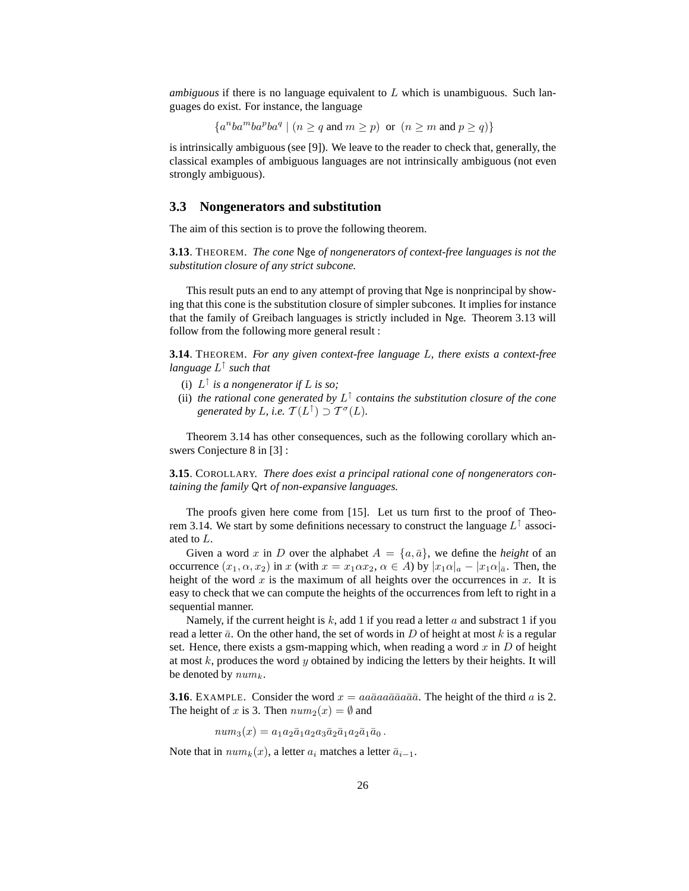*ambiguous* if there is no language equivalent to $L$ which is unambiguous. Such languages do exist. For instance, the language

$$\{a^n ba^m ba^p ba^q \mid (n \geq q \text{ and } m \geq p) \text{ or } (n \geq m \text{ and } p \geq q)\}$$

is intrinsically ambiguous (see [9]). We leave to the reader to check that, generally, the classical examples of ambiguous languages are not intrinsically ambiguous (not even strongly ambiguous).

## 3.3 Nongenerators and substitution

The aim of this section is to prove the following theorem.

**3.13**. THEOREM. *The cone* Nge *of nongenerators of context-free languages is not the substitution closure of any strict subcone.*

This result puts an end to any attempt of proving that Nge is nonprincipal by showing that this cone is the substitution closure of simpler subcones. It implies for instance that the family of Greibach languages is strictly included in Nge. Theorem 3.13 will follow from the following more general result :

**3.14**. THEOREM. *For any given context-free language $L$, there exists a context-free language $L^{\uparrow}$ such that*

(i) *$L^{\uparrow}$ is a nongenerator if $L$ is so;*
(ii) *the rational cone generated by $L^{\uparrow}$ contains the substitution closure of the cone generated by $L$, i.e. $\mathcal{T}(L^{\uparrow}) \supset \mathcal{T}^{\sigma}(L)$.*

Theorem 3.14 has other consequences, such as the following corollary which answers Conjecture 8 in [3] :

**3.15**. COROLLARY. *There does exist a principal rational cone of nongenerators containing the family* Qrt *of non-expansive languages.*

The proofs given here come from [15]. Let us turn first to the proof of Theorem 3.14. We start by some definitions necessary to construct the language $L^{\uparrow}$ associated to $L$.

Given a word $x$ in $D$ over the alphabet $A = \{a, \bar{a}\}$, we define the *height* of an occurrence $(x_1, \alpha, x_2)$ in $x$ (with $x = x_1 \alpha x_2$, $\alpha \in A$) by $|x_1\alpha|_a - |x_1\alpha|_{\bar{a}}$. Then, the height of the word $x$ is the maximum of all heights over the occurrences in $x$. It is easy to check that we can compute the heights of the occurrences from left to right in a sequential manner.

Namely, if the current height is $k$, add 1 if you read a letter $a$ and substract 1 if you read a letter $\bar{a}$. On the other hand, the set of words in $D$ of height at most $k$ is a regular set. Hence, there exists a gsm-mapping which, when reading a word $x$ in $D$ of height at most $k$, produces the word $y$ obtained by indicing the letters by their heights. It will be denoted by $num_k$.

**3.16**. EXAMPLE. Consider the word $x = aa\bar{a}aa\bar{a}\bar{a}a\bar{a}\bar{a}$. The height of the third $a$ is 2. The height of $x$ is 3. Then $num_2(x) = \emptyset$ and

$$num_3(x) = a_1 a_2 \bar{a}_1 a_2 a_3 \bar{a}_2 \bar{a}_1 a_2 \bar{a}_1 \bar{a}_0 \, .$$

Note that in $num_k(x)$, a letter $a_i$ matches a letter $\bar{a}_{i-1}$.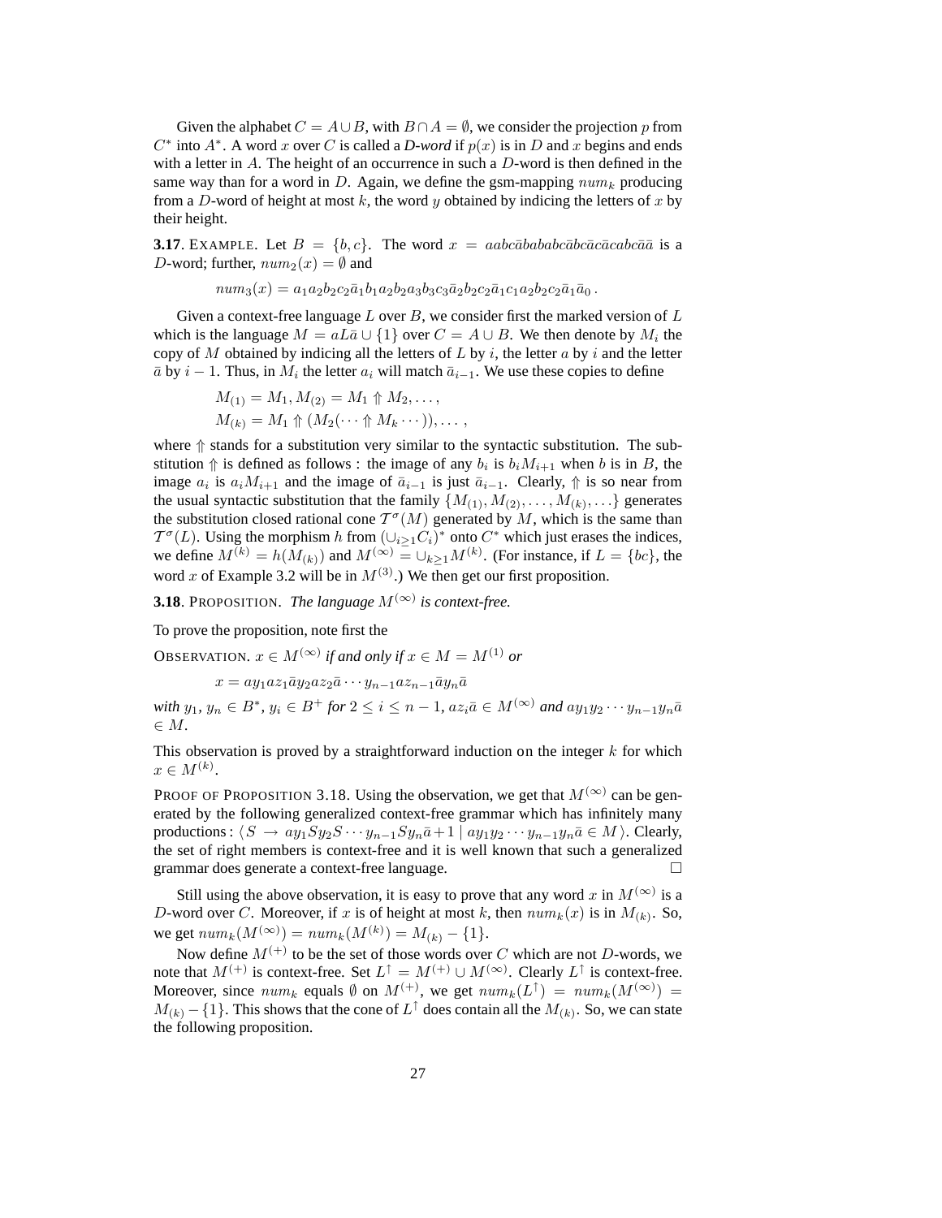Given the alphabet $C = A \cup B$, with $B \cap A = \emptyset$, we consider the projection $p$ from $C^*$ into $A^*$. A word $x$ over $C$ is called a *D-word* if $p(x)$ is in $D$ and $x$ begins and ends with a letter in $A$. The height of an occurrence in such a $D$-word is then defined in the same way than for a word in $D$. Again, we define the gsm-mapping $num_k$ producing from a $D$-word of height at most $k$, the word $y$ obtained by indicing the letters of $x$ by their height.

**3.17**. EXAMPLE. Let $B = \{b, c\}$. The word $x = aabc\bar{a}bababc\bar{a}bc\bar{a}c\bar{a}cabc\bar{a}\bar{a}$ is a $D$-word; further, $num_2(x) = \emptyset$ and

$$num_3(x) = a_1a_2b_2c_2\bar{a}_1b_1a_2b_2a_3b_3c_3\bar{a}_2b_2c_2\bar{a}_1c_1a_2b_2c_2\bar{a}_1\bar{a}_0\,.$$

Given a context-free language $L$ over $B$, we consider first the marked version of $L$ which is the language $M = aL\bar{a} \cup \{1\}$ over $C = A \cup B$. We then denote by $M_i$ the copy of $M$ obtained by indicing all the letters of $L$ by $i$, the letter $a$ by $i$ and the letter $\bar{a}$ by $i - 1$. Thus, in $M_i$ the letter $a_i$ will match $\bar{a}_{i-1}$. We use these copies to define

$$M_{(1)} = M_1, M_{(2)} = M_1 \Uparrow M_2, \ldots,$$
$$M_{(k)} = M_1 \Uparrow (M_2(\cdots \Uparrow M_k \cdots)), \ldots\,,$$

where $\Uparrow$ stands for a substitution very similar to the syntactic substitution. The substitution $\Uparrow$ is defined as follows : the image of any $b_i$ is $b_iM_{i+1}$ when $b$ is in $B$, the image $a_i$ is $a_iM_{i+1}$ and the image of $\bar{a}_{i-1}$ is just $\bar{a}_{i-1}$. Clearly, $\Uparrow$ is so near from the usual syntactic substitution that the family $\{M_{(1)}, M_{(2)}, \ldots, M_{(k)}, \ldots\}$ generates the substitution closed rational cone $\mathcal{T}^\sigma(M)$ generated by $M$, which is the same than $\mathcal{T}^\sigma(L)$. Using the morphism $h$ from $(\cup_{i\geq 1} C_i)^*$ onto $C^*$ which just erases the indices, we define $M^{(k)} = h(M_{(k)})$ and $M^{(\infty)} = \cup_{k\geq 1} M^{(k)}$. (For instance, if $L = \{bc\}$, the word $x$ of Example 3.2 will be in $M^{(3)}$.) We then get our first proposition.

**3.18**. PROPOSITION. *The language $M^{(\infty)}$ is context-free.*

To prove the proposition, note first the

OBSERVATION. *$x \in M^{(\infty)}$ if and only if $x \in M = M^{(1)}$ or*

$$x = ay_1az_1\bar{a}y_2az_2\bar{a}\cdots y_{n-1}az_{n-1}\bar{a}y_n\bar{a}$$

*with $y_1$, $y_n \in B^*$, $y_i \in B^+$ for $2 \leq i \leq n-1$, $az_i\bar{a} \in M^{(\infty)}$ and $ay_1y_2\cdots y_{n-1}y_n\bar{a} \in M$.*

This observation is proved by a straightforward induction on the integer $k$ for which $x \in M^{(k)}$.

PROOF OF PROPOSITION 3.18. Using the observation, we get that $M^{(\infty)}$ can be generated by the following generalized context-free grammar which has infinitely many productions : $\langle S \to ay_1Sy_2S\cdots y_{n-1}Sy_n\bar{a} + 1 \mid ay_1y_2\cdots y_{n-1}y_n\bar{a} \in M\,\rangle$. Clearly, the set of right members is context-free and it is well known that such a generalized grammar does generate a context-free language. □

Still using the above observation, it is easy to prove that any word $x$ in $M^{(\infty)}$ is a $D$-word over $C$. Moreover, if $x$ is of height at most $k$, then $num_k(x)$ is in $M_{(k)}$. So, we get $num_k(M^{(\infty)}) = num_k(M^{(k)}) = M_{(k)} - \{1\}$.

Now define $M^{(+)}$ to be the set of those words over $C$ which are not $D$-words, we note that $M^{(+)}$ is context-free. Set $L^\uparrow = M^{(+)} \cup M^{(\infty)}$. Clearly $L^\uparrow$ is context-free. Moreover, since $num_k$ equals $\emptyset$ on $M^{(+)}$, we get $num_k(L^\uparrow) = num_k(M^{(\infty)}) = M_{(k)} - \{1\}$. This shows that the cone of $L^\uparrow$ does contain all the $M_{(k)}$. So, we can state the following proposition.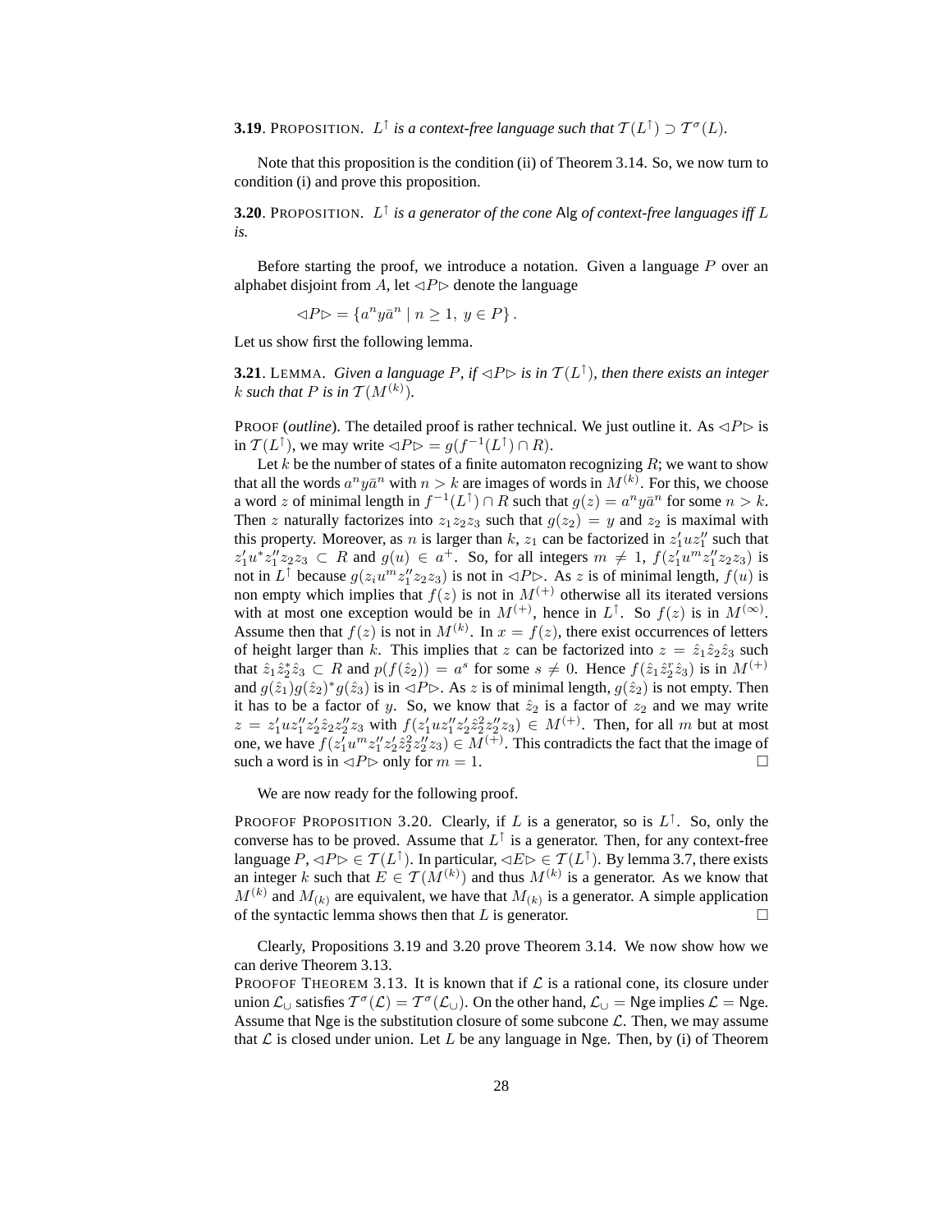**3.19**. PROPOSITION. *$L^{\uparrow}$ is a context-free language such that $\mathcal{T}(L^{\uparrow}) \supset \mathcal{T}^{\sigma}(L)$.*

Note that this proposition is the condition (ii) of Theorem 3.14. So, we now turn to condition (i) and prove this proposition.

**3.20**. PROPOSITION. *$L^{\uparrow}$ is a generator of the cone $\mathsf{Alg}$ of context-free languages iff $L$ is.*

Before starting the proof, we introduce a notation. Given a language $P$ over an alphabet disjoint from $A$, let $\lhd P \rhd$ denote the language

$$\lhd P \rhd = \{a^n y \bar{a}^n \mid n \geq 1,\ y \in P\}.$$

Let us show first the following lemma.

**3.21**. LEMMA. *Given a language $P$, if $\lhd P \rhd$ is in $\mathcal{T}(L^{\uparrow})$, then there exists an integer $k$ such that $P$ is in $\mathcal{T}(M^{(k)})$.*

PROOF (*outline*). The detailed proof is rather technical. We just outline it. As $\lhd P \rhd$ is in $\mathcal{T}(L^{\uparrow})$, we may write $\lhd P \rhd = g(f^{-1}(L^{\uparrow}) \cap R)$.

Let $k$ be the number of states of a finite automaton recognizing $R$; we want to show that all the words $a^n y \bar{a}^n$ with $n > k$ are images of words in $M^{(k)}$. For this, we choose a word $z$ of minimal length in $f^{-1}(L^{\uparrow}) \cap R$ such that $g(z) = a^n y \bar{a}^n$ for some $n > k$. Then $z$ naturally factorizes into $z_1 z_2 z_3$ such that $g(z_2) = y$ and $z_2$ is maximal with this property. Moreover, as $n$ is larger than $k$, $z_1$ can be factorized in $z_1' u z_1''$ such that $z_1' u^* z_1'' z_2 z_3 \subset R$ and $g(u) \in a^+$. So, for all integers $m \neq 1$, $f(z_1' u^m z_1'' z_2 z_3)$ is not in $L^{\uparrow}$ because $g(z_i u^m z_1'' z_2 z_3)$ is not in $\lhd P \rhd$. As $z$ is of minimal length, $f(u)$ is non empty which implies that $f(z)$ is not in $M^{(+)}$ otherwise all its iterated versions with at most one exception would be in $M^{(+)}$, hence in $L^{\uparrow}$. So $f(z)$ is in $M^{(\infty)}$. Assume then that $f(z)$ is not in $M^{(k)}$. In $x = f(z)$, there exist occurrences of letters of height larger than $k$. This implies that $z$ can be factorized into $z = \hat{z}_1 \hat{z}_2 \hat{z}_3$ such that $\hat{z}_1 \hat{z}_2^* \hat{z}_3 \subset R$ and $p(f(\hat{z}_2)) = a^s$ for some $s \neq 0$. Hence $f(\hat{z}_1 \hat{z}_2^r \hat{z}_3)$ is in $M^{(+)}$ and $g(\hat{z}_1) g(\hat{z}_2)^* g(\hat{z}_3)$ is in $\lhd P \rhd$. As $z$ is of minimal length, $g(\hat{z}_2)$ is not empty. Then it has to be a factor of $y$. So, we know that $\hat{z}_2$ is a factor of $z_2$ and we may write $z = z_1' u z_1'' z_2' \hat{z}_2 z_2'' z_3$ with $f(z_1' u z_1'' z_2' \hat{z}_2^2 z_2'' z_3) \in M^{(+)}$. Then, for all $m$ but at most one, we have $f(z_1' u^m z_1'' z_2' \hat{z}_2^2 z_2'' z_3) \in M^{(+)}$. This contradicts the fact that the image of such a word is in $\lhd P \rhd$ only for $m = 1$. □

We are now ready for the following proof.

PROOFOF PROPOSITION 3.20. Clearly, if $L$ is a generator, so is $L^{\uparrow}$. So, only the converse has to be proved. Assume that $L^{\uparrow}$ is a generator. Then, for any context-free language $P$, $\lhd P \rhd \in \mathcal{T}(L^{\uparrow})$. In particular, $\lhd E \rhd \in \mathcal{T}(L^{\uparrow})$. By lemma 3.7, there exists an integer $k$ such that $E \in \mathcal{T}(M^{(k)})$ and thus $M^{(k)}$ is a generator. As we know that $M^{(k)}$ and $M_{(k)}$ are equivalent, we have that $M_{(k)}$ is a generator. A simple application of the syntactic lemma shows then that $L$ is generator. □

Clearly, Propositions 3.19 and 3.20 prove Theorem 3.14. We now show how we can derive Theorem 3.13.

PROOFOF THEOREM 3.13. It is known that if $\mathcal{L}$ is a rational cone, its closure under union $\mathcal{L}_{\cup}$ satisfies $\mathcal{T}^{\sigma}(\mathcal{L}) = \mathcal{T}^{\sigma}(\mathcal{L}_{\cup})$. On the other hand, $\mathcal{L}_{\cup} = \mathsf{Nge}$ implies $\mathcal{L} = \mathsf{Nge}$. Assume that $\mathsf{Nge}$ is the substitution closure of some subcone $\mathcal{L}$. Then, we may assume that $\mathcal{L}$ is closed under union. Let $L$ be any language in $\mathsf{Nge}$. Then, by (i) of Theorem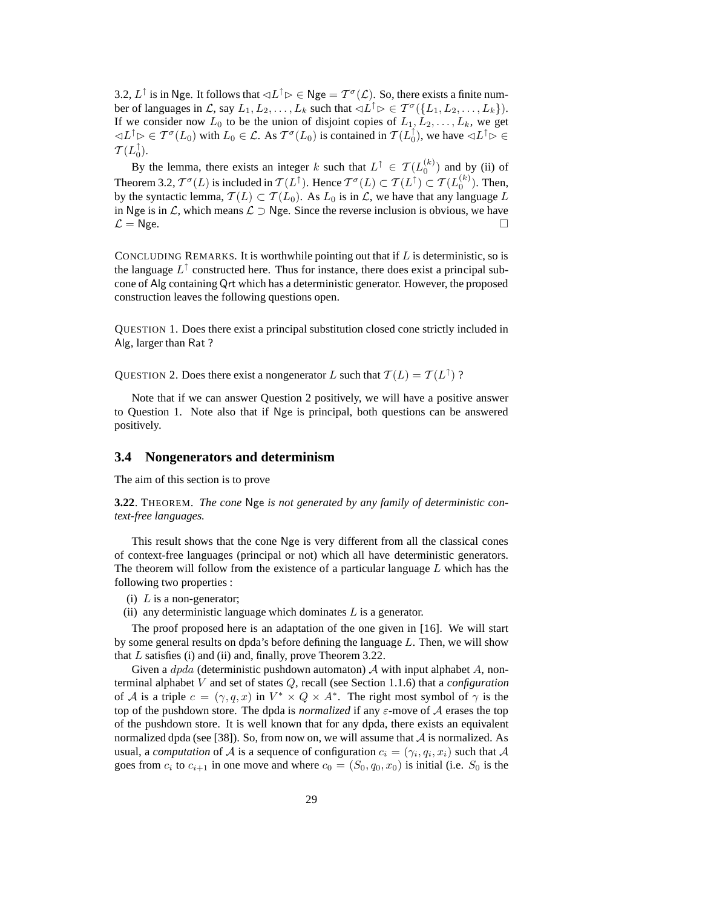3.2, $L^\uparrow$ is in $\mathsf{Nge}$. It follows that $\lhd L^\uparrow \rhd \in \mathsf{Nge} = \mathcal{T}^\sigma(\mathcal{L})$. So, there exists a finite number of languages in $\mathcal{L}$, say $L_1, L_2, \ldots, L_k$ such that $\lhd L^\uparrow \rhd \in \mathcal{T}^\sigma(\{L_1, L_2, \ldots, L_k\})$. If we consider now $L_0$ to be the union of disjoint copies of $L_1, L_2, \ldots, L_k$, we get $\lhd L^\uparrow \rhd \in \mathcal{T}^\sigma(L_0)$ with $L_0 \in \mathcal{L}$. As $\mathcal{T}^\sigma(L_0)$ is contained in $\mathcal{T}(L_0^\uparrow)$, we have $\lhd L^\uparrow \rhd \in \mathcal{T}(L_0^\uparrow)$.

By the lemma, there exists an integer $k$ such that $L^\uparrow \in \mathcal{T}(L_0^{(k)})$ and by (ii) of Theorem 3.2, $\mathcal{T}^\sigma(L)$ is included in $\mathcal{T}(L^\uparrow)$. Hence $\mathcal{T}^\sigma(L) \subset \mathcal{T}(L^\uparrow) \subset \mathcal{T}(L_0^{(k)})$. Then, by the syntactic lemma, $\mathcal{T}(L) \subset \mathcal{T}(L_0)$. As $L_0$ is in $\mathcal{L}$, we have that any language $L$ in $\mathsf{Nge}$ is in $\mathcal{L}$, which means $\mathcal{L} \supset \mathsf{Nge}$. Since the reverse inclusion is obvious, we have $\mathcal{L} = \mathsf{Nge}$. □

CONCLUDING REMARKS. It is worthwhile pointing out that if $L$ is deterministic, so is the language $L^\uparrow$ constructed here. Thus for instance, there does exist a principal subcone of $\mathsf{Alg}$ containing $\mathsf{Qrt}$ which has a deterministic generator. However, the proposed construction leaves the following questions open.

QUESTION 1. Does there exist a principal substitution closed cone strictly included in $\mathsf{Alg}$, larger than $\mathsf{Rat}$ ?

QUESTION 2. Does there exist a nongenerator $L$ such that $\mathcal{T}(L) = \mathcal{T}(L^\uparrow)$ ?

Note that if we can answer Question 2 positively, we will have a positive answer to Question 1. Note also that if $\mathsf{Nge}$ is principal, both questions can be answered positively.

### 3.4 Nongenerators and determinism

The aim of this section is to prove

**3.22**. THEOREM. *The cone* $\mathsf{Nge}$ *is not generated by any family of deterministic context-free languages.*

This result shows that the cone $\mathsf{Nge}$ is very different from all the classical cones of context-free languages (principal or not) which all have deterministic generators. The theorem will follow from the existence of a particular language $L$ which has the following two properties :

(i) $L$ is a non-generator;
(ii) any deterministic language which dominates $L$ is a generator.

The proof proposed here is an adaptation of the one given in [16]. We will start by some general results on dpda's before defining the language $L$. Then, we will show that $L$ satisfies (i) and (ii) and, finally, prove Theorem 3.22.

Given a $dpda$ (deterministic pushdown automaton) $\mathcal{A}$ with input alphabet $A$, nonterminal alphabet $V$ and set of states $Q$, recall (see Section 1.1.6) that a *configuration* of $\mathcal{A}$ is a triple $c = (\gamma, q, x)$ in $V^* \times Q \times A^*$. The right most symbol of $\gamma$ is the top of the pushdown store. The dpda is *normalized* if any $\varepsilon$-move of $\mathcal{A}$ erases the top of the pushdown store. It is well known that for any dpda, there exists an equivalent normalized dpda (see [38]). So, from now on, we will assume that $\mathcal{A}$ is normalized. As usual, a *computation* of $\mathcal{A}$ is a sequence of configuration $c_i = (\gamma_i, q_i, x_i)$ such that $\mathcal{A}$ goes from $c_i$ to $c_{i+1}$ in one move and where $c_0 = (S_0, q_0, x_0)$ is initial (i.e. $S_0$ is the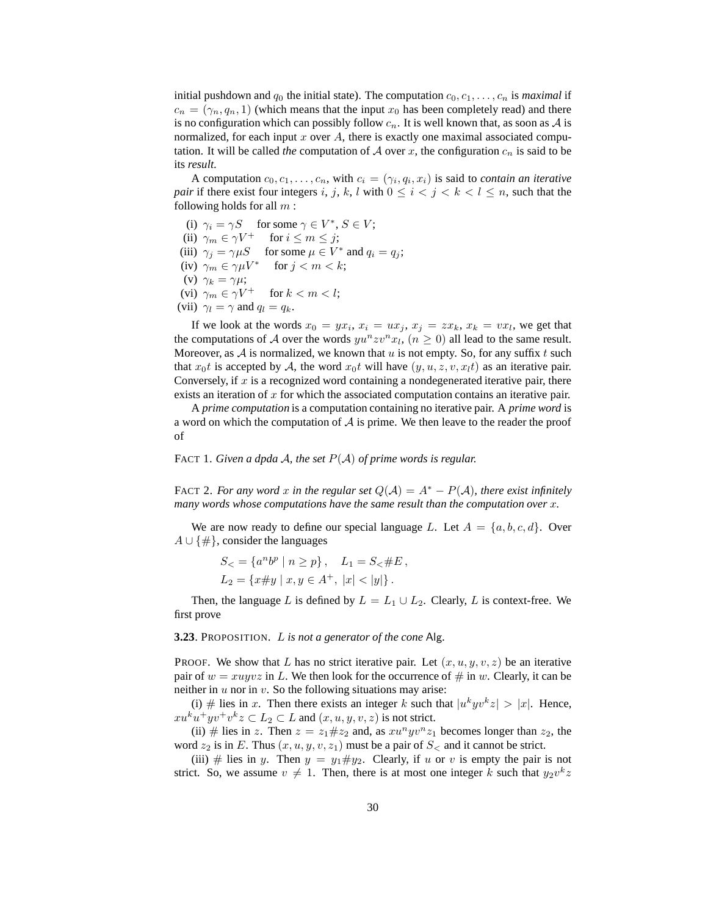initial pushdown and $q_0$ the initial state). The computation $c_0, c_1, \ldots, c_n$ is *maximal* if $c_n = (\gamma_n, q_n, 1)$ (which means that the input $x_0$ has been completely read) and there is no configuration which can possibly follow $c_n$. It is well known that, as soon as $\mathcal{A}$ is normalized, for each input $x$ over $A$, there is exactly one maximal associated computation. It will be called *the* computation of $\mathcal{A}$ over $x$, the configuration $c_n$ is said to be its *result*.

A computation $c_0, c_1, \ldots, c_n$, with $c_i = (\gamma_i, q_i, x_i)$ is said to *contain an iterative pair* if there exist four integers $i$, $j$, $k$, $l$ with $0 \leq i < j < k < l \leq n$, such that the following holds for all $m$ :

(i) $\gamma_i = \gamma S$ for some $\gamma \in V^*$, $S \in V$;
(ii) $\gamma_m \in \gamma V^+$ for $i \leq m \leq j$;
(iii) $\gamma_j = \gamma \mu S$ for some $\mu \in V^*$ and $q_i = q_j$;
(iv) $\gamma_m \in \gamma \mu V^*$ for $j < m < k$;
(v) $\gamma_k = \gamma \mu$;
(vi) $\gamma_m \in \gamma V^+$ for $k < m < l$;
(vii) $\gamma_l = \gamma$ and $q_l = q_k$.

If we look at the words $x_0 = yx_i$, $x_i = ux_j$, $x_j = zx_k$, $x_k = vx_l$, we get that the computations of $\mathcal{A}$ over the words $yu^nzv^nx_l$, $(n \geq 0)$ all lead to the same result. Moreover, as $\mathcal{A}$ is normalized, we known that $u$ is not empty. So, for any suffix $t$ such that $x_0t$ is accepted by $\mathcal{A}$, the word $x_0t$ will have $(y, u, z, v, x_lt)$ as an iterative pair. Conversely, if $x$ is a recognized word containing a nondegenerated iterative pair, there exists an iteration of $x$ for which the associated computation contains an iterative pair.

A *prime computation* is a computation containing no iterative pair. A *prime word* is a word on which the computation of $\mathcal{A}$ is prime. We then leave to the reader the proof of

FACT 1. *Given a dpda $\mathcal{A}$, the set $P(\mathcal{A})$ of prime words is regular.*

FACT 2. *For any word $x$ in the regular set $Q(\mathcal{A}) = A^* - P(\mathcal{A})$, there exist infinitely many words whose computations have the same result than the computation over $x$.*

We are now ready to define our special language $L$. Let $A = \{a, b, c, d\}$. Over $A \cup \{\#\}$, consider the languages

$$S_< = \{a^nb^p \mid n \geq p\}\,, \quad L_1 = S_<\#E\,,$$
$$L_2 = \{x\#y \mid x, y \in A^+,\ |x| < |y|\}\,.$$

Then, the language $L$ is defined by $L = L_1 \cup L_2$. Clearly, $L$ is context-free. We first prove

**3.23**. PROPOSITION. *$L$ is not a generator of the cone* Alg.

PROOF. We show that $L$ has no strict iterative pair. Let $(x, u, y, v, z)$ be an iterative pair of $w = xuyvz$ in $L$. We then look for the occurrence of $\#$ in $w$. Clearly, it can be neither in $u$ nor in $v$. So the following situations may arise:

(i) $\#$ lies in $x$. Then there exists an integer $k$ such that $|u^kyv^kz| > |x|$. Hence, $xu^ku^+yv^+v^kz \subset L_2 \subset L$ and $(x, u, y, v, z)$ is not strict.

(ii) $\#$ lies in $z$. Then $z = z_1\#z_2$ and, as $xu^nyv^nz_1$ becomes longer than $z_2$, the word $z_2$ is in $E$. Thus $(x, u, y, v, z_1)$ must be a pair of $S_<$ and it cannot be strict.

(iii) $\#$ lies in $y$. Then $y = y_1\#y_2$. Clearly, if $u$ or $v$ is empty the pair is not strict. So, we assume $v \neq 1$. Then, there is at most one integer $k$ such that $y_2v^kz$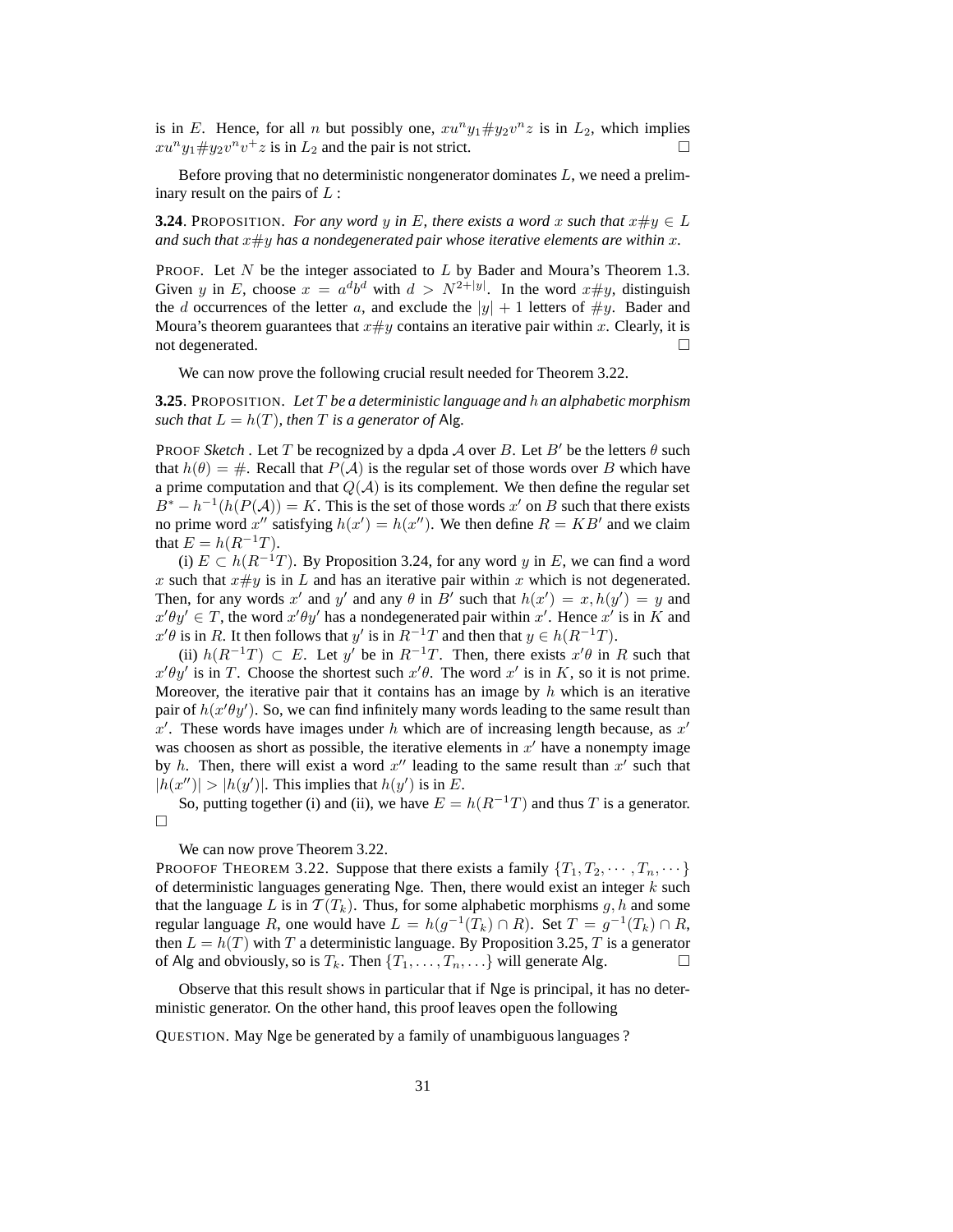is in $E$. Hence, for all $n$ but possibly one, $xu^n y_1 \# y_2 v^n z$ is in $L_2$, which implies $xu^n y_1 \# y_2 v^n v^+ z$ is in $L_2$ and the pair is not strict. $\square$

Before proving that no deterministic nongenerator dominates $L$, we need a preliminary result on the pairs of $L$ :

**3.24**. PROPOSITION. *For any word $y$ in $E$, there exists a word $x$ such that $x\#y \in L$ and such that $x\#y$ has a nondegenerated pair whose iterative elements are within $x$.*

PROOF. Let $N$ be the integer associated to $L$ by Bader and Moura's Theorem 1.3. Given $y$ in $E$, choose $x = a^d b^d$ with $d > N^{2+|y|}$. In the word $x\#y$, distinguish the $d$ occurrences of the letter $a$, and exclude the $|y| + 1$ letters of $\#y$. Bader and Moura's theorem guarantees that $x\#y$ contains an iterative pair within $x$. Clearly, it is not degenerated. $\square$

We can now prove the following crucial result needed for Theorem 3.22.

**3.25**. PROPOSITION. *Let $T$ be a deterministic language and $h$ an alphabetic morphism such that $L = h(T)$, then $T$ is a generator of* Alg.

PROOF *Sketch* . Let $T$ be recognized by a dpda $\mathcal{A}$ over $B$. Let $B'$ be the letters $\theta$ such that $h(\theta) = \#$. Recall that $P(\mathcal{A})$ is the regular set of those words over $B$ which have a prime computation and that $Q(\mathcal{A})$ is its complement. We then define the regular set $B^* - h^{-1}(h(P(\mathcal{A})) = K$. This is the set of those words $x'$ on $B$ such that there exists no prime word $x''$ satisfying $h(x') = h(x'')$. We then define $R = KB'$ and we claim that $E = h(R^{-1}T)$.

(i) $E \subset h(R^{-1}T)$. By Proposition 3.24, for any word $y$ in $E$, we can find a word $x$ such that $x\#y$ is in $L$ and has an iterative pair within $x$ which is not degenerated. Then, for any words $x'$ and $y'$ and any $\theta$ in $B'$ such that $h(x') = x, h(y') = y$ and $x'\theta y' \in T$, the word $x'\theta y'$ has a nondegenerated pair within $x'$. Hence $x'$ is in $K$ and $x'\theta$ is in $R$. It then follows that $y'$ is in $R^{-1}T$ and then that $y \in h(R^{-1}T)$.

(ii) $h(R^{-1}T) \subset E$. Let $y'$ be in $R^{-1}T$. Then, there exists $x'\theta$ in $R$ such that $x'\theta y'$ is in $T$. Choose the shortest such $x'\theta$. The word $x'$ is in $K$, so it is not prime. Moreover, the iterative pair that it contains has an image by $h$ which is an iterative pair of $h(x'\theta y')$. So, we can find infinitely many words leading to the same result than $x'$. These words have images under $h$ which are of increasing length because, as $x'$ was choosen as short as possible, the iterative elements in $x'$ have a nonempty image by $h$. Then, there will exist a word $x''$ leading to the same result than $x'$ such that $|h(x'')| > |h(y')|$. This implies that $h(y')$ is in $E$.

So, putting together (i) and (ii), we have $E = h(R^{-1}T)$ and thus $T$ is a generator. $\square$

We can now prove Theorem 3.22.

PROOFOF THEOREM 3.22. Suppose that there exists a family $\{T_1, T_2, \cdots, T_n, \cdots\}$ of deterministic languages generating Nge. Then, there would exist an integer $k$ such that the language $L$ is in $\mathcal{T}(T_k)$. Thus, for some alphabetic morphisms $g, h$ and some regular language $R$, one would have $L = h(g^{-1}(T_k) \cap R)$. Set $T = g^{-1}(T_k) \cap R$, then $L = h(T)$ with $T$ a deterministic language. By Proposition 3.25, $T$ is a generator of Alg and obviously, so is $T_k$. Then $\{T_1, \ldots, T_n, \ldots\}$ will generate Alg. $\square$

Observe that this result shows in particular that if Nge is principal, it has no deterministic generator. On the other hand, this proof leaves open the following

QUESTION. May Nge be generated by a family of unambiguous languages ?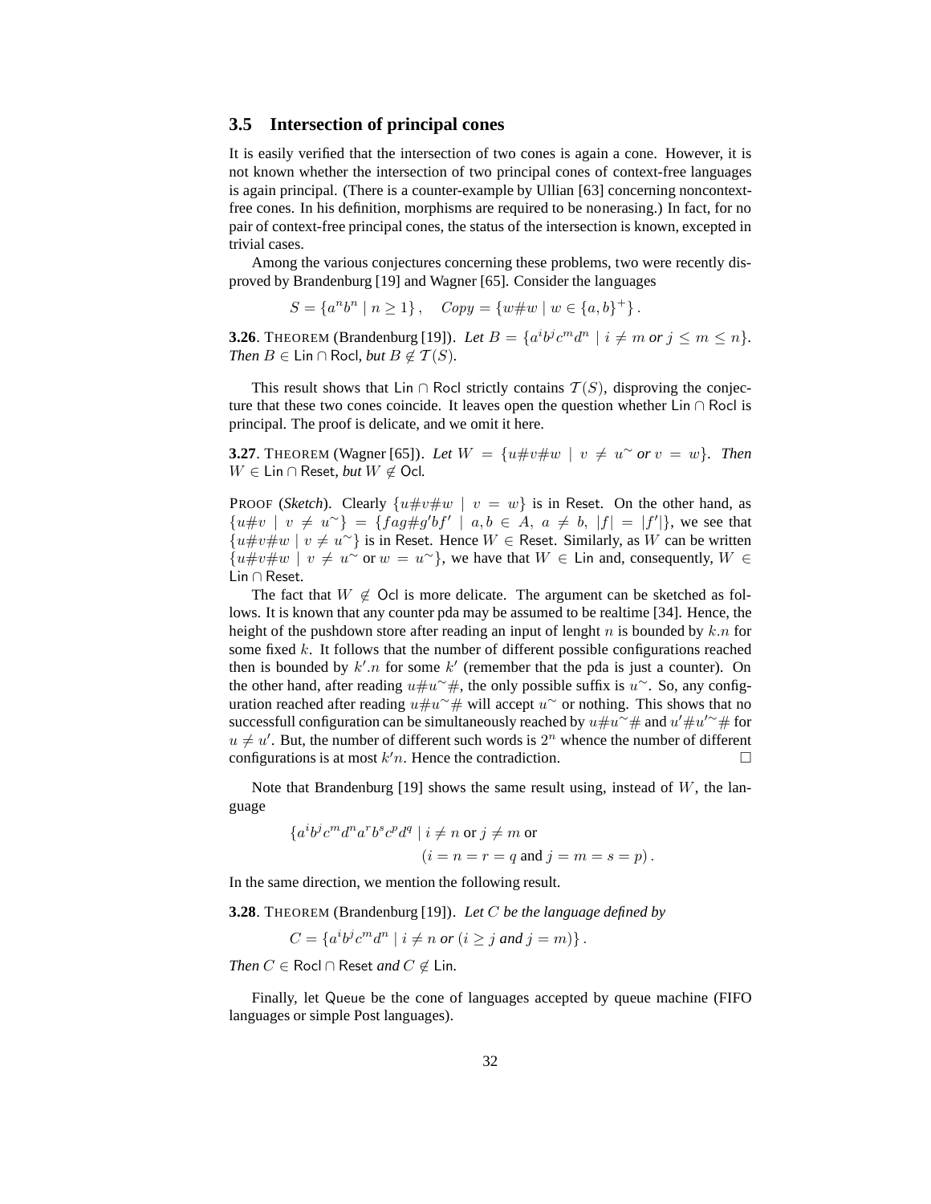### 3.5 Intersection of principal cones

It is easily verified that the intersection of two cones is again a cone. However, it is not known whether the intersection of two principal cones of context-free languages is again principal. (There is a counter-example by Ullian [63] concerning noncontext-free cones. In his definition, morphisms are required to be nonerasing.) In fact, for no pair of context-free principal cones, the status of the intersection is known, excepted in trivial cases.

Among the various conjectures concerning these problems, two were recently disproved by Brandenburg [19] and Wagner [65]. Consider the languages

$$S = \{a^n b^n \mid n \geq 1\}, \quad Copy = \{w\#w \mid w \in \{a,b\}^+\}.$$

**3.26**. THEOREM (Brandenburg [19]). *Let $B = \{a^i b^j c^m d^n \mid i \neq m$ or $j \leq m \leq n\}$. Then $B \in \mathsf{Lin} \cap \mathsf{Rocl}$, but $B \notin \mathcal{T}(S)$.*

This result shows that $\mathsf{Lin} \cap \mathsf{Rocl}$ strictly contains $\mathcal{T}(S)$, disproving the conjecture that these two cones coincide. It leaves open the question whether $\mathsf{Lin} \cap \mathsf{Rocl}$ is principal. The proof is delicate, and we omit it here.

**3.27**. THEOREM (Wagner [65]). *Let $W = \{u\#v\#w \mid v \neq u^\sim$ or $v = w\}$. Then $W \in \mathsf{Lin} \cap \mathsf{Reset}$, but $W \notin \mathsf{Ocl}$.*

PROOF (*Sketch*). Clearly $\{u\#v\#w \mid v = w\}$ is in $\mathsf{Reset}$. On the other hand, as $\{u\#v \mid v \neq u^\sim\} = \{fag\#g'bf' \mid a,b \in A,\ a \neq b,\ |f| = |f'|\}$, we see that $\{u\#v\#w \mid v \neq u^\sim\}$ is in $\mathsf{Reset}$. Hence $W \in \mathsf{Reset}$. Similarly, as $W$ can be written $\{u\#v\#w \mid v \neq u^\sim$ or $w = u^\sim\}$, we have that $W \in \mathsf{Lin}$ and, consequently, $W \in \mathsf{Lin} \cap \mathsf{Reset}$.

The fact that $W \notin \mathsf{Ocl}$ is more delicate. The argument can be sketched as follows. It is known that any counter pda may be assumed to be realtime [34]. Hence, the height of the pushdown store after reading an input of lenght $n$ is bounded by $k.n$ for some fixed $k$. It follows that the number of different possible configurations reached then is bounded by $k'.n$ for some $k'$ (remember that the pda is just a counter). On the other hand, after reading $u\#u^\sim\#$, the only possible suffix is $u^\sim$. So, any configuration reached after reading $u\#u^\sim\#$ will accept $u^\sim$ or nothing. This shows that no successfull configuration can be simultaneously reached by $u\#u^\sim\#$ and $u'\#u'^\sim\#$ for $u \neq u'$. But, the number of different such words is $2^n$ whence the number of different configurations is at most $k'n$. Hence the contradiction. □

Note that Brandenburg [19] shows the same result using, instead of $W$, the language

$$\{a^i b^j c^m d^n a^r b^s c^p d^q \mid i \neq n \text{ or } j \neq m \text{ or } (i = n = r = q \text{ and } j = m = s = p).$$

In the same direction, we mention the following result.

**3.28**. THEOREM (Brandenburg [19]). *Let $C$ be the language defined by*

$$C = \{a^i b^j c^m d^n \mid i \neq n \text{ or } (i \geq j \text{ and } j = m)\}.$$

*Then $C \in \mathsf{Rocl} \cap \mathsf{Reset}$ and $C \notin \mathsf{Lin}$.*

Finally, let $\mathsf{Queue}$ be the cone of languages accepted by queue machine (FIFO languages or simple Post languages).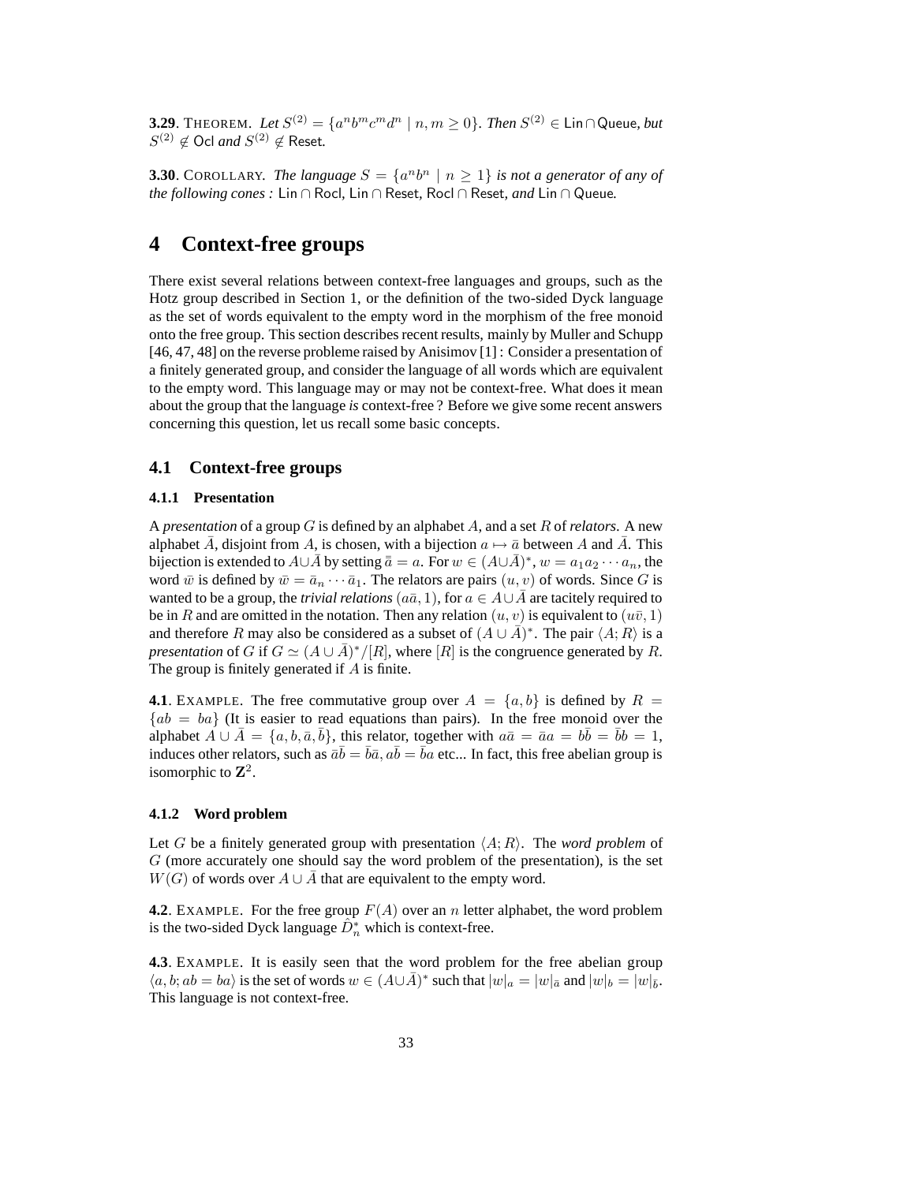**3.29**. THEOREM. *Let $S^{(2)} = \{a^n b^m c^m d^n \mid n, m \geq 0\}$. Then $S^{(2)} \in \mathsf{Lin} \cap \mathsf{Queue}$, but $S^{(2)} \notin \mathsf{Ocl}$ and $S^{(2)} \notin \mathsf{Reset}$.*

**3.30**. COROLLARY. *The language $S = \{a^n b^n \mid n \geq 1\}$ is not a generator of any of the following cones : $\mathsf{Lin} \cap \mathsf{Rocl}$, $\mathsf{Lin} \cap \mathsf{Reset}$, $\mathsf{Rocl} \cap \mathsf{Reset}$, and $\mathsf{Lin} \cap \mathsf{Queue}$.*

# 4 Context-free groups

There exist several relations between context-free languages and groups, such as the Hotz group described in Section 1, or the definition of the two-sided Dyck language as the set of words equivalent to the empty word in the morphism of the free monoid onto the free group. This section describes recent results, mainly by Muller and Schupp [46, 47, 48] on the reverse probleme raised by Anisimov [1] : Consider a presentation of a finitely generated group, and consider the language of all words which are equivalent to the empty word. This language may or may not be context-free. What does it mean about the group that the language *is* context-free ? Before we give some recent answers concerning this question, let us recall some basic concepts.

## 4.1 Context-free groups

### 4.1.1 Presentation

A *presentation* of a group $G$ is defined by an alphabet $A$, and a set $R$ of *relators*. A new alphabet $\bar{A}$, disjoint from $A$, is chosen, with a bijection $a \mapsto \bar{a}$ between $A$ and $\bar{A}$. This bijection is extended to $A \cup \bar{A}$ by setting $\bar{\bar{a}} = a$. For $w \in (A \cup \bar{A})^*$, $w = a_1 a_2 \cdots a_n$, the word $\bar{w}$ is defined by $\bar{w} = \bar{a}_n \cdots \bar{a}_1$. The relators are pairs $(u, v)$ of words. Since $G$ is wanted to be a group, the *trivial relations* $(a\bar{a}, 1)$, for $a \in A \cup \bar{A}$ are tacitely required to be in $R$ and are omitted in the notation. Then any relation $(u, v)$ is equivalent to $(u\bar{v}, 1)$ and therefore $R$ may also be considered as a subset of $(A \cup \bar{A})^*$. The pair $\langle A; R \rangle$ is a *presentation* of $G$ if $G \simeq (A \cup \bar{A})^*/[R]$, where $[R]$ is the congruence generated by $R$. The group is finitely generated if $A$ is finite.

**4.1**. EXAMPLE. The free commutative group over $A = \{a, b\}$ is defined by $R = \{ab = ba\}$ (It is easier to read equations than pairs). In the free monoid over the alphabet $A \cup \bar{A} = \{a, b, \bar{a}, \bar{b}\}$, this relator, together with $a\bar{a} = \bar{a}a = b\bar{b} = \bar{b}b = 1$, induces other relators, such as $\bar{a}\bar{b} = \bar{b}\bar{a}$, $a\bar{b} = \bar{b}a$ etc... In fact, this free abelian group is isomorphic to $\mathbf{Z}^2$.

### 4.1.2 Word problem

Let $G$ be a finitely generated group with presentation $\langle A; R \rangle$. The *word problem* of $G$ (more accurately one should say the word problem of the presentation), is the set $W(G)$ of words over $A \cup \bar{A}$ that are equivalent to the empty word.

**4.2**. EXAMPLE. For the free group $F(A)$ over an $n$ letter alphabet, the word problem is the two-sided Dyck language $\hat{D}_n^*$ which is context-free.

**4.3**. EXAMPLE. It is easily seen that the word problem for the free abelian group $\langle a, b; ab = ba \rangle$ is the set of words $w \in (A \cup \bar{A})^*$ such that $|w|_a = |w|_{\bar{a}}$ and $|w|_b = |w|_{\bar{b}}$. This language is not context-free.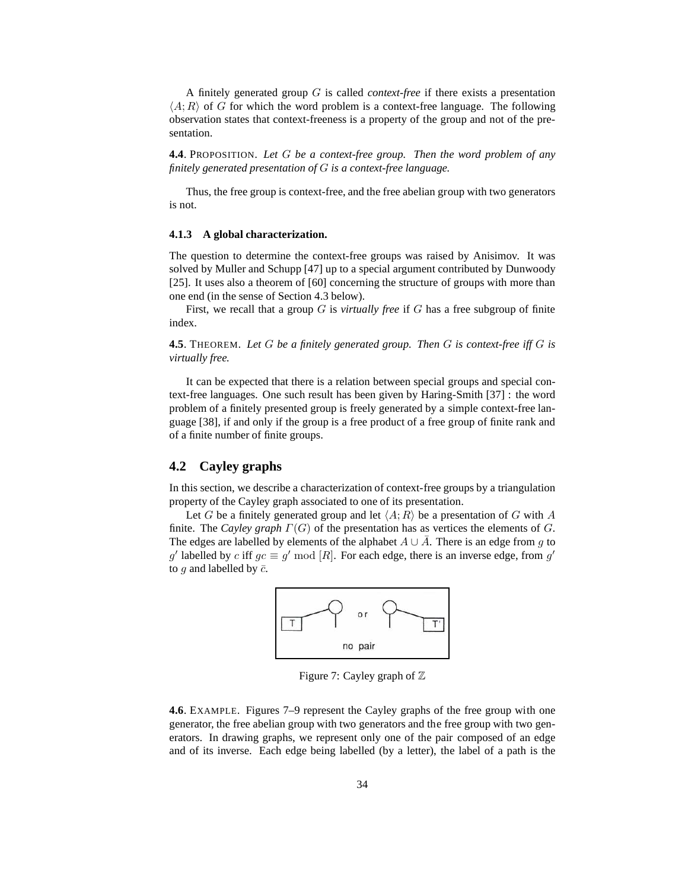A finitely generated group $G$ is called *context-free* if there exists a presentation $\langle A; R\rangle$ of $G$ for which the word problem is a context-free language. The following observation states that context-freeness is a property of the group and not of the presentation.

**4.4**. PROPOSITION. *Let $G$ be a context-free group. Then the word problem of any finitely generated presentation of $G$ is a context-free language.*

Thus, the free group is context-free, and the free abelian group with two generators is not.

### 4.1.3 A global characterization.

The question to determine the context-free groups was raised by Anisimov. It was solved by Muller and Schupp [47] up to a special argument contributed by Dunwoody [25]. It uses also a theorem of [60] concerning the structure of groups with more than one end (in the sense of Section 4.3 below).

First, we recall that a group $G$ is *virtually free* if $G$ has a free subgroup of finite index.

**4.5**. THEOREM. *Let $G$ be a finitely generated group. Then $G$ is context-free iff $G$ is virtually free.*

It can be expected that there is a relation between special groups and special context-free languages. One such result has been given by Haring-Smith [37] : the word problem of a finitely presented group is freely generated by a simple context-free language [38], if and only if the group is a free product of a free group of finite rank and of a finite number of finite groups.

## 4.2 Cayley graphs

In this section, we describe a characterization of context-free groups by a triangulation property of the Cayley graph associated to one of its presentation.

Let $G$ be a finitely generated group and let $\langle A; R\rangle$ be a presentation of $G$ with $A$ finite. The *Cayley graph* $\Gamma(G)$ of the presentation has as vertices the elements of $G$. The edges are labelled by elements of the alphabet $A \cup \bar{A}$. There is an edge from $g$ to $g'$ labelled by $c$ iff $gc \equiv g' \bmod [R]$. For each edge, there is an inverse edge, from $g'$ to $g$ and labelled by $\bar{c}$.

Figure 7: Cayley graph of $\mathbb{Z}$

**4.6**. EXAMPLE. Figures 7–9 represent the Cayley graphs of the free group with one generator, the free abelian group with two generators and the free group with two generators. In drawing graphs, we represent only one of the pair composed of an edge and of its inverse. Each edge being labelled (by a letter), the label of a path is the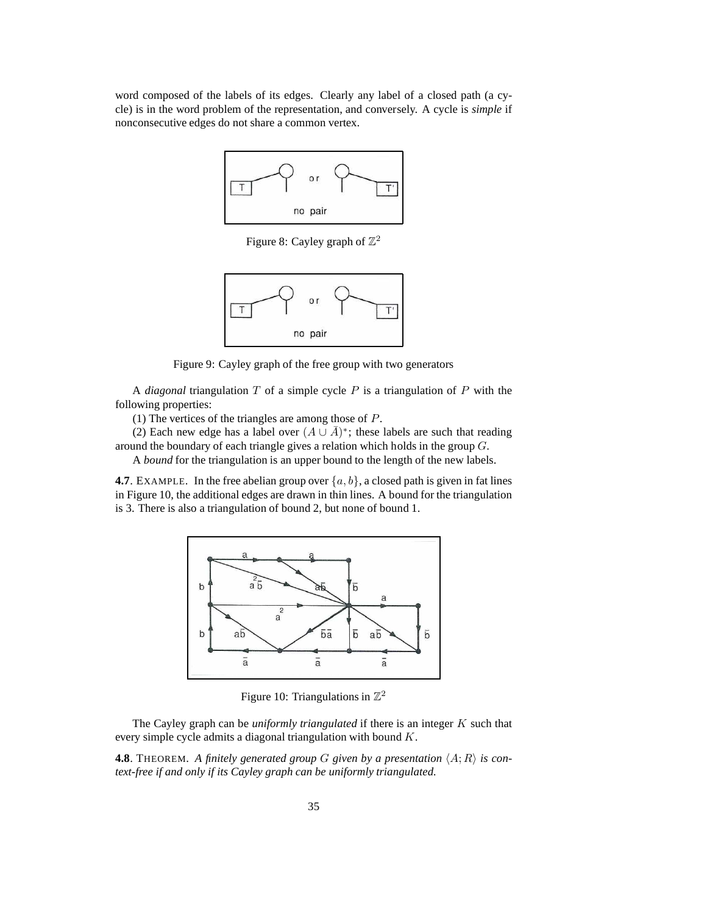word composed of the labels of its edges. Clearly any label of a closed path (a cycle) is in the word problem of the representation, and conversely. A cycle is *simple* if nonconsecutive edges do not share a common vertex.

Figure 8: Cayley graph of $\mathbb{Z}^2$

Figure 9: Cayley graph of the free group with two generators

A *diagonal* triangulation $T$ of a simple cycle $P$ is a triangulation of $P$ with the following properties:

(1) The vertices of the triangles are among those of $P$.

(2) Each new edge has a label over $(A \cup \bar{A})^*$; these labels are such that reading around the boundary of each triangle gives a relation which holds in the group $G$.

A *bound* for the triangulation is an upper bound to the length of the new labels.

**4.7**. EXAMPLE. In the free abelian group over $\{a, b\}$, a closed path is given in fat lines in Figure 10, the additional edges are drawn in thin lines. A bound for the triangulation is 3. There is also a triangulation of bound 2, but none of bound 1.

Figure 10: Triangulations in $\mathbb{Z}^2$

The Cayley graph can be *uniformly triangulated* if there is an integer $K$ such that every simple cycle admits a diagonal triangulation with bound $K$.

**4.8**. THEOREM. *A finitely generated group $G$ given by a presentation $\langle A; R\rangle$ is context-free if and only if its Cayley graph can be uniformly triangulated.*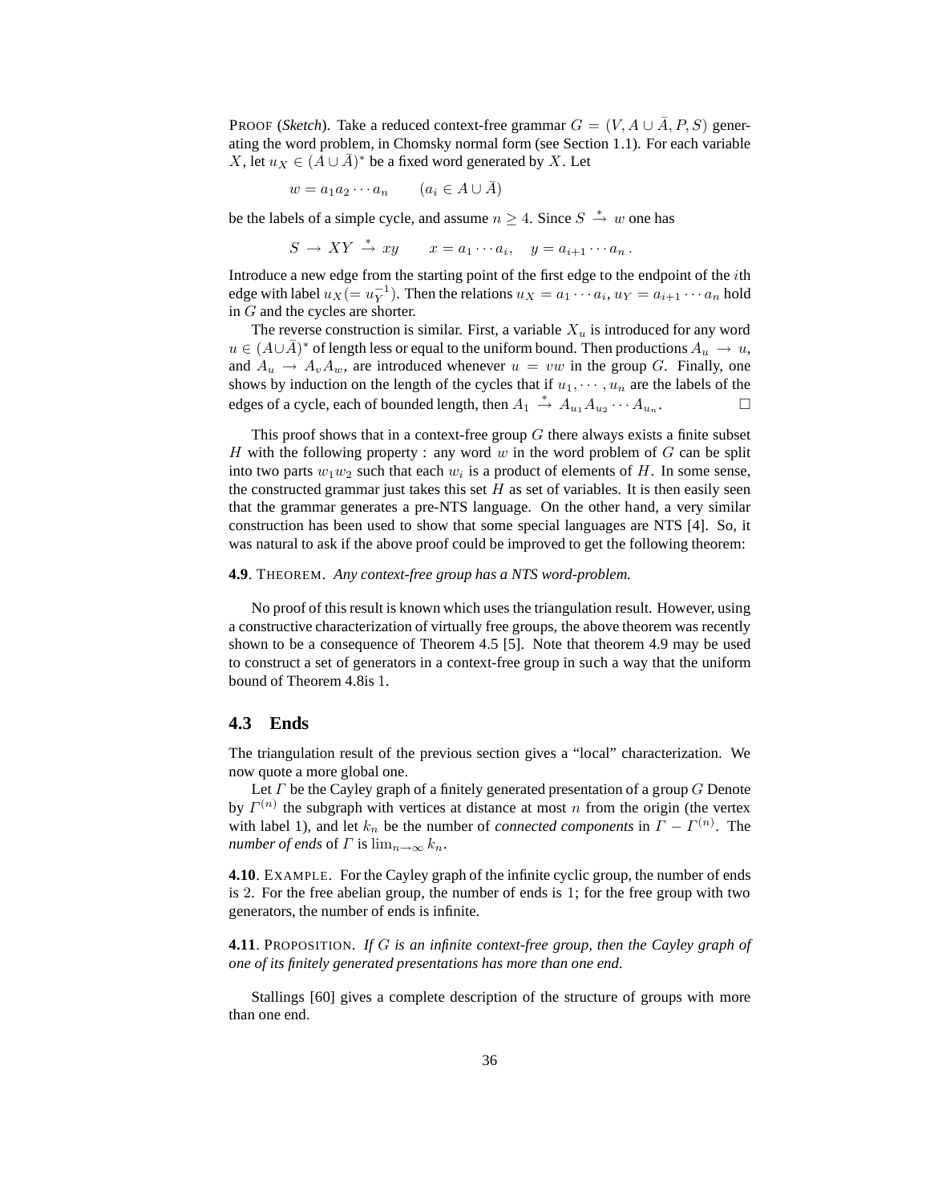PROOF (*Sketch*). Take a reduced context-free grammar $G = (V, A \cup \bar{A}, P, S)$ generating the word problem, in Chomsky normal form (see Section 1.1). For each variable $X$, let $u_X \in (A \cup \bar{A})^*$ be a fixed word generated by $X$. Let

$$w = a_1 a_2 \cdots a_n \qquad (a_i \in A \cup \bar{A})$$

be the labels of a simple cycle, and assume $n \geq 4$. Since $S \xrightarrow{*} w$ one has

$$S \rightarrow XY \xrightarrow{*} xy \qquad x = a_1 \cdots a_i, \quad y = a_{i+1} \cdots a_n \,.$$

Introduce a new edge from the starting point of the first edge to the endpoint of the $i$th edge with label $u_X (= u_Y^{-1})$. Then the relations $u_X = a_1 \cdots a_i$, $u_Y = a_{i+1} \cdots a_n$ hold in $G$ and the cycles are shorter.

The reverse construction is similar. First, a variable $X_u$ is introduced for any word $u \in (A \cup \bar{A})^*$ of length less or equal to the uniform bound. Then productions $A_u \rightarrow u$, and $A_u \rightarrow A_v A_w$, are introduced whenever $u = vw$ in the group $G$. Finally, one shows by induction on the length of the cycles that if $u_1, \cdots, u_n$ are the labels of the edges of a cycle, each of bounded length, then $A_1 \xrightarrow{*} A_{u_1} A_{u_2} \cdots A_{u_n}$. □

This proof shows that in a context-free group $G$ there always exists a finite subset $H$ with the following property : any word $w$ in the word problem of $G$ can be split into two parts $w_1 w_2$ such that each $w_i$ is a product of elements of $H$. In some sense, the constructed grammar just takes this set $H$ as set of variables. It is then easily seen that the grammar generates a pre-NTS language. On the other hand, a very similar construction has been used to show that some special languages are NTS [4]. So, it was natural to ask if the above proof could be improved to get the following theorem:

**4.9**. THEOREM. *Any context-free group has a NTS word-problem.*

No proof of this result is known which uses the triangulation result. However, using a constructive characterization of virtually free groups, the above theorem was recently shown to be a consequence of Theorem 4.5 [5]. Note that theorem 4.9 may be used to construct a set of generators in a context-free group in such a way that the uniform bound of Theorem 4.8is 1.

## 4.3 Ends

The triangulation result of the previous section gives a "local" characterization. We now quote a more global one.

Let $\Gamma$ be the Cayley graph of a finitely generated presentation of a group $G$ Denote by $\Gamma^{(n)}$ the subgraph with vertices at distance at most $n$ from the origin (the vertex with label 1), and let $k_n$ be the number of *connected components* in $\Gamma - \Gamma^{(n)}$. The *number of ends* of $\Gamma$ is $\lim_{n \to \infty} k_n$.

**4.10**. EXAMPLE. For the Cayley graph of the infinite cyclic group, the number of ends is 2. For the free abelian group, the number of ends is 1; for the free group with two generators, the number of ends is infinite.

**4.11**. PROPOSITION. *If $G$ is an infinite context-free group, then the Cayley graph of one of its finitely generated presentations has more than one end.*

Stallings [60] gives a complete description of the structure of groups with more than one end.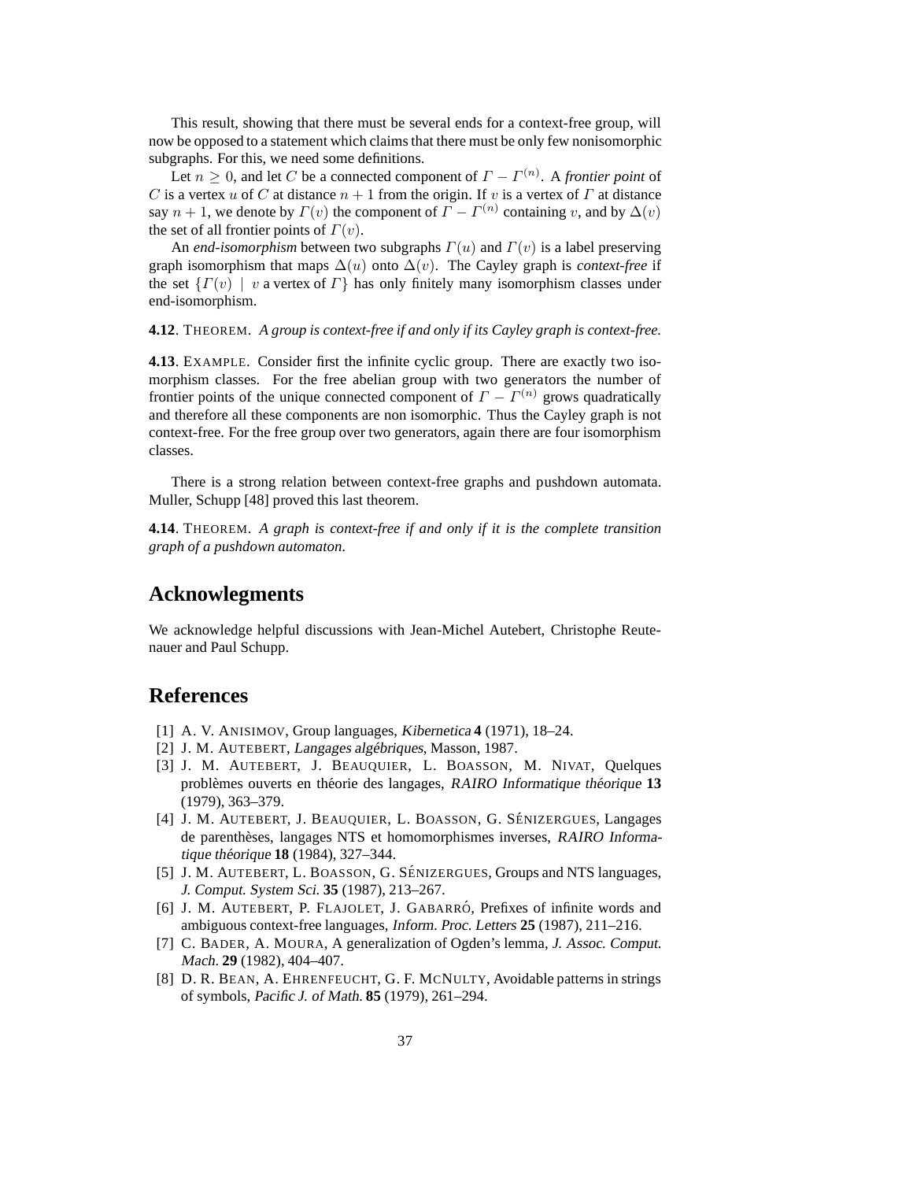This result, showing that there must be several ends for a context-free group, will now be opposed to a statement which claims that there must be only few nonisomorphic subgraphs. For this, we need some definitions.

Let $n \geq 0$, and let $C$ be a connected component of $\Gamma - \Gamma^{(n)}$. A *frontier point* of $C$ is a vertex $u$ of $C$ at distance $n+1$ from the origin. If $v$ is a vertex of $\Gamma$ at distance say $n+1$, we denote by $\Gamma(v)$ the component of $\Gamma - \Gamma^{(n)}$ containing $v$, and by $\Delta(v)$ the set of all frontier points of $\Gamma(v)$.

An *end-isomorphism* between two subgraphs $\Gamma(u)$ and $\Gamma(v)$ is a label preserving graph isomorphism that maps $\Delta(u)$ onto $\Delta(v)$. The Cayley graph is *context-free* if the set $\{\Gamma(v) \mid v \text{ a vertex of } \Gamma\}$ has only finitely many isomorphism classes under end-isomorphism.

**4.12**. THEOREM. *A group is context-free if and only if its Cayley graph is context-free.*

**4.13**. EXAMPLE. Consider first the infinite cyclic group. There are exactly two isomorphism classes. For the free abelian group with two generators the number of frontier points of the unique connected component of $\Gamma - \Gamma^{(n)}$ grows quadratically and therefore all these components are non isomorphic. Thus the Cayley graph is not context-free. For the free group over two generators, again there are four isomorphism classes.

There is a strong relation between context-free graphs and pushdown automata. Muller, Schupp [48] proved this last theorem.

**4.14**. THEOREM. *A graph is context-free if and only if it is the complete transition graph of a pushdown automaton.*

## Acknowlegments

We acknowledge helpful discussions with Jean-Michel Autebert, Christophe Reutenauer and Paul Schupp.

## References

[1] A. V. ANISIMOV, Group languages, *Kibernetica* **4** (1971), 18–24.

[2] J. M. AUTEBERT, *Langages algébriques*, Masson, 1987.

[3] J. M. AUTEBERT, J. BEAUQUIER, L. BOASSON, M. NIVAT, Quelques problèmes ouverts en théorie des langages, *RAIRO Informatique théorique* **13** (1979), 363–379.

[4] J. M. AUTEBERT, J. BEAUQUIER, L. BOASSON, G. SÉNIZERGUES, Langages de parenthèses, langages NTS et homomorphismes inverses, *RAIRO Informatique théorique* **18** (1984), 327–344.

[5] J. M. AUTEBERT, L. BOASSON, G. SÉNIZERGUES, Groups and NTS languages, *J. Comput. System Sci.* **35** (1987), 213–267.

[6] J. M. AUTEBERT, P. FLAJOLET, J. GABARRÓ, Prefixes of infinite words and ambiguous context-free languages, *Inform. Proc. Letters* **25** (1987), 211–216.

[7] C. BADER, A. MOURA, A generalization of Ogden's lemma, *J. Assoc. Comput. Mach.* **29** (1982), 404–407.

[8] D. R. BEAN, A. EHRENFEUCHT, G. F. MCNULTY, Avoidable patterns in strings of symbols, *Pacific J. of Math.* **85** (1979), 261–294.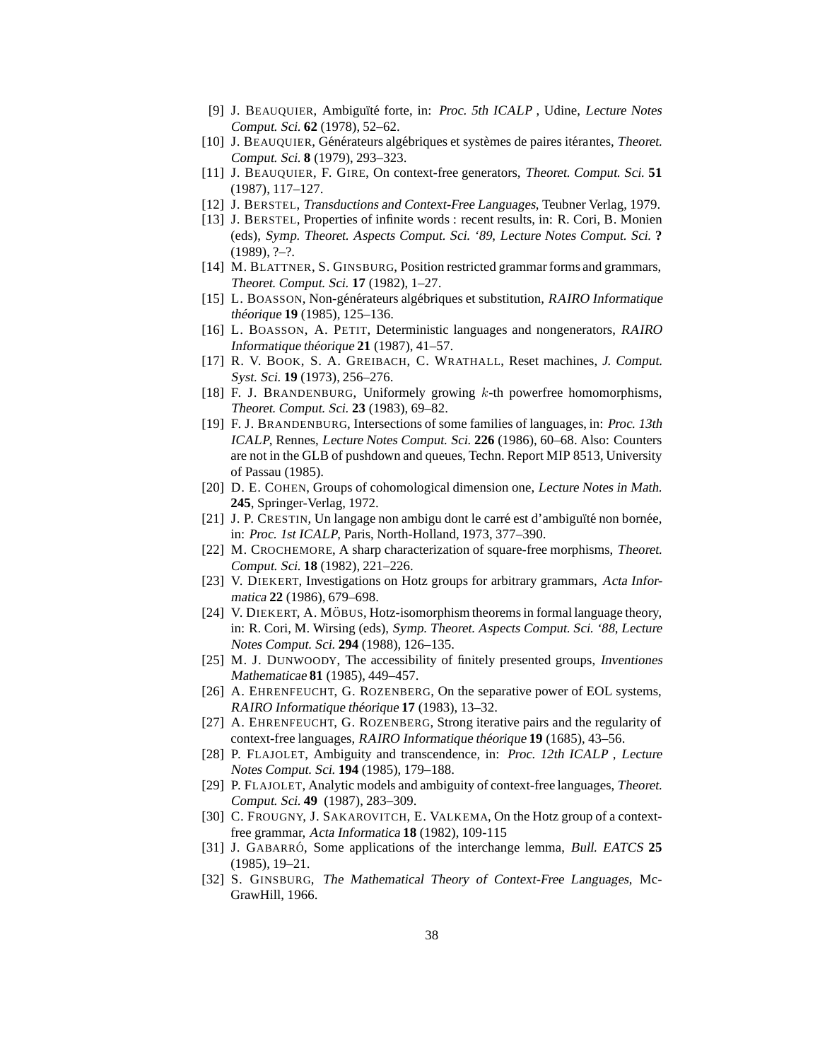[9] J. Beauquier, Ambiguïté forte, in: *Proc. 5th ICALP* , Udine, *Lecture Notes Comput. Sci.* **62** (1978), 52–62.

[10] J. Beauquier, Générateurs algébriques et systèmes de paires itérantes, *Theoret. Comput. Sci.* **8** (1979), 293–323.

[11] J. Beauquier, F. Gire, On context-free generators, *Theoret. Comput. Sci.* **51** (1987), 117–127.

[12] J. Berstel, *Transductions and Context-Free Languages*, Teubner Verlag, 1979.

[13] J. Berstel, Properties of infinite words : recent results, in: R. Cori, B. Monien (eds), *Symp. Theoret. Aspects Comput. Sci. '89*, *Lecture Notes Comput. Sci.* **?** (1989), ?–?.

[14] M. Blattner, S. Ginsburg, Position restricted grammar forms and grammars, *Theoret. Comput. Sci.* **17** (1982), 1–27.

[15] L. Boasson, Non-générateurs algébriques et substitution, *RAIRO Informatique théorique* **19** (1985), 125–136.

[16] L. Boasson, A. Petit, Deterministic languages and nongenerators, *RAIRO Informatique théorique* **21** (1987), 41–57.

[17] R. V. Book, S. A. Greibach, C. Wrathall, Reset machines, *J. Comput. Syst. Sci.* **19** (1973), 256–276.

[18] F. J. Brandenburg, Uniformely growing $k$-th powerfree homomorphisms, *Theoret. Comput. Sci.* **23** (1983), 69–82.

[19] F. J. Brandenburg, Intersections of some families of languages, in: *Proc. 13th ICALP*, Rennes, *Lecture Notes Comput. Sci.* **226** (1986), 60–68. Also: Counters are not in the GLB of pushdown and queues, Techn. Report MIP 8513, University of Passau (1985).

[20] D. E. Cohen, Groups of cohomological dimension one, *Lecture Notes in Math.* **245**, Springer-Verlag, 1972.

[21] J. P. Crestin, Un langage non ambigu dont le carré est d'ambiguïté non bornée, in: *Proc. 1st ICALP*, Paris, North-Holland, 1973, 377–390.

[22] M. Crochemore, A sharp characterization of square-free morphisms, *Theoret. Comput. Sci.* **18** (1982), 221–226.

[23] V. Diekert, Investigations on Hotz groups for arbitrary grammars, *Acta Informatica* **22** (1986), 679–698.

[24] V. Diekert, A. Möbus, Hotz-isomorphism theorems in formal language theory, in: R. Cori, M. Wirsing (eds), *Symp. Theoret. Aspects Comput. Sci. '88*, *Lecture Notes Comput. Sci.* **294** (1988), 126–135.

[25] M. J. Dunwoody, The accessibility of finitely presented groups, *Inventiones Mathematicae* **81** (1985), 449–457.

[26] A. Ehrenfeucht, G. Rozenberg, On the separative power of EOL systems, *RAIRO Informatique théorique* **17** (1983), 13–32.

[27] A. Ehrenfeucht, G. Rozenberg, Strong iterative pairs and the regularity of context-free languages, *RAIRO Informatique théorique* **19** (1685), 43–56.

[28] P. Flajolet, Ambiguity and transcendence, in: *Proc. 12th ICALP* , *Lecture Notes Comput. Sci.* **194** (1985), 179–188.

[29] P. Flajolet, Analytic models and ambiguity of context-free languages, *Theoret. Comput. Sci.* **49** (1987), 283–309.

[30] C. Frougny, J. Sakarovitch, E. Valkema, On the Hotz group of a context-free grammar, *Acta Informatica* **18** (1982), 109-115

[31] J. Gabarró, Some applications of the interchange lemma, *Bull. EATCS* **25** (1985), 19–21.

[32] S. Ginsburg, *The Mathematical Theory of Context-Free Languages*, McGrawHill, 1966.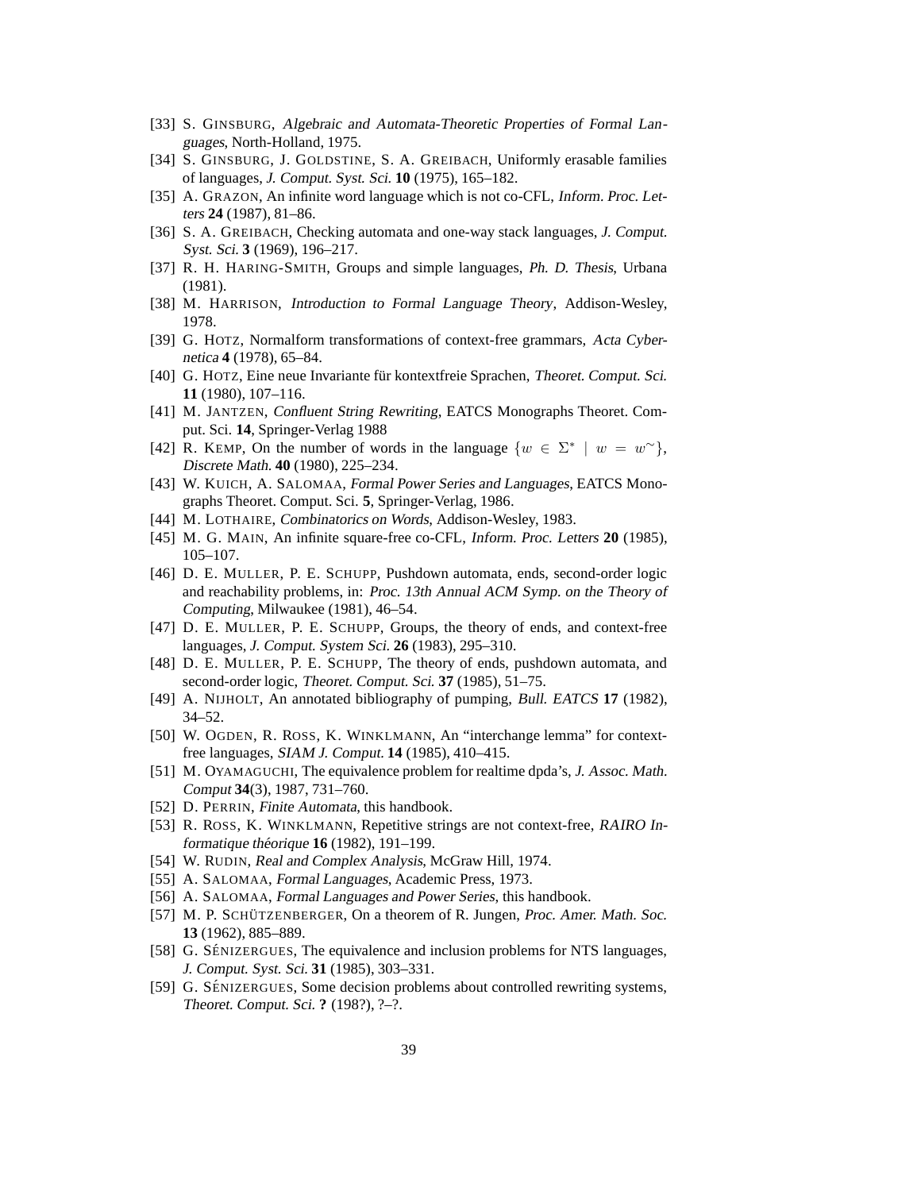[33] S. GINSBURG, *Algebraic and Automata-Theoretic Properties of Formal Languages*, North-Holland, 1975.

[34] S. GINSBURG, J. GOLDSTINE, S. A. GREIBACH, Uniformly erasable families of languages, *J. Comput. Syst. Sci.* **10** (1975), 165–182.

[35] A. GRAZON, An infinite word language which is not co-CFL, *Inform. Proc. Letters* **24** (1987), 81–86.

[36] S. A. GREIBACH, Checking automata and one-way stack languages, *J. Comput. Syst. Sci.* **3** (1969), 196–217.

[37] R. H. HARING-SMITH, Groups and simple languages, *Ph. D. Thesis*, Urbana (1981).

[38] M. HARRISON, *Introduction to Formal Language Theory*, Addison-Wesley, 1978.

[39] G. HOTZ, Normalform transformations of context-free grammars, *Acta Cybernetica* **4** (1978), 65–84.

[40] G. HOTZ, Eine neue Invariante für kontextfreie Sprachen, *Theoret. Comput. Sci.* **11** (1980), 107–116.

[41] M. JANTZEN, *Confluent String Rewriting*, EATCS Monographs Theoret. Comput. Sci. **14**, Springer-Verlag 1988

[42] R. KEMP, On the number of words in the language $\{w \in \Sigma^* \mid w = w^\sim\}$, *Discrete Math.* **40** (1980), 225–234.

[43] W. KUICH, A. SALOMAA, *Formal Power Series and Languages*, EATCS Monographs Theoret. Comput. Sci. **5**, Springer-Verlag, 1986.

[44] M. LOTHAIRE, *Combinatorics on Words*, Addison-Wesley, 1983.

[45] M. G. MAIN, An infinite square-free co-CFL, *Inform. Proc. Letters* **20** (1985), 105–107.

[46] D. E. MULLER, P. E. SCHUPP, Pushdown automata, ends, second-order logic and reachability problems, in: *Proc. 13th Annual ACM Symp. on the Theory of Computing*, Milwaukee (1981), 46–54.

[47] D. E. MULLER, P. E. SCHUPP, Groups, the theory of ends, and context-free languages, *J. Comput. System Sci.* **26** (1983), 295–310.

[48] D. E. MULLER, P. E. SCHUPP, The theory of ends, pushdown automata, and second-order logic, *Theoret. Comput. Sci.* **37** (1985), 51–75.

[49] A. NIJHOLT, An annotated bibliography of pumping, *Bull. EATCS* **17** (1982), 34–52.

[50] W. OGDEN, R. ROSS, K. WINKLMANN, An "interchange lemma" for context-free languages, *SIAM J. Comput.* **14** (1985), 410–415.

[51] M. OYAMAGUCHI, The equivalence problem for realtime dpda's, *J. Assoc. Math. Comput* **34**(3), 1987, 731–760.

[52] D. PERRIN, *Finite Automata*, this handbook.

[53] R. ROSS, K. WINKLMANN, Repetitive strings are not context-free, *RAIRO Informatique théorique* **16** (1982), 191–199.

[54] W. RUDIN, *Real and Complex Analysis*, McGraw Hill, 1974.

[55] A. SALOMAA, *Formal Languages*, Academic Press, 1973.

[56] A. SALOMAA, *Formal Languages and Power Series*, this handbook.

[57] M. P. SCHÜTZENBERGER, On a theorem of R. Jungen, *Proc. Amer. Math. Soc.* **13** (1962), 885–889.

[58] G. SÉNIZERGUES, The equivalence and inclusion problems for NTS languages, *J. Comput. Syst. Sci.* **31** (1985), 303–331.

[59] G. SÉNIZERGUES, Some decision problems about controlled rewriting systems, *Theoret. Comput. Sci.* **?** (198?), ?–?.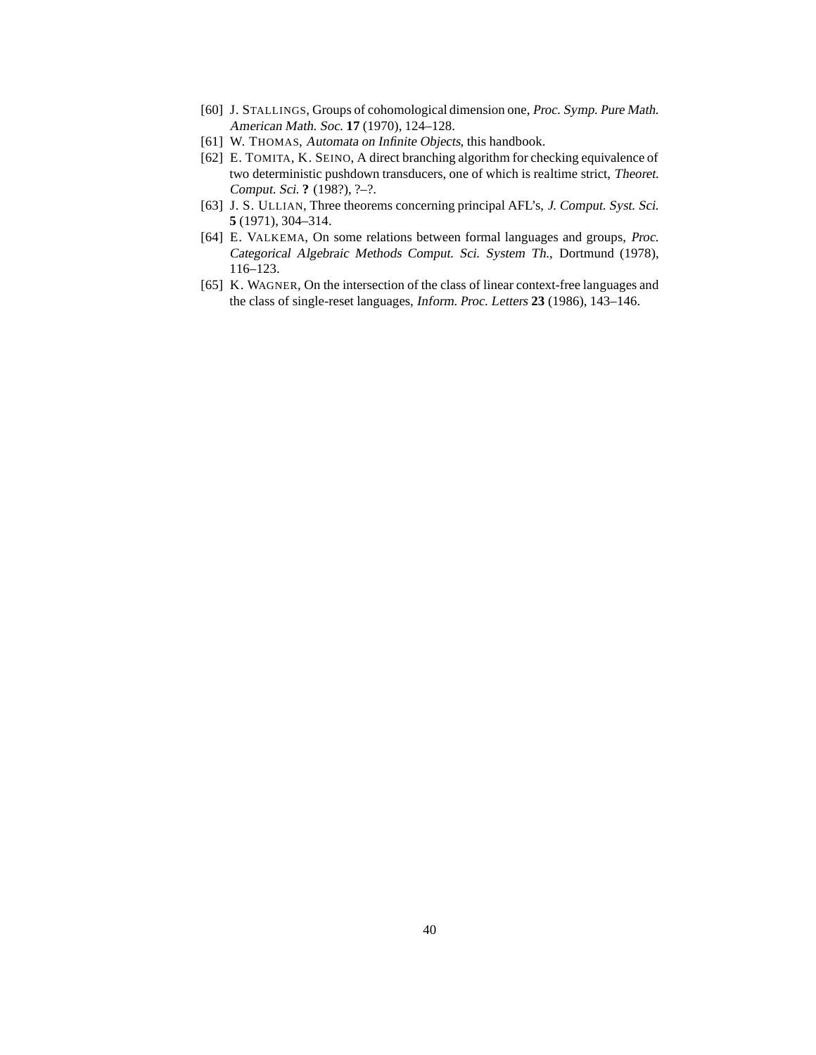[60] J. STALLINGS, Groups of cohomological dimension one, *Proc. Symp. Pure Math. American Math. Soc.* **17** (1970), 124–128.

[61] W. THOMAS, *Automata on Infinite Objects*, this handbook.

[62] E. TOMITA, K. SEINO, A direct branching algorithm for checking equivalence of two deterministic pushdown transducers, one of which is realtime strict, *Theoret. Comput. Sci.* **?** (198?), ?–?.

[63] J. S. ULLIAN, Three theorems concerning principal AFL's, *J. Comput. Syst. Sci.* **5** (1971), 304–314.

[64] E. VALKEMA, On some relations between formal languages and groups, *Proc. Categorical Algebraic Methods Comput. Sci. System Th.*, Dortmund (1978), 116–123.

[65] K. WAGNER, On the intersection of the class of linear context-free languages and the class of single-reset languages, *Inform. Proc. Letters* **23** (1986), 143–146.